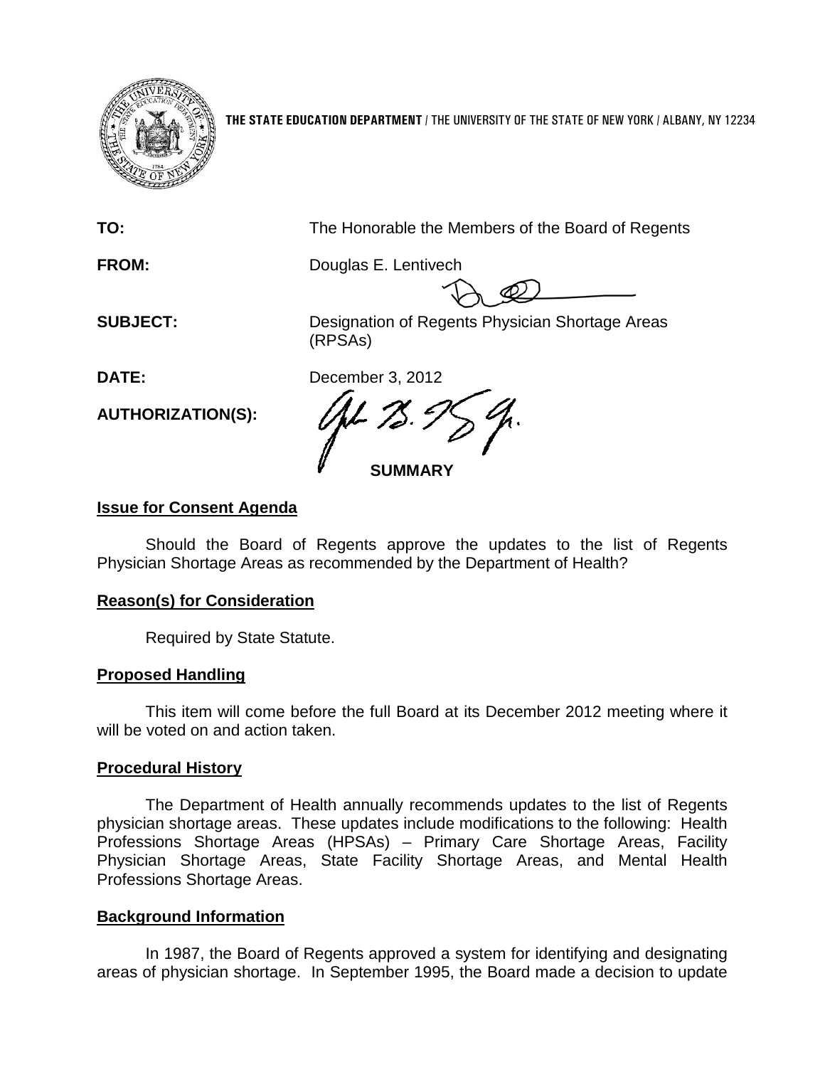**THE STATE EDUCATION DEPARTMENT** / THE UNIVERSITY OF THE STATE OF NEW YORK / ALBANY, NY 12234

**TO:** The Honorable the Members of the Board of Regents

**FROM:** Douglas E. Lentivech

**SUBJECT:** Designation of Regents Physician Shortage Areas (RPSAs)

**DATE:** December 3, 2012

**AUTHORIZATION(S):**

**SUMMARY**

**Issue for Consent Agenda**

Should the Board of Regents approve the updates to the list of Regents Physician Shortage Areas as recommended by the Department of Health?

**Reason(s) for Consideration**

Required by State Statute.

**Proposed Handling**

This item will come before the full Board at its December 2012 meeting where it will be voted on and action taken.

**Procedural History**

The Department of Health annually recommends updates to the list of Regents physician shortage areas. These updates include modifications to the following: Health Professions Shortage Areas (HPSAs) – Primary Care Shortage Areas, Facility Physician Shortage Areas, State Facility Shortage Areas, and Mental Health Professions Shortage Areas.

**Background Information**

In 1987, the Board of Regents approved a system for identifying and designating areas of physician shortage. In September 1995, the Board made a decision to update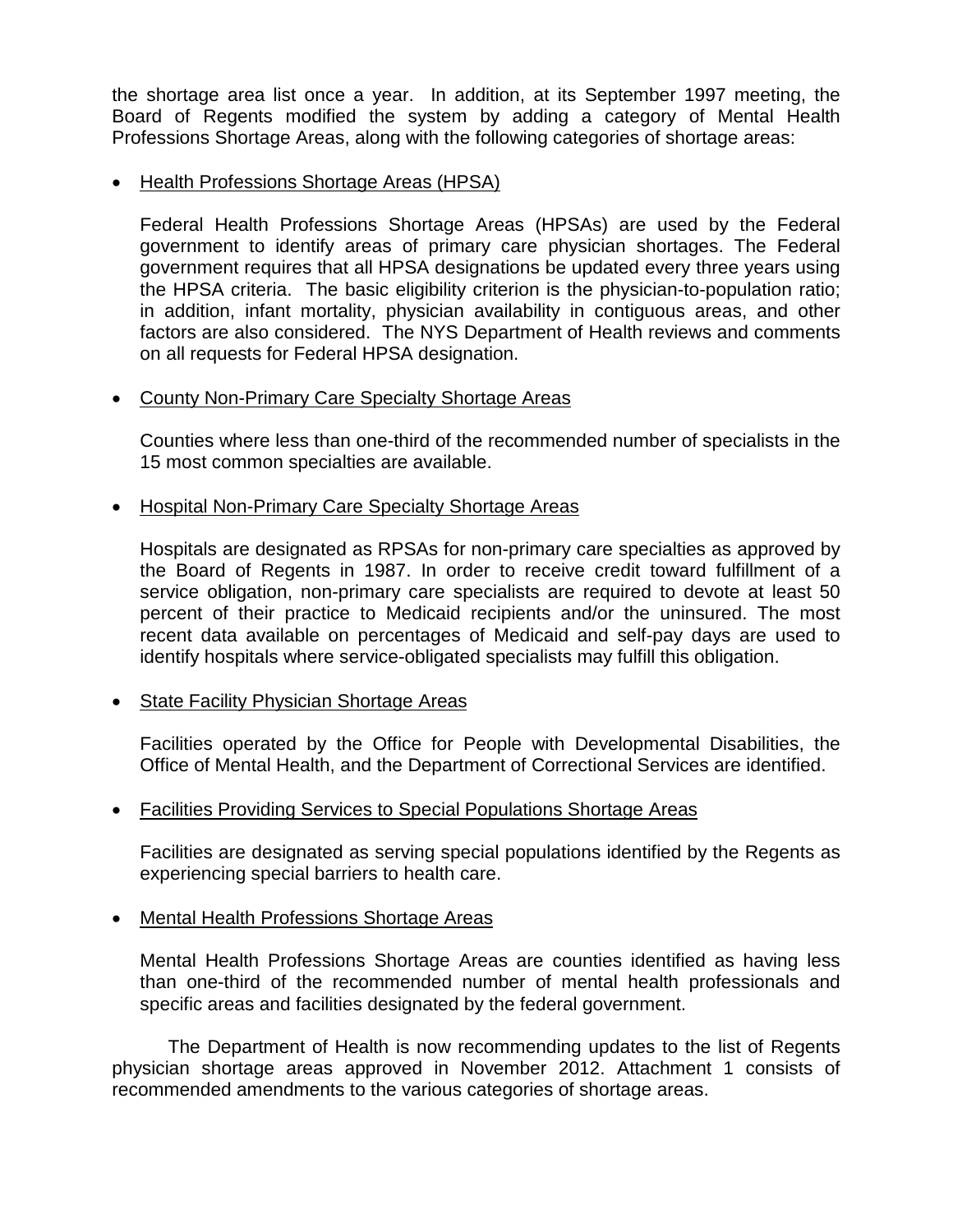the shortage area list once a year. In addition, at its September 1997 meeting, the Board of Regents modified the system by adding a category of Mental Health Professions Shortage Areas, along with the following categories of shortage areas:

- <u>Health Professions Shortage Areas (HPSA)</u>

  Federal Health Professions Shortage Areas (HPSAs) are used by the Federal government to identify areas of primary care physician shortages. The Federal government requires that all HPSA designations be updated every three years using the HPSA criteria. The basic eligibility criterion is the physician-to-population ratio; in addition, infant mortality, physician availability in contiguous areas, and other factors are also considered. The NYS Department of Health reviews and comments on all requests for Federal HPSA designation.

- <u>County Non-Primary Care Specialty Shortage Areas</u>

  Counties where less than one-third of the recommended number of specialists in the 15 most common specialties are available.

- <u>Hospital Non-Primary Care Specialty Shortage Areas</u>

  Hospitals are designated as RPSAs for non-primary care specialties as approved by the Board of Regents in 1987. In order to receive credit toward fulfillment of a service obligation, non-primary care specialists are required to devote at least 50 percent of their practice to Medicaid recipients and/or the uninsured. The most recent data available on percentages of Medicaid and self-pay days are used to identify hospitals where service-obligated specialists may fulfill this obligation.

- <u>State Facility Physician Shortage Areas</u>

  Facilities operated by the Office for People with Developmental Disabilities, the Office of Mental Health, and the Department of Correctional Services are identified.

- <u>Facilities Providing Services to Special Populations Shortage Areas</u>

  Facilities are designated as serving special populations identified by the Regents as experiencing special barriers to health care.

- <u>Mental Health Professions Shortage Areas</u>

  Mental Health Professions Shortage Areas are counties identified as having less than one-third of the recommended number of mental health professionals and specific areas and facilities designated by the federal government.

The Department of Health is now recommending updates to the list of Regents physician shortage areas approved in November 2012. Attachment 1 consists of recommended amendments to the various categories of shortage areas.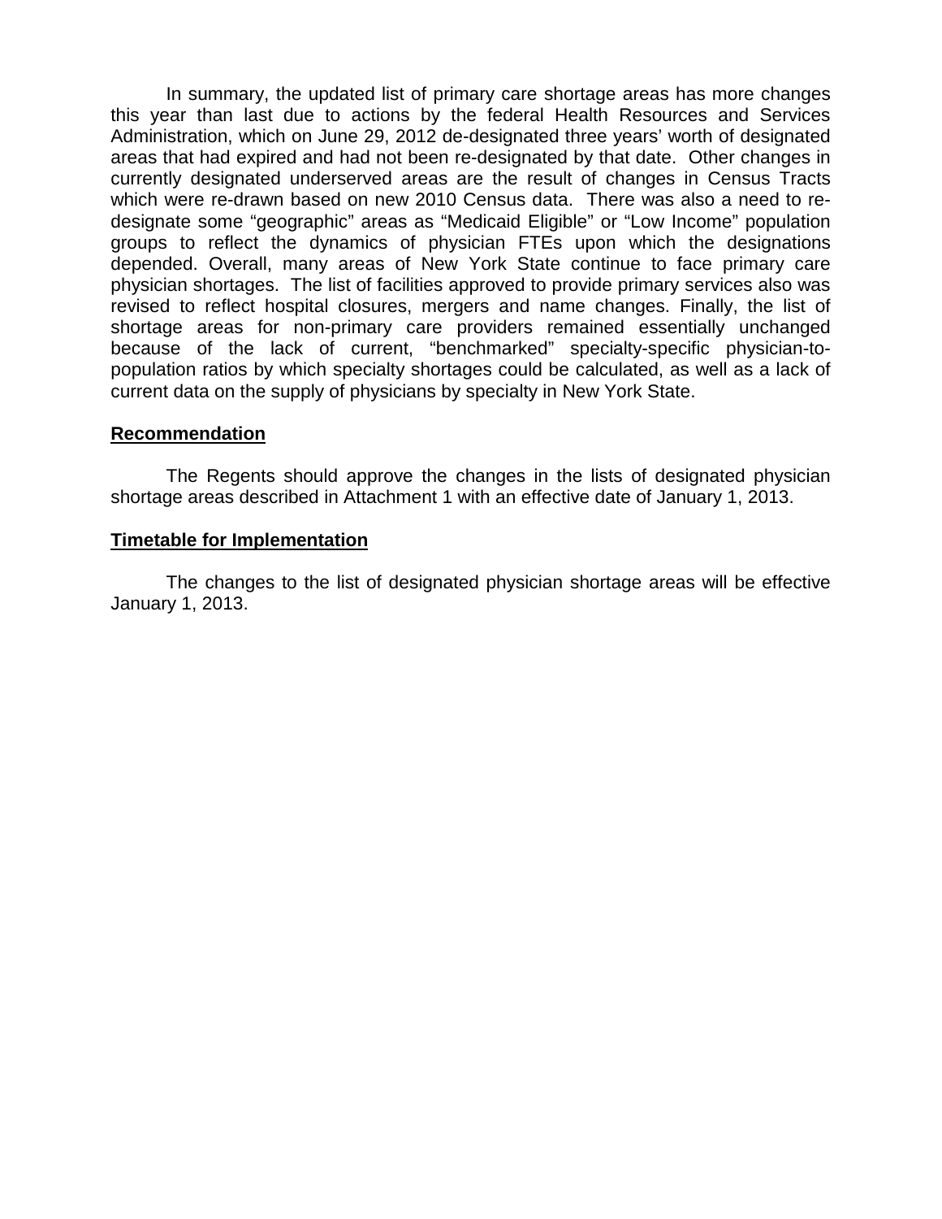In summary, the updated list of primary care shortage areas has more changes this year than last due to actions by the federal Health Resources and Services Administration, which on June 29, 2012 de-designated three years' worth of designated areas that had expired and had not been re-designated by that date. Other changes in currently designated underserved areas are the result of changes in Census Tracts which were re-drawn based on new 2010 Census data. There was also a need to re-designate some "geographic" areas as "Medicaid Eligible" or "Low Income" population groups to reflect the dynamics of physician FTEs upon which the designations depended. Overall, many areas of New York State continue to face primary care physician shortages. The list of facilities approved to provide primary services also was revised to reflect hospital closures, mergers and name changes. Finally, the list of shortage areas for non-primary care providers remained essentially unchanged because of the lack of current, "benchmarked" specialty-specific physician-to-population ratios by which specialty shortages could be calculated, as well as a lack of current data on the supply of physicians by specialty in New York State.

**Recommendation**

The Regents should approve the changes in the lists of designated physician shortage areas described in Attachment 1 with an effective date of January 1, 2013.

**Timetable for Implementation**

The changes to the list of designated physician shortage areas will be effective January 1, 2013.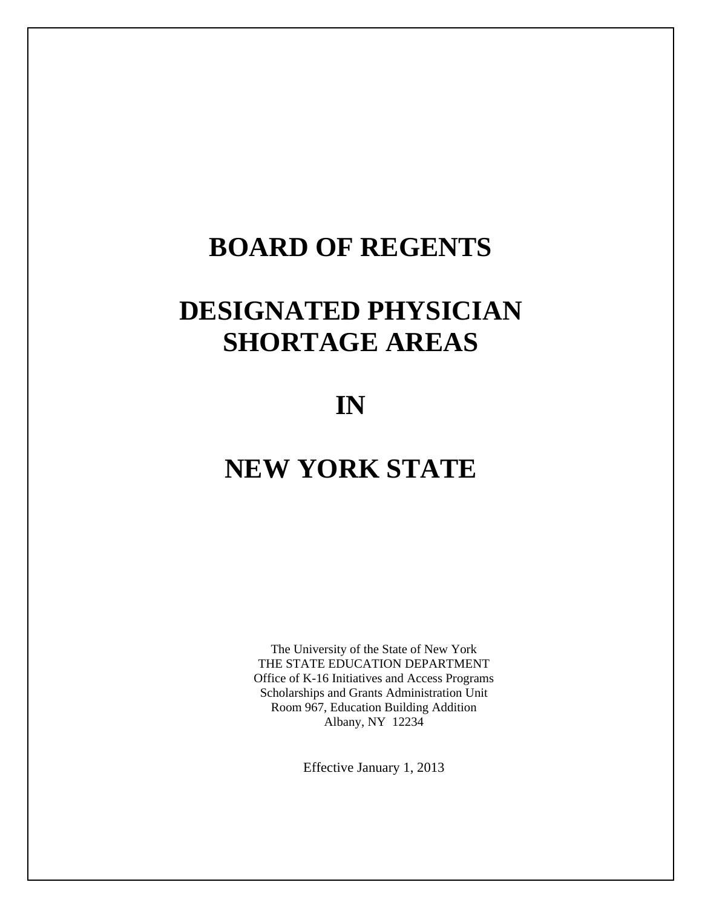# BOARD OF REGENTS

# DESIGNATED PHYSICIAN SHORTAGE AREAS

# IN

# NEW YORK STATE

The University of the State of New York
THE STATE EDUCATION DEPARTMENT
Office of K-16 Initiatives and Access Programs
Scholarships and Grants Administration Unit
Room 967, Education Building Addition
Albany, NY 12234

Effective January 1, 2013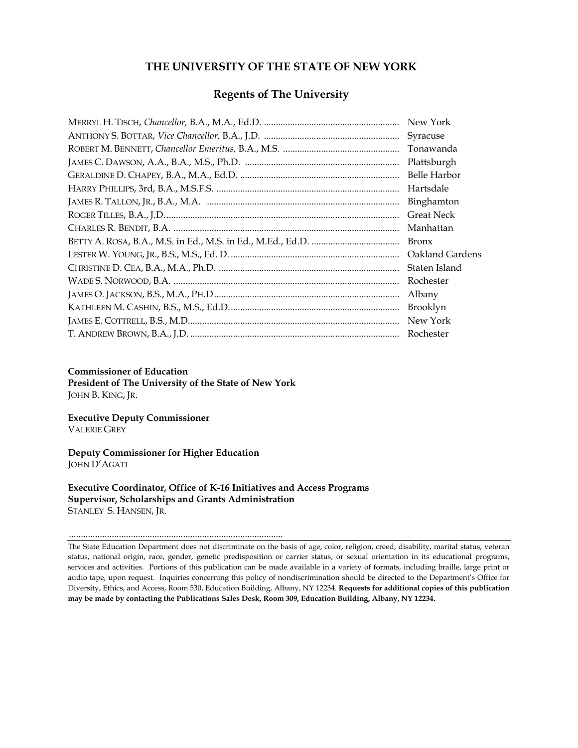# THE UNIVERSITY OF THE STATE OF NEW YORK

## Regents of The University

| | |
|---|---|
| MERRYL H. TISCH, *Chancellor,* B.A., M.A., Ed.D. | New York |
| ANTHONY S. BOTTAR, *Vice Chancellor,* B.A., J.D. | Syracuse |
| ROBERT M. BENNETT, *Chancellor Emeritus,* B.A., M.S. | Tonawanda |
| JAMES C. DAWSON, A.A., B.A., M.S., Ph.D. | Plattsburgh |
| GERALDINE D. CHAPEY, B.A., M.A., Ed.D. | Belle Harbor |
| HARRY PHILLIPS, 3rd, B.A., M.S.F.S. | Hartsdale |
| JAMES R. TALLON, JR., B.A., M.A. | Binghamton |
| ROGER TILLES, B.A., J.D. | Great Neck |
| CHARLES R. BENDIT, B.A. | Manhattan |
| BETTY A. ROSA, B.A., M.S. in Ed., M.S. in Ed., M.Ed., Ed.D. | Bronx |
| LESTER W. YOUNG, JR., B.S., M.S., Ed. D. | Oakland Gardens |
| CHRISTINE D. CEA, B.A., M.A., Ph.D. | Staten Island |
| WADE S. NORWOOD, B.A. | Rochester |
| JAMES O. JACKSON, B.S., M.A., PH.D | Albany |
| KATHLEEN M. CASHIN, B.S., M.S., Ed.D. | Brooklyn |
| JAMES E. COTTRELL, B.S., M.D. | New York |
| T. ANDREW BROWN, B.A., J.D. | Rochester |

**Commissioner of Education**
**President of The University of the State of New York**
JOHN B. KING, JR.

**Executive Deputy Commissioner**
VALERIE GREY

**Deputy Commissioner for Higher Education**
JOHN D'AGATI

**Executive Coordinator, Office of K-16 Initiatives and Access Programs**
**Supervisor, Scholarships and Grants Administration**
STANLEY S. HANSEN, JR.

---

The State Education Department does not discriminate on the basis of age, color, religion, creed, disability, marital status, veteran status, national origin, race, gender, genetic predisposition or carrier status, or sexual orientation in its educational programs, services and activities. Portions of this publication can be made available in a variety of formats, including braille, large print or audio tape, upon request. Inquiries concerning this policy of nondiscrimination should be directed to the Department's Office for Diversity, Ethics, and Access, Room 530, Education Building, Albany, NY 12234. **Requests for additional copies of this publication may be made by contacting the Publications Sales Desk, Room 309, Education Building, Albany, NY 12234.**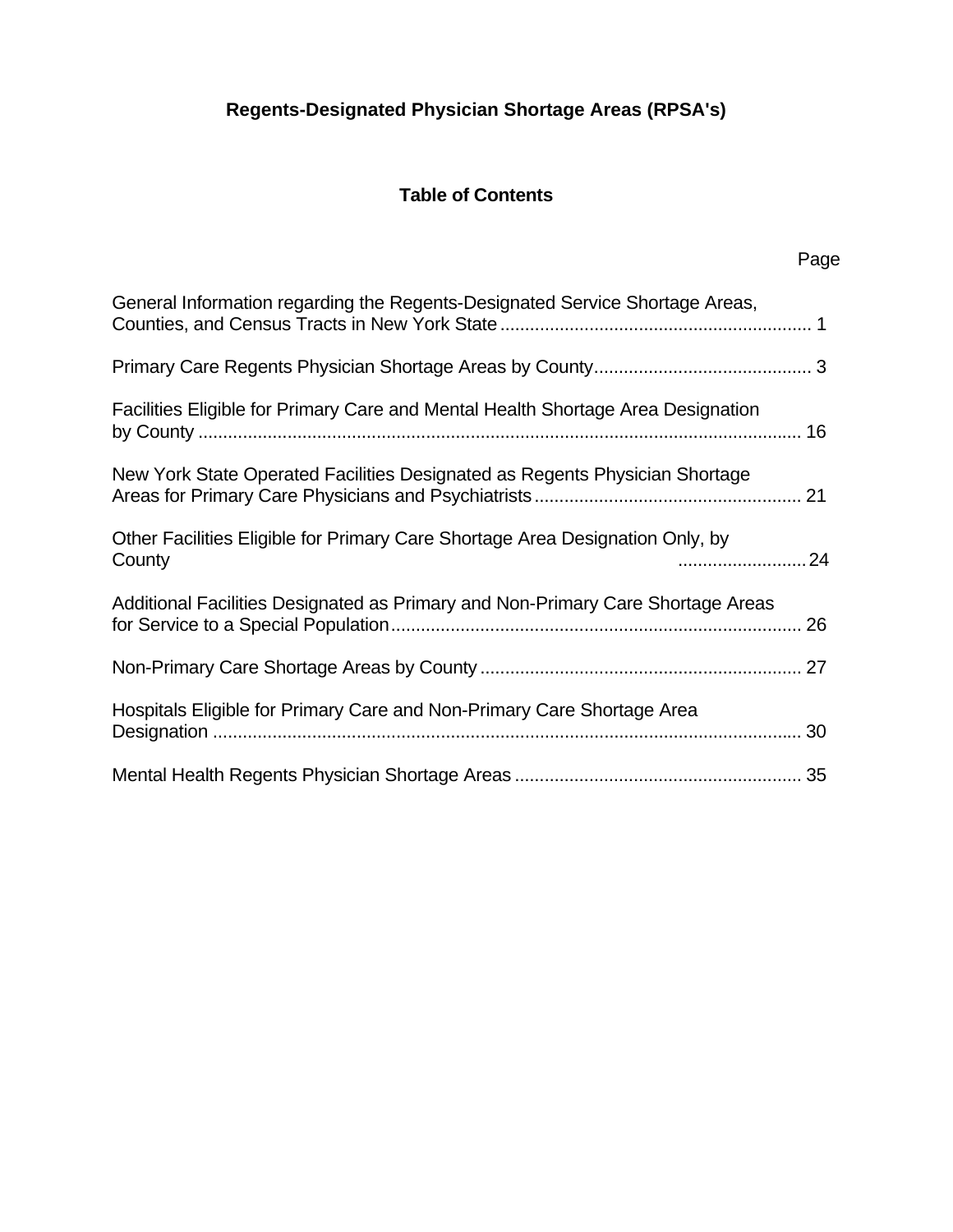# Regents-Designated Physician Shortage Areas (RPSA's)

## Table of Contents

| | Page |
|---|---|
| General Information regarding the Regents-Designated Service Shortage Areas, Counties, and Census Tracts in New York State | 1 |
| Primary Care Regents Physician Shortage Areas by County | 3 |
| Facilities Eligible for Primary Care and Mental Health Shortage Area Designation by County | 16 |
| New York State Operated Facilities Designated as Regents Physician Shortage Areas for Primary Care Physicians and Psychiatrists | 21 |
| Other Facilities Eligible for Primary Care Shortage Area Designation Only, by County | 24 |
| Additional Facilities Designated as Primary and Non-Primary Care Shortage Areas for Service to a Special Population | 26 |
| Non-Primary Care Shortage Areas by County | 27 |
| Hospitals Eligible for Primary Care and Non-Primary Care Shortage Area Designation | 30 |
| Mental Health Regents Physician Shortage Areas | 35 |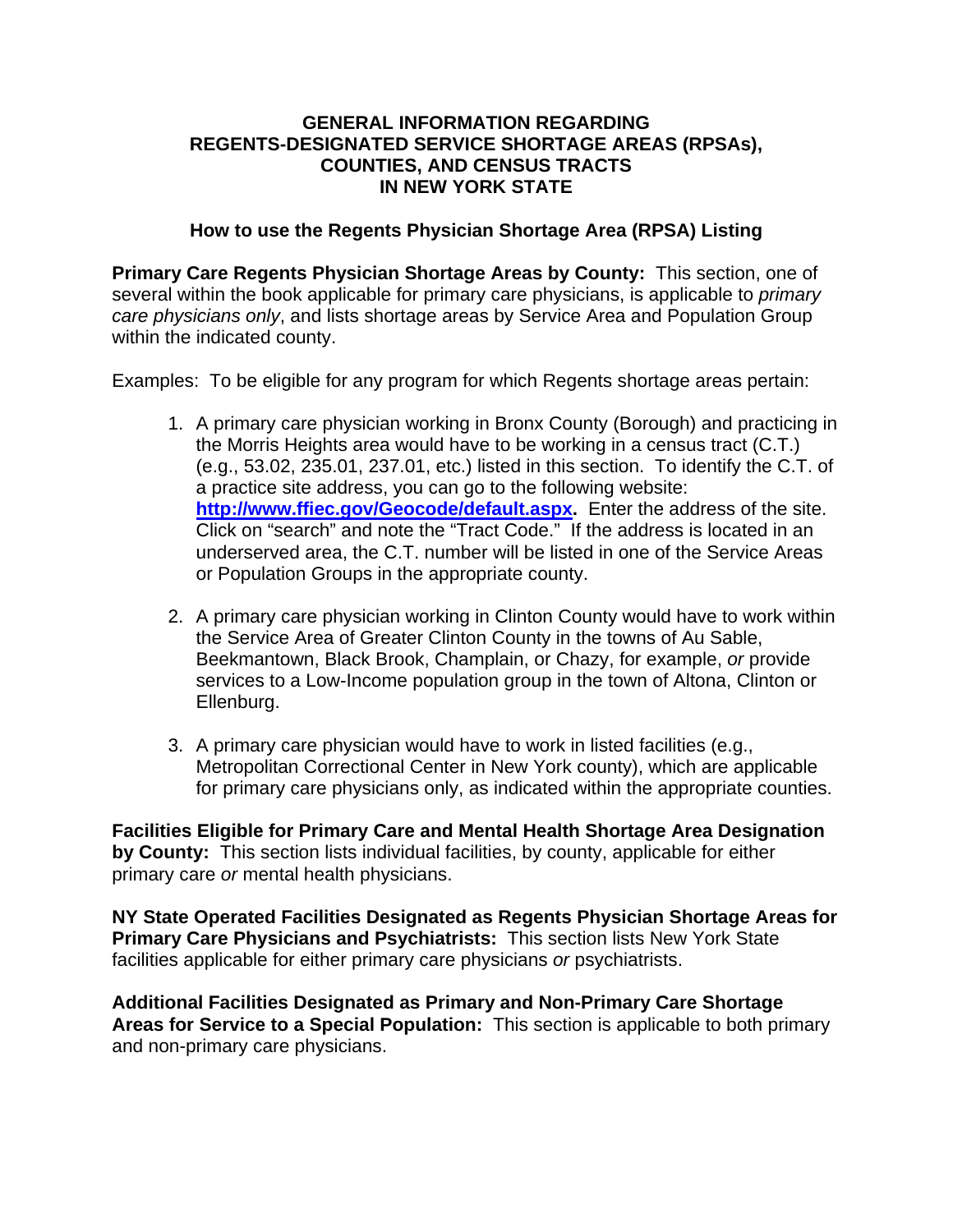# GENERAL INFORMATION REGARDING REGENTS-DESIGNATED SERVICE SHORTAGE AREAS (RPSAs), COUNTIES, AND CENSUS TRACTS IN NEW YORK STATE

## How to use the Regents Physician Shortage Area (RPSA) Listing

**Primary Care Regents Physician Shortage Areas by County:** This section, one of several within the book applicable for primary care physicians, is applicable to *primary care physicians only*, and lists shortage areas by Service Area and Population Group within the indicated county.

Examples: To be eligible for any program for which Regents shortage areas pertain:

1. A primary care physician working in Bronx County (Borough) and practicing in the Morris Heights area would have to be working in a census tract (C.T.) (e.g., 53.02, 235.01, 237.01, etc.) listed in this section. To identify the C.T. of a practice site address, you can go to the following website: **[http://www.ffiec.gov/Geocode/default.aspx](http://www.ffiec.gov/Geocode/default.aspx).** Enter the address of the site. Click on "search" and note the "Tract Code." If the address is located in an underserved area, the C.T. number will be listed in one of the Service Areas or Population Groups in the appropriate county.

2. A primary care physician working in Clinton County would have to work within the Service Area of Greater Clinton County in the towns of Au Sable, Beekmantown, Black Brook, Champlain, or Chazy, for example, *or* provide services to a Low-Income population group in the town of Altona, Clinton or Ellenburg.

3. A primary care physician would have to work in listed facilities (e.g., Metropolitan Correctional Center in New York county), which are applicable for primary care physicians only, as indicated within the appropriate counties.

**Facilities Eligible for Primary Care and Mental Health Shortage Area Designation by County:** This section lists individual facilities, by county, applicable for either primary care *or* mental health physicians.

**NY State Operated Facilities Designated as Regents Physician Shortage Areas for Primary Care Physicians and Psychiatrists:** This section lists New York State facilities applicable for either primary care physicians *or* psychiatrists.

**Additional Facilities Designated as Primary and Non-Primary Care Shortage Areas for Service to a Special Population:** This section is applicable to both primary and non-primary care physicians.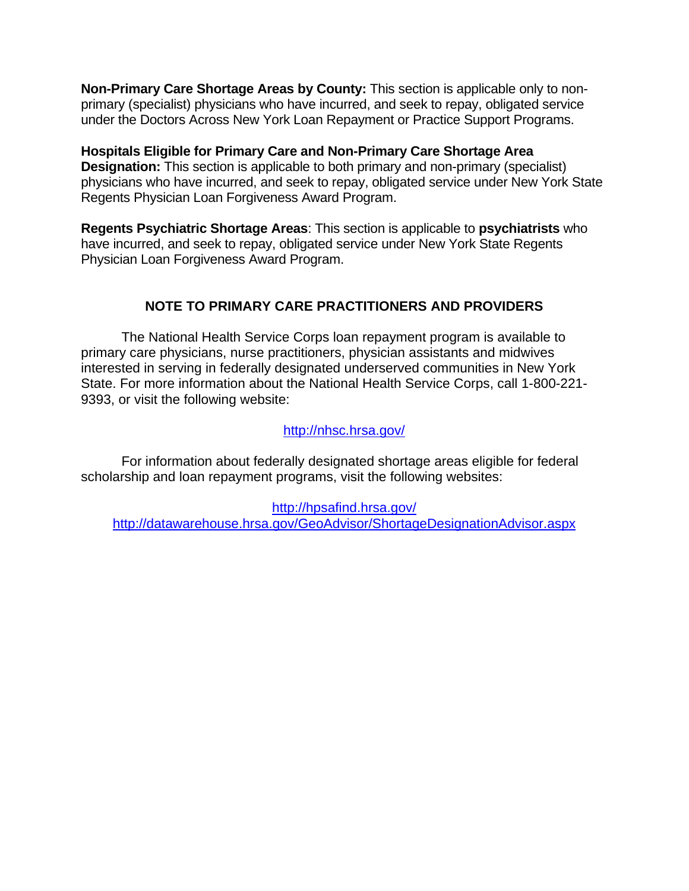**Non-Primary Care Shortage Areas by County:** This section is applicable only to non-primary (specialist) physicians who have incurred, and seek to repay, obligated service under the Doctors Across New York Loan Repayment or Practice Support Programs.

**Hospitals Eligible for Primary Care and Non-Primary Care Shortage Area Designation:** This section is applicable to both primary and non-primary (specialist) physicians who have incurred, and seek to repay, obligated service under New York State Regents Physician Loan Forgiveness Award Program.

**Regents Psychiatric Shortage Areas**: This section is applicable to **psychiatrists** who have incurred, and seek to repay, obligated service under New York State Regents Physician Loan Forgiveness Award Program.

## NOTE TO PRIMARY CARE PRACTITIONERS AND PROVIDERS

The National Health Service Corps loan repayment program is available to primary care physicians, nurse practitioners, physician assistants and midwives interested in serving in federally designated underserved communities in New York State. For more information about the National Health Service Corps, call 1-800-221-9393, or visit the following website:

http://nhsc.hrsa.gov/

For information about federally designated shortage areas eligible for federal scholarship and loan repayment programs, visit the following websites:

http://hpsafind.hrsa.gov/
http://datawarehouse.hrsa.gov/GeoAdvisor/ShortageDesignationAdvisor.aspx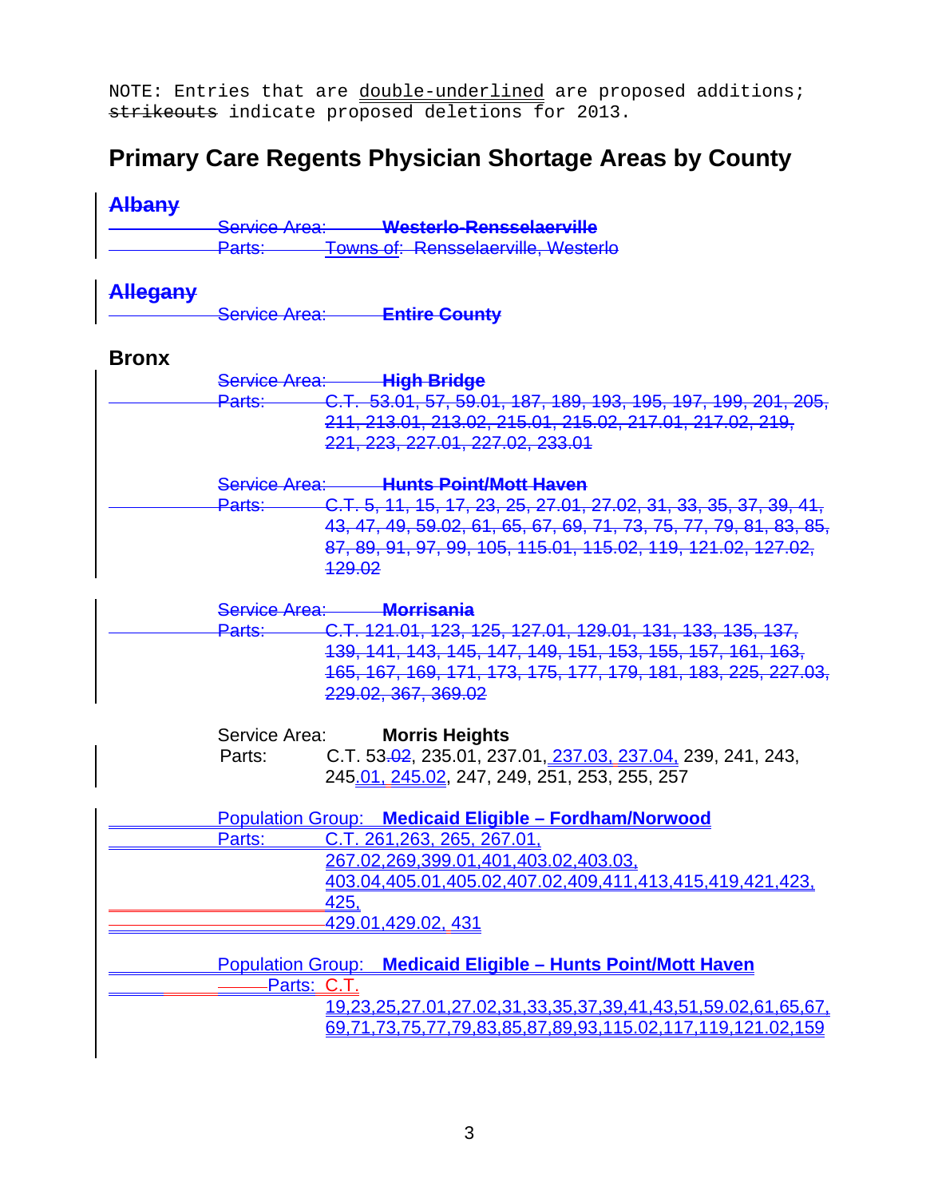NOTE: Entries that are double-underlined are proposed additions; ~~strikeouts~~ indicate proposed deletions for 2013.

## Primary Care Regents Physician Shortage Areas by County

**~~Albany~~**

~~Service Area: **Westerlo-Rensselaerville**~~

~~Parts: Towns of: Rensselaerville, Westerlo~~

**~~Allegany~~**

~~Service Area: **Entire County**~~

**Bronx**

~~Service Area: **High Bridge**~~

~~Parts: C.T. 53.01, 57, 59.01, 187, 189, 193, 195, 197, 199, 201, 205, 211, 213.01, 213.02, 215.01, 215.02, 217.01, 217.02, 219, 221, 223, 227.01, 227.02, 233.01~~

~~Service Area: **Hunts Point/Mott Haven**~~

~~Parts: C.T. 5, 11, 15, 17, 23, 25, 27.01, 27.02, 31, 33, 35, 37, 39, 41, 43, 47, 49, 59.02, 61, 65, 67, 69, 71, 73, 75, 77, 79, 81, 83, 85, 87, 89, 91, 97, 99, 105, 115.01, 115.02, 119, 121.02, 127.02, 129.02~~

~~Service Area: **Morrisania**~~

~~Parts: C.T. 121.01, 123, 125, 127.01, 129.01, 131, 133, 135, 137, 139, 141, 143, 145, 147, 149, 151, 153, 155, 157, 161, 163, 165, 167, 169, 171, 173, 175, 177, 179, 181, 183, 225, 227.03, 229.02, 367, 369.02~~

Service Area: **Morris Heights**

Parts: C.T. 53~~.02~~, 235.01, 237.01, 237.03, 237.04, 239, 241, 243, 245.01, 245.02, 247, 249, 251, 253, 255, 257

Population Group: **Medicaid Eligible – Fordham/Norwood**

Parts: C.T. 261,263, 265, 267.01, 267.02,269,399.01,401,403.02,403.03, 403.04,405.01,405.02,407.02,409,411,413,415,419,421,423, 425, 429.01,429.02, 431

Population Group: **Medicaid Eligible – Hunts Point/Mott Haven**

Parts: C.T. 19,23,25,27.01,27.02,31,33,35,37,39,41,43,51,59.02,61,65,67, 69,71,73,75,77,79,83,85,87,89,93,115.02,117,119,121.02,159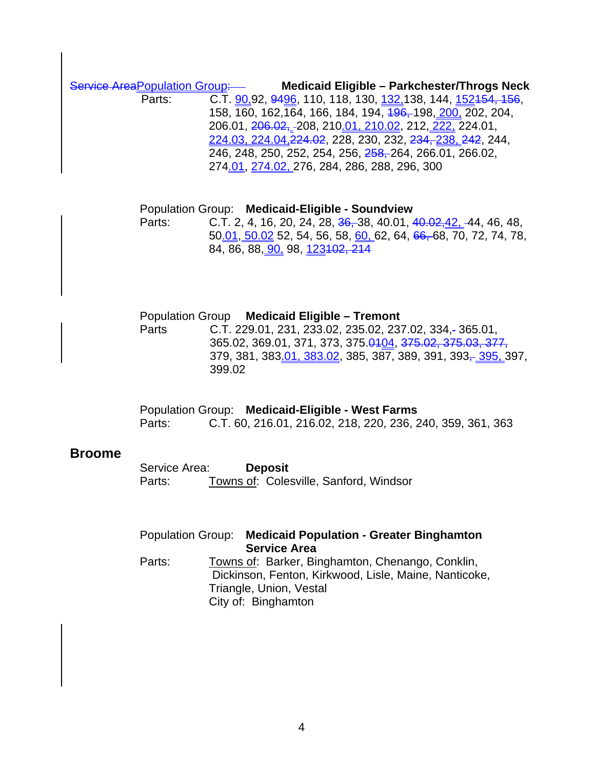Service AreaPopulation Group: **Medicaid Eligible – Parkchester/Throgs Neck**

Parts: C.T. 90,92, 9496, 110, 118, 130, 132,138, 144, 152154, 156, 158, 160, 162,164, 166, 184, 194, 196, 198, 200, 202, 204, 206.01, 206.02, 208, 210.01, 210.02, 212, 222, 224.01, 224.03, 224.04,224.02, 228, 230, 232, 234, 238, 242, 244, 246, 248, 250, 252, 254, 256, 258, 264, 266.01, 266.02, 274.01, 274.02, 276, 284, 286, 288, 296, 300

Population Group: **Medicaid-Eligible - Soundview**

Parts: C.T. 2, 4, 16, 20, 24, 28, 36, 38, 40.01, 40.02,42, 44, 46, 48, 50.01, 50.02 52, 54, 56, 58, 60, 62, 64, 66, 68, 70, 72, 74, 78, 84, 86, 88, 90, 98, 123102, 214

Population Group **Medicaid Eligible – Tremont**

Parts C.T. 229.01, 231, 233.02, 235.02, 237.02, 334, 365.01, 365.02, 369.01, 371, 373, 375.0104, 375.02, 375.03, 377, 379, 381, 383.01, 383.02, 385, 387, 389, 391, 393, 395, 397, 399.02

Population Group: **Medicaid-Eligible - West Farms**

Parts: C.T. 60, 216.01, 216.02, 218, 220, 236, 240, 359, 361, 363

## Broome

Service Area: **Deposit**

Parts: Towns of: Colesville, Sanford, Windsor

Population Group: **Medicaid Population - Greater Binghamton Service Area**

Parts: Towns of: Barker, Binghamton, Chenango, Conklin, Dickinson, Fenton, Kirkwood, Lisle, Maine, Nanticoke, Triangle, Union, Vestal
City of: Binghamton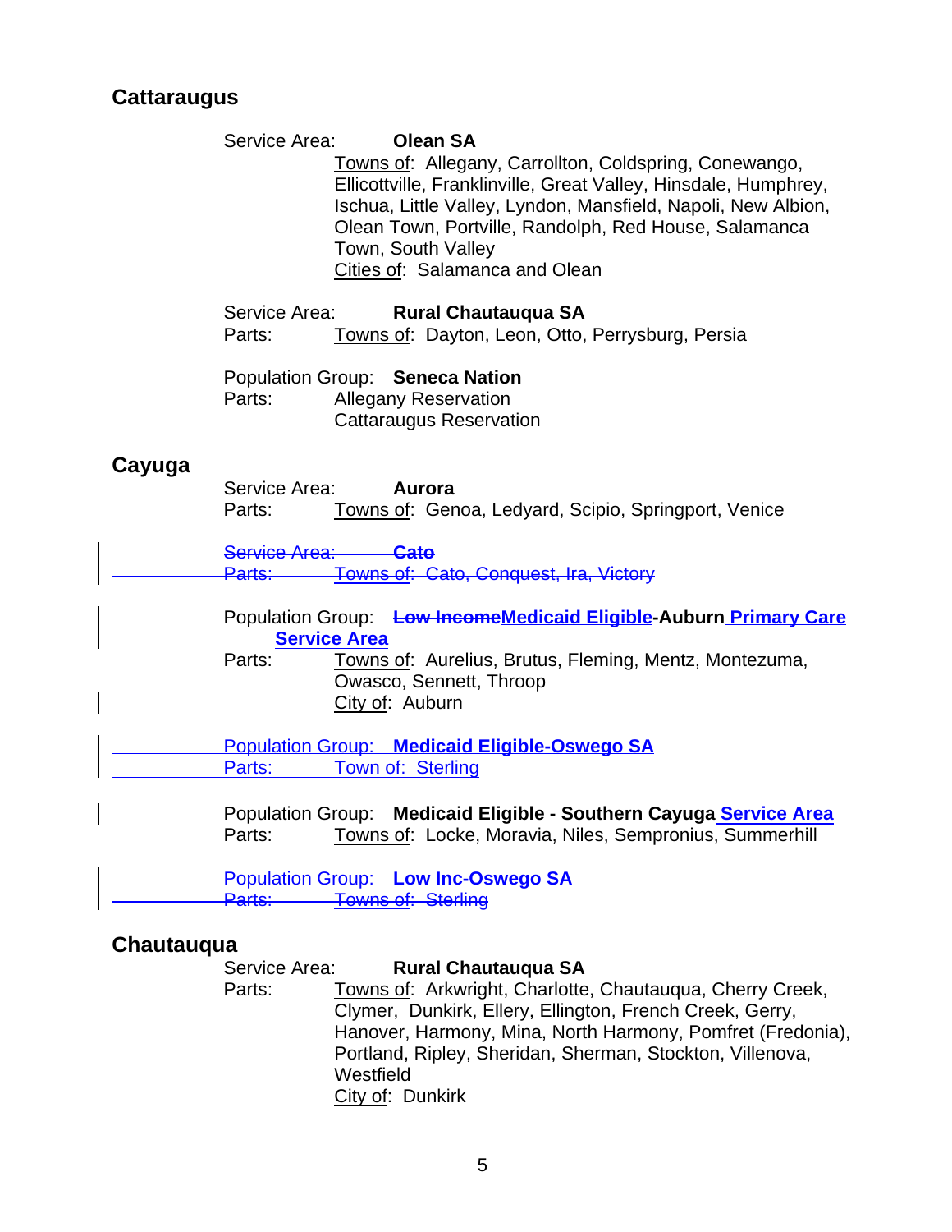## Cattaraugus

Service Area: **Olean SA**
Towns of: Allegany, Carrollton, Coldspring, Conewango, Ellicottville, Franklinville, Great Valley, Hinsdale, Humphrey, Ischua, Little Valley, Lyndon, Mansfield, Napoli, New Albion, Olean Town, Portville, Randolph, Red House, Salamanca Town, South Valley
Cities of: Salamanca and Olean

Service Area: **Rural Chautauqua SA**
Parts: Towns of: Dayton, Leon, Otto, Perrysburg, Persia

Population Group: **Seneca Nation**
Parts: Allegany Reservation
Cattaraugus Reservation

## Cayuga

Service Area: **Aurora**
Parts: Towns of: Genoa, Ledyard, Scipio, Springport, Venice

~~Service Area: **Cato**~~
~~Parts: Towns of: Cato, Conquest, Ira, Victory~~

Population Group: ~~**Low Income**~~**Medicaid Eligible-Auburn Primary Care Service Area**
Parts: Towns of: Aurelius, Brutus, Fleming, Mentz, Montezuma, Owasco, Sennett, Throop
City of: Auburn

Population Group: **Medicaid Eligible-Oswego SA**
Parts: Town of: Sterling

Population Group: **Medicaid Eligible - Southern Cayuga Service Area**
Parts: Towns of: Locke, Moravia, Niles, Sempronius, Summerhill

~~Population Group: **Low Inc-Oswego SA**~~
~~Parts: Towns of: Sterling~~

## Chautauqua

Service Area: **Rural Chautauqua SA**
Parts: Towns of: Arkwright, Charlotte, Chautauqua, Cherry Creek, Clymer, Dunkirk, Ellery, Ellington, French Creek, Gerry, Hanover, Harmony, Mina, North Harmony, Pomfret (Fredonia), Portland, Ripley, Sheridan, Sherman, Stockton, Villenova, Westfield
City of: Dunkirk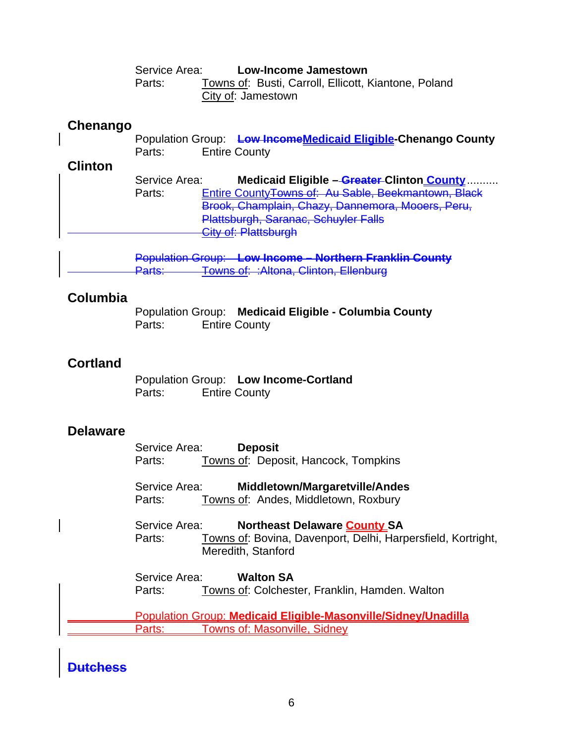Service Area: **Low-Income Jamestown**
Parts: Towns of: Busti, Carroll, Ellicott, Kiantone, Poland
City of: Jamestown

## Chenango

Population Group: ~~**Low Income**~~**Medicaid Eligible-Chenango County**
Parts: Entire County

## Clinton

Service Area: **Medicaid Eligible –~~Greater~~ Clinton County** ..........
Parts: Entire County~~Towns of: Au Sable, Beekmantown, Black Brook, Champlain, Chazy, Dannemora, Mooers, Peru, Plattsburgh, Saranac, Schuyler Falls~~
~~City of: Plattsburgh~~

~~Population Group: **Low Income – Northern Franklin County**~~
~~Parts: Towns of: :Altona, Clinton, Ellenburg~~

## Columbia

Population Group: **Medicaid Eligible - Columbia County**
Parts: Entire County

## Cortland

Population Group: **Low Income-Cortland**
Parts: Entire County

## Delaware

Service Area: **Deposit**
Parts: Towns of: Deposit, Hancock, Tompkins

Service Area: **Middletown/Margaretville/Andes**
Parts: Towns of: Andes, Middletown, Roxbury

Service Area: **Northeast Delaware County SA**
Parts: Towns of: Bovina, Davenport, Delhi, Harpersfield, Kortright, Meredith, Stanford

Service Area: **Walton SA**
Parts: Towns of: Colchester, Franklin, Hamden. Walton

Population Group: **Medicaid Eligible-Masonville/Sidney/Unadilla**
Parts: Towns of: Masonville, Sidney

## ~~Dutchess~~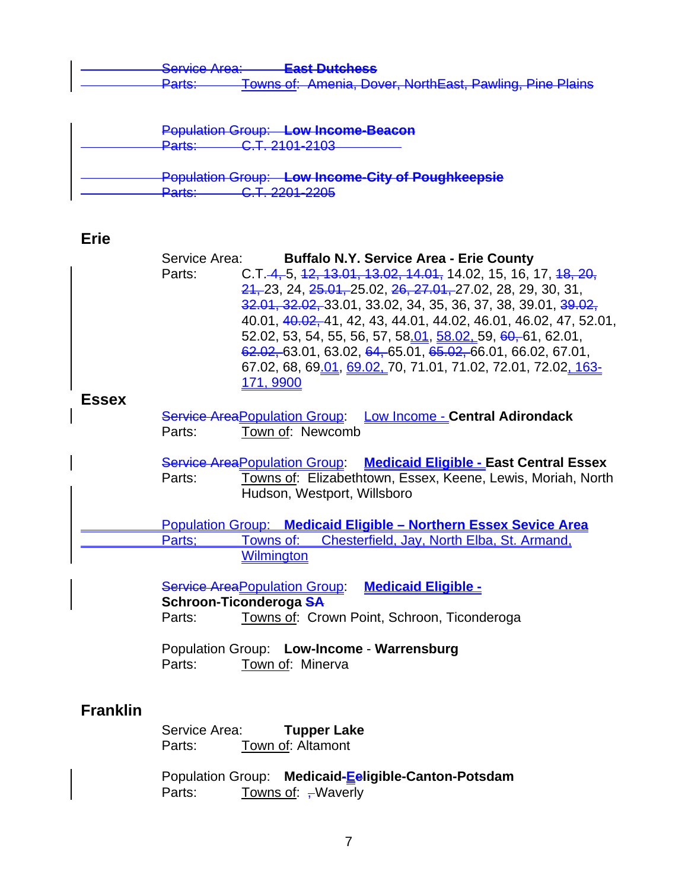~~Service Area: **East Dutchess**~~
~~Parts: Towns of: Amenia, Dover, NorthEast, Pawling, Pine Plains~~

~~Population Group: **Low Income-Beacon**~~
~~Parts: C.T. 2101-2103~~

~~Population Group: **Low Income-City of Poughkeepsie**~~
~~Parts: C.T. 2201-2205~~

## Erie

Service Area: **Buffalo N.Y. Service Area - Erie County**
Parts: C.T. ~~4,~~ 5, ~~12, 13.01, 13.02, 14.01,~~ 14.02, 15, 16, 17, ~~18, 20, 21,~~ 23, 24, ~~25.01,~~ 25.02, ~~26, 27.01,~~ 27.02, 28, 29, 30, 31, ~~32.01, 32.02,~~ 33.01, 33.02, 34, 35, 36, 37, 38, 39.01, ~~39.02,~~ 40.01, ~~40.02,~~ 41, 42, 43, 44.01, 44.02, 46.01, 46.02, 47, 52.01, 52.02, 53, 54, 55, 56, 57, 58.01, 58.02, 59, ~~60,~~ 61, 62.01, ~~62.02,~~ 63.01, 63.02, ~~64,~~ 65.01, ~~65.02,~~ 66.01, 66.02, 67.01, 67.02, 68, 69.01, 69.02, 70, 71.01, 71.02, 72.01, 72.02, 163-171, 9900

## Essex

~~Service Area~~Population Group: Low Income - **Central Adirondack**
Parts: Town of: Newcomb

~~Service Area~~Population Group: **Medicaid Eligible - East Central Essex**
Parts: Towns of: Elizabethtown, Essex, Keene, Lewis, Moriah, North Hudson, Westport, Willsboro

Population Group: **Medicaid Eligible – Northern Essex Sevice Area**
Parts; Towns of: Chesterfield, Jay, North Elba, St. Armand, Wilmington

~~Service Area~~Population Group: **Medicaid Eligible - Schroon-Ticonderoga ~~SA~~**
Parts: Towns of: Crown Point, Schroon, Ticonderoga

Population Group: **Low-Income** - **Warrensburg**
Parts: Town of: Minerva

## Franklin

Service Area: **Tupper Lake**
Parts: Town of: Altamont

Population Group: **Medicaid-E~~e~~ligible-Canton-Potsdam**
Parts: Towns of: ~~,~~ Waverly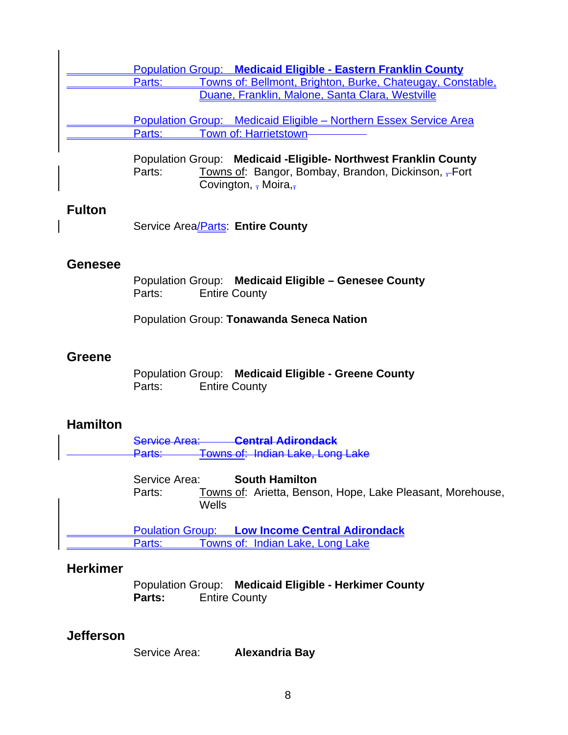Population Group: **Medicaid Eligible - Eastern Franklin County**
Parts: Towns of: Bellmont, Brighton, Burke, Chateugay, Constable, Duane, Franklin, Malone, Santa Clara, Westville

Population Group: Medicaid Eligible – Northern Essex Service Area
Parts: Town of: Harrietstown

Population Group: **Medicaid -Eligible- Northwest Franklin County**
Parts: Towns of: Bangor, Bombay, Brandon, Dickinson, , Fort Covington, , Moira,,

## Fulton

Service Area/Parts: **Entire County**

## Genesee

Population Group: **Medicaid Eligible – Genesee County**
Parts: Entire County

Population Group: **Tonawanda Seneca Nation**

## Greene

Population Group: **Medicaid Eligible - Greene County**
Parts: Entire County

## Hamilton

~~Service Area: **Central Adirondack**~~
~~Parts: Towns of: Indian Lake, Long Lake~~

Service Area: **South Hamilton**
Parts: Towns of: Arietta, Benson, Hope, Lake Pleasant, Morehouse, Wells

Poulation Group: **Low Income Central Adirondack**
Parts: Towns of: Indian Lake, Long Lake

## Herkimer

Population Group: **Medicaid Eligible - Herkimer County**
**Parts:** Entire County

## Jefferson

Service Area: **Alexandria Bay**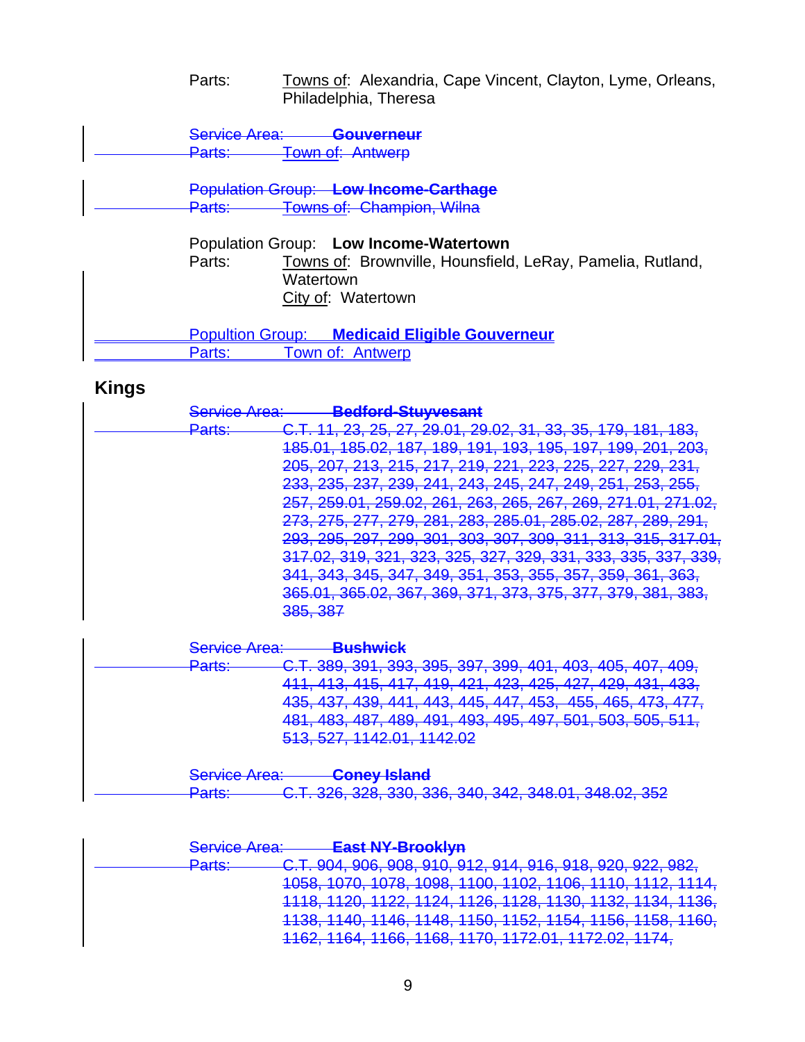Parts: Towns of: Alexandria, Cape Vincent, Clayton, Lyme, Orleans, Philadelphia, Theresa

~~Service Area: **Gouverneur**~~
~~Parts: Town of: Antwerp~~

~~Population Group: **Low Income-Carthage**~~
~~Parts: Towns of: Champion, Wilna~~

Population Group: **Low Income-Watertown**
Parts: Towns of: Brownville, Hounsfield, LeRay, Pamelia, Rutland, Watertown
City of: Watertown

Popultion Group: **Medicaid Eligible Gouverneur**
Parts: Town of: Antwerp

## Kings

~~Service Area: **Bedford-Stuyvesant**~~
~~Parts: C.T. 11, 23, 25, 27, 29.01, 29.02, 31, 33, 35, 179, 181, 183, 185.01, 185.02, 187, 189, 191, 193, 195, 197, 199, 201, 203, 205, 207, 213, 215, 217, 219, 221, 223, 225, 227, 229, 231, 233, 235, 237, 239, 241, 243, 245, 247, 249, 251, 253, 255, 257, 259.01, 259.02, 261, 263, 265, 267, 269, 271.01, 271.02, 273, 275, 277, 279, 281, 283, 285.01, 285.02, 287, 289, 291, 293, 295, 297, 299, 301, 303, 307, 309, 311, 313, 315, 317.01, 317.02, 319, 321, 323, 325, 327, 329, 331, 333, 335, 337, 339, 341, 343, 345, 347, 349, 351, 353, 355, 357, 359, 361, 363, 365.01, 365.02, 367, 369, 371, 373, 375, 377, 379, 381, 383, 385, 387~~

~~Service Area: **Bushwick**~~
~~Parts: C.T. 389, 391, 393, 395, 397, 399, 401, 403, 405, 407, 409, 411, 413, 415, 417, 419, 421, 423, 425, 427, 429, 431, 433, 435, 437, 439, 441, 443, 445, 447, 453, 455, 465, 473, 477, 481, 483, 487, 489, 491, 493, 495, 497, 501, 503, 505, 511, 513, 527, 1142.01, 1142.02~~

~~Service Area: **Coney Island**~~
~~Parts: C.T. 326, 328, 330, 336, 340, 342, 348.01, 348.02, 352~~

~~Service Area: **East NY-Brooklyn**~~
~~Parts: C.T. 904, 906, 908, 910, 912, 914, 916, 918, 920, 922, 982, 1058, 1070, 1078, 1098, 1100, 1102, 1106, 1110, 1112, 1114, 1118, 1120, 1122, 1124, 1126, 1128, 1130, 1132, 1134, 1136, 1138, 1140, 1146, 1148, 1150, 1152, 1154, 1156, 1158, 1160, 1162, 1164, 1166, 1168, 1170, 1172.01, 1172.02, 1174,~~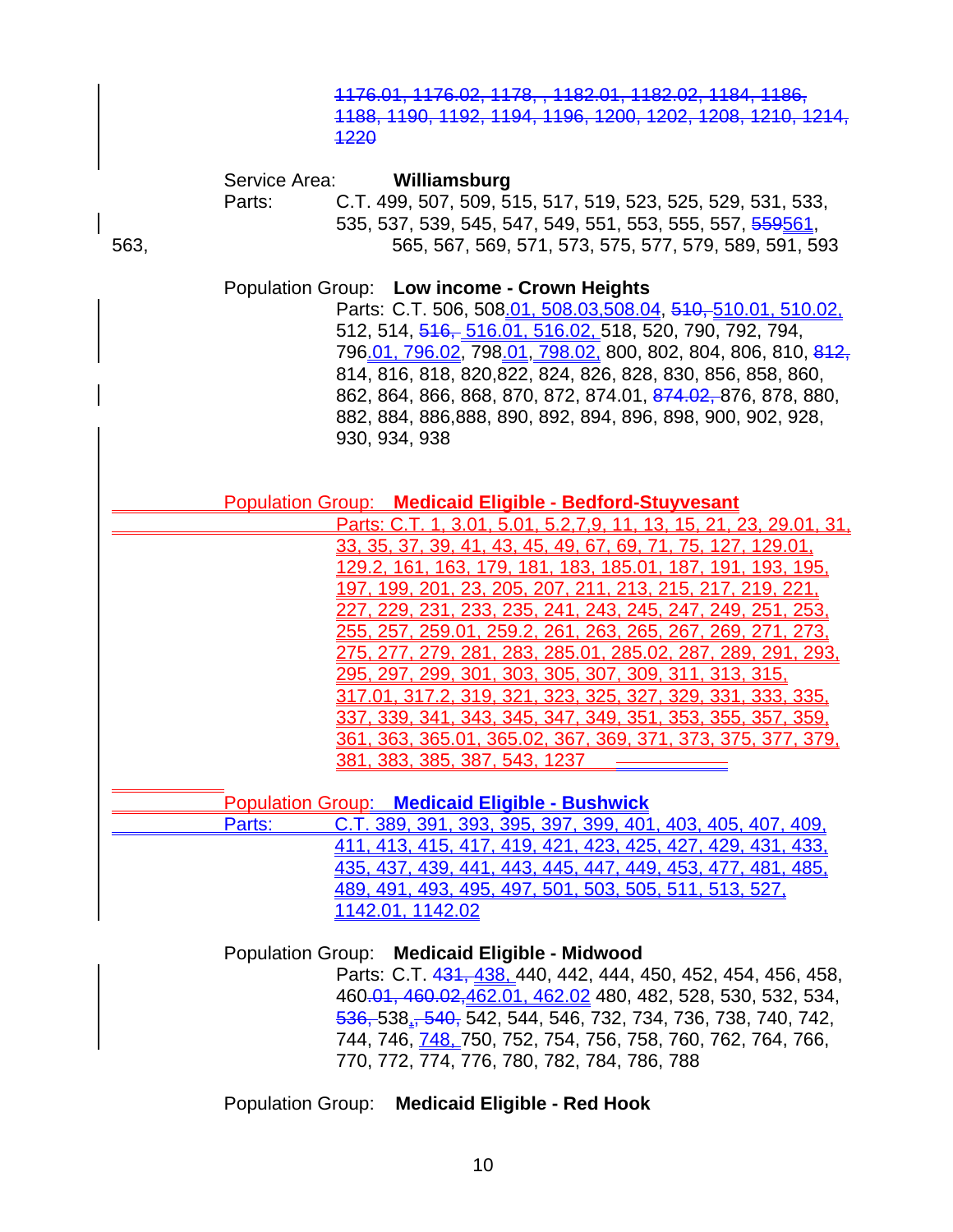~~1176.01, 1176.02, 1178, , 1182.01, 1182.02, 1184, 1186, 1188, 1190, 1192, 1194, 1196, 1200, 1202, 1208, 1210, 1214, 1220~~

Service Area: **Williamsburg**

Parts: C.T. 499, 507, 509, 515, 517, 519, 523, 525, 529, 531, 533, 535, 537, 539, 545, 547, 549, 551, 553, 555, 557, ~~559~~561, 563, 565, 567, 569, 571, 573, 575, 577, 579, 589, 591, 593

Population Group: **Low income - Crown Heights**

Parts: C.T. 506, 508.01, 508.03,508.04, ~~510,~~ 510.01, 510.02, 512, 514, ~~516,~~ 516.01, 516.02, 518, 520, 790, 792, 794, 796.01, 796.02, 798.01, 798.02, 800, 802, 804, 806, 810, ~~812,~~ 814, 816, 818, 820,822, 824, 826, 828, 830, 856, 858, 860, 862, 864, 866, 868, 870, 872, 874.01, ~~874.02,~~ 876, 878, 880, 882, 884, 886,888, 890, 892, 894, 896, 898, 900, 902, 928, 930, 934, 938

Population Group: **Medicaid Eligible - Bedford-Stuyvesant**

Parts: C.T. 1, 3.01, 5.01, 5.2,7,9, 11, 13, 15, 21, 23, 29.01, 31, 33, 35, 37, 39, 41, 43, 45, 49, 67, 69, 71, 75, 127, 129.01, 129.2, 161, 163, 179, 181, 183, 185.01, 187, 191, 193, 195, 197, 199, 201, 23, 205, 207, 211, 213, 215, 217, 219, 221, 227, 229, 231, 233, 235, 241, 243, 245, 247, 249, 251, 253, 255, 257, 259.01, 259.2, 261, 263, 265, 267, 269, 271, 273, 275, 277, 279, 281, 283, 285.01, 285.02, 287, 289, 291, 293, 295, 297, 299, 301, 303, 305, 307, 309, 311, 313, 315, 317.01, 317.2, 319, 321, 323, 325, 327, 329, 331, 333, 335, 337, 339, 341, 343, 345, 347, 349, 351, 353, 355, 357, 359, 361, 363, 365.01, 365.02, 367, 369, 371, 373, 375, 377, 379, 381, 383, 385, 387, 543, 1237

Population Group: **Medicaid Eligible - Bushwick**

Parts: C.T. 389, 391, 393, 395, 397, 399, 401, 403, 405, 407, 409, 411, 413, 415, 417, 419, 421, 423, 425, 427, 429, 431, 433, 435, 437, 439, 441, 443, 445, 447, 449, 453, 477, 481, 485, 489, 491, 493, 495, 497, 501, 503, 505, 511, 513, 527, 1142.01, 1142.02

Population Group: **Medicaid Eligible - Midwood**

Parts: C.T. ~~431,~~ 438, 440, 442, 444, 450, 452, 454, 456, 458, 460~~.01, 460.02,~~462.01, 462.02 480, 482, 528, 530, 532, 534, ~~536,~~ 538, ~~540,~~ 542, 544, 546, 732, 734, 736, 738, 740, 742, 744, 746, 748, 750, 752, 754, 756, 758, 760, 762, 764, 766, 770, 772, 774, 776, 780, 782, 784, 786, 788

Population Group: **Medicaid Eligible - Red Hook**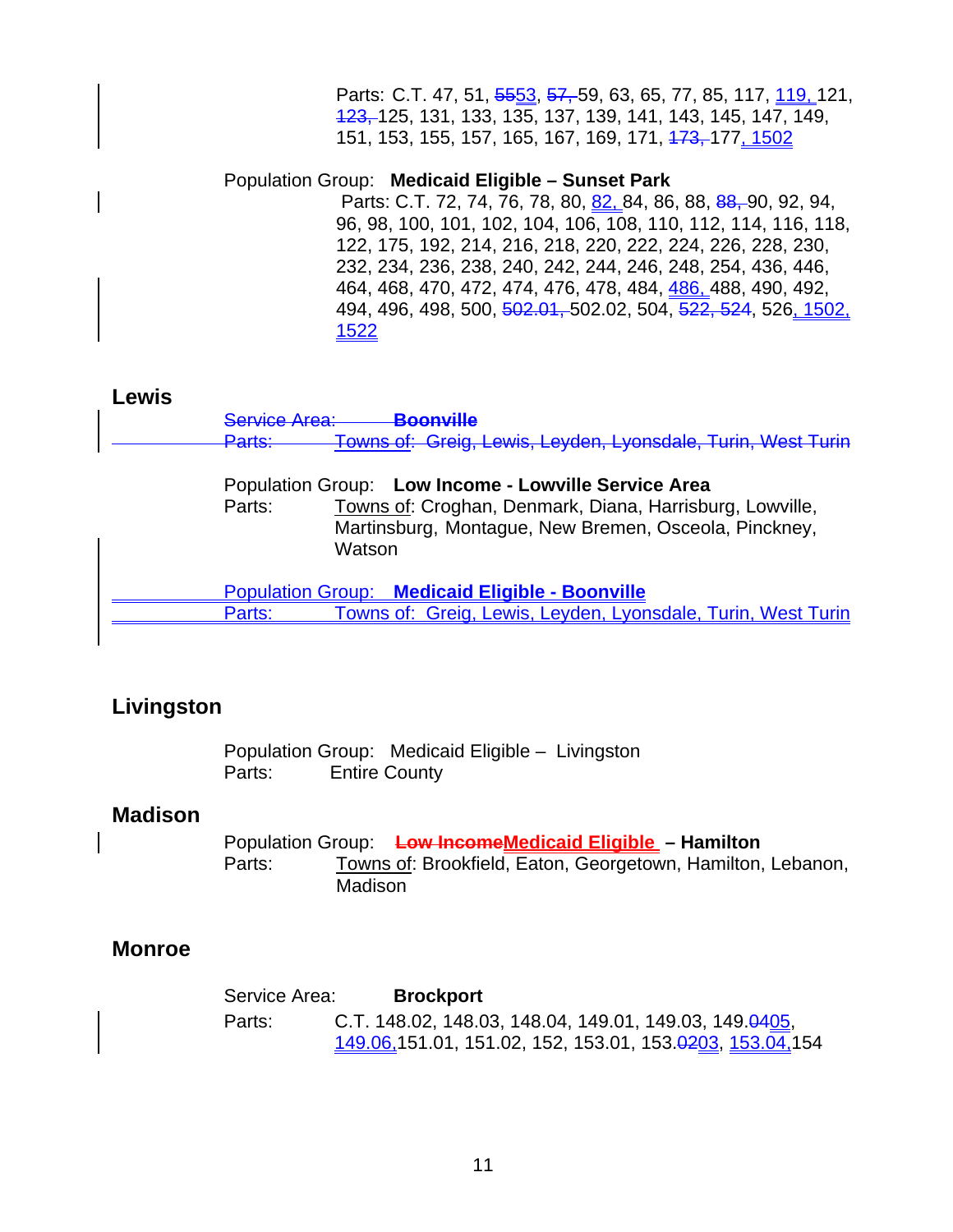Parts: C.T. 47, 51, ~~55~~53, ~~57,~~ 59, 63, 65, 77, 85, 117, 119, 121, ~~123,~~ 125, 131, 133, 135, 137, 139, 141, 143, 145, 147, 149, 151, 153, 155, 157, 165, 167, 169, 171, ~~173,~~ 177, 1502

Population Group: **Medicaid Eligible – Sunset Park**
Parts: C.T. 72, 74, 76, 78, 80, 82, 84, 86, 88, ~~88,~~ 90, 92, 94, 96, 98, 100, 101, 102, 104, 106, 108, 110, 112, 114, 116, 118, 122, 175, 192, 214, 216, 218, 220, 222, 224, 226, 228, 230, 232, 234, 236, 238, 240, 242, 244, 246, 248, 254, 436, 446, 464, 468, 470, 472, 474, 476, 478, 484, 486, 488, 490, 492, 494, 496, 498, 500, ~~502.01,~~ 502.02, 504, ~~522, 524~~, 526, 1502, 1522

## Lewis

~~Service Area: **Boonville**~~
~~Parts: Towns of: Greig, Lewis, Leyden, Lyonsdale, Turin, West Turin~~

Population Group: **Low Income - Lowville Service Area**
Parts: Towns of: Croghan, Denmark, Diana, Harrisburg, Lowville, Martinsburg, Montague, New Bremen, Osceola, Pinckney, Watson

Population Group: **Medicaid Eligible - Boonville**
Parts: Towns of: Greig, Lewis, Leyden, Lyonsdale, Turin, West Turin

## Livingston

Population Group: Medicaid Eligible – Livingston
Parts: Entire County

## Madison

Population Group: ~~**Low Income**~~**Medicaid Eligible – Hamilton**
Parts: Towns of: Brookfield, Eaton, Georgetown, Hamilton, Lebanon, Madison

## Monroe

Service Area: **Brockport**
Parts: C.T. 148.02, 148.03, 148.04, 149.01, 149.03, 149.~~04~~05, 149.06, 151.01, 151.02, 152, 153.01, 153.~~02~~03, 153.04, 154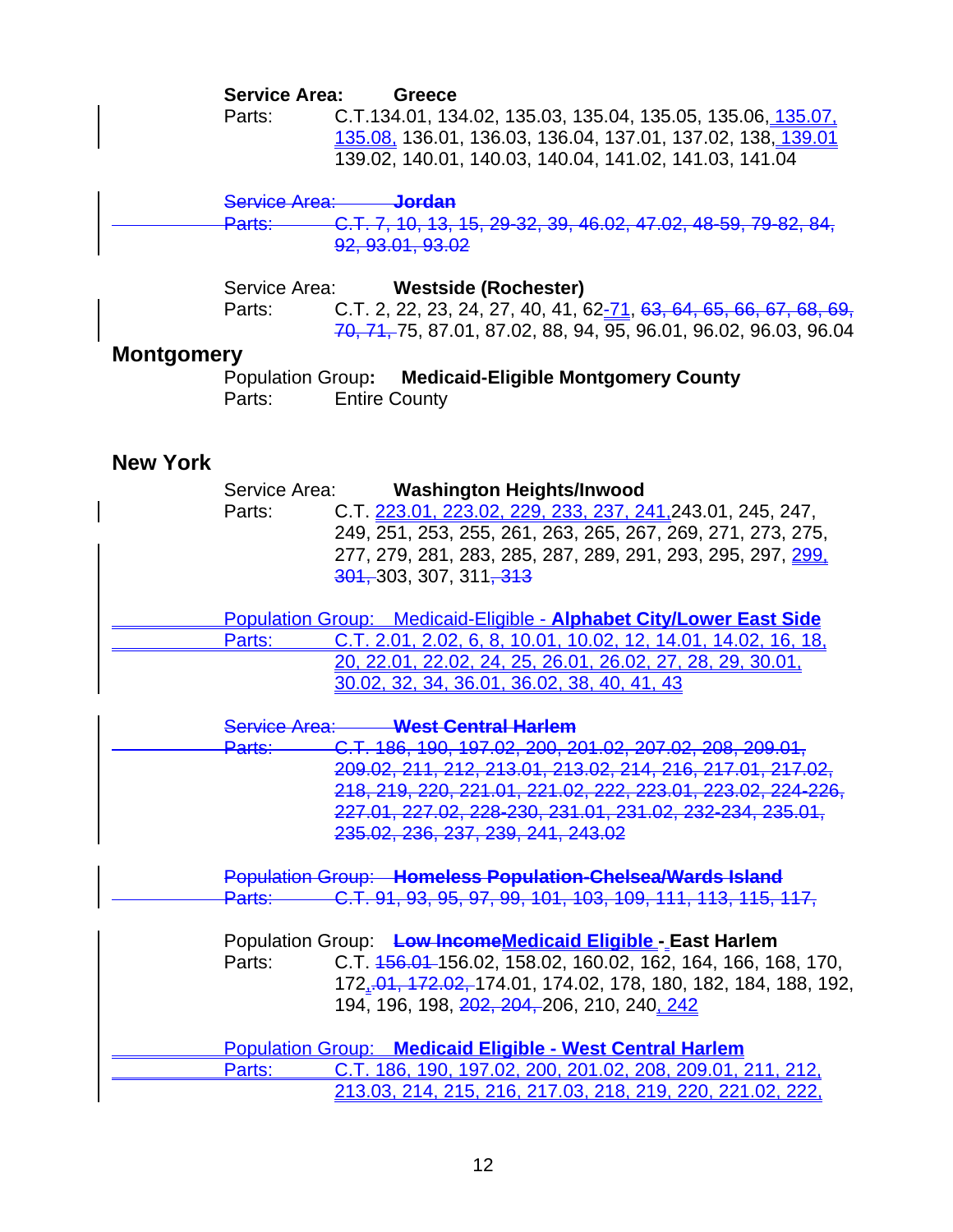**Service Area:** **Greece**
Parts: C.T.134.01, 134.02, 135.03, 135.04, 135.05, 135.06, 135.07, 135.08, 136.01, 136.03, 136.04, 137.01, 137.02, 138, 139.01 139.02, 140.01, 140.03, 140.04, 141.02, 141.03, 141.04

~~Service Area: **Jordan**~~
~~Parts: C.T. 7, 10, 13, 15, 29-32, 39, 46.02, 47.02, 48-59, 79-82, 84, 92, 93.01, 93.02~~

Service Area: **Westside (Rochester)**
Parts: C.T. 2, 22, 23, 24, 27, 40, 41, 62-71, ~~63, 64, 65, 66, 67, 68, 69, 70, 71,~~ 75, 87.01, 87.02, 88, 94, 95, 96.01, 96.02, 96.03, 96.04

## Montgomery

Population Group: **Medicaid-Eligible Montgomery County**
Parts: Entire County

## New York

Service Area: **Washington Heights/Inwood**
Parts: C.T. 223.01, 223.02, 229, 233, 237, 241,243.01, 245, 247, 249, 251, 253, 255, 261, 263, 265, 267, 269, 271, 273, 275, 277, 279, 281, 283, 285, 287, 289, 291, 293, 295, 297, 299, 301, 303, 307, 311~~, 313~~

Population Group: Medicaid-Eligible - **Alphabet City/Lower East Side**
Parts: C.T. 2.01, 2.02, 6, 8, 10.01, 10.02, 12, 14.01, 14.02, 16, 18, 20, 22.01, 22.02, 24, 25, 26.01, 26.02, 27, 28, 29, 30.01, 30.02, 32, 34, 36.01, 36.02, 38, 40, 41, 43

~~Service Area: **West Central Harlem**~~
~~Parts: C.T. 186, 190, 197.02, 200, 201.02, 207.02, 208, 209.01, 209.02, 211, 212, 213.01, 213.02, 214, 216, 217.01, 217.02, 218, 219, 220, 221.01, 221.02, 222, 223.01, 223.02, 224-226, 227.01, 227.02, 228-230, 231.01, 231.02, 232-234, 235.01, 235.02, 236, 237, 239, 241, 243.02~~

~~Population Group: **Homeless Population-Chelsea/Wards Island**~~
~~Parts: C.T. 91, 93, 95, 97, 99, 101, 103, 109, 111, 113, 115, 117,~~

Population Group: **~~Low Income~~Medicaid Eligible - East Harlem**
Parts: C.T. ~~156.01~~ 156.02, 158.02, 160.02, 162, 164, 166, 168, 170, 172, ~~.01, 172.02,~~ 174.01, 174.02, 178, 180, 182, 184, 188, 192, 194, 196, 198, ~~202, 204,~~ 206, 210, 240, 242

Population Group: **Medicaid Eligible - West Central Harlem**
Parts: C.T. 186, 190, 197.02, 200, 201.02, 208, 209.01, 211, 212, 213.03, 214, 215, 216, 217.03, 218, 219, 220, 221.02, 222,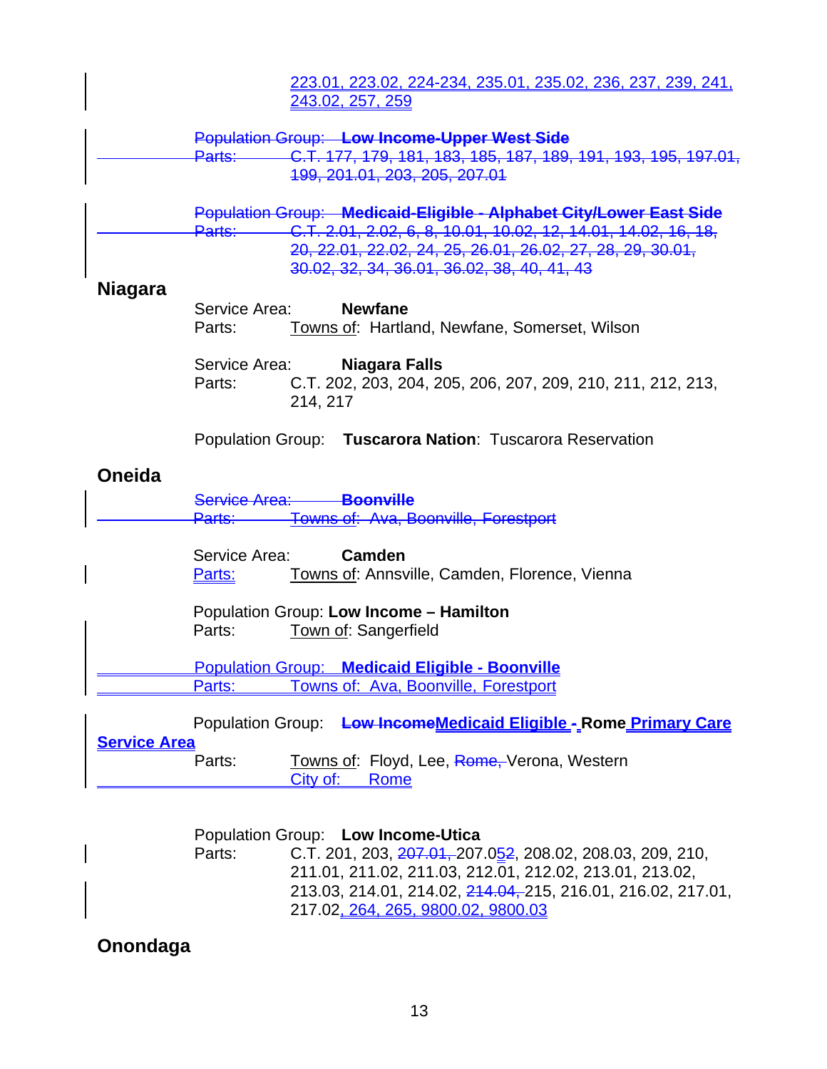223.01, 223.02, 224-234, 235.01, 235.02, 236, 237, 239, 241, 243.02, 257, 259

~~Population Group: **Low Income-Upper West Side**~~
~~Parts: C.T. 177, 179, 181, 183, 185, 187, 189, 191, 193, 195, 197.01, 199, 201.01, 203, 205, 207.01~~

~~Population Group: **Medicaid-Eligible - Alphabet City/Lower East Side**~~
~~Parts: C.T. 2.01, 2.02, 6, 8, 10.01, 10.02, 12, 14.01, 14.02, 16, 18, 20, 22.01, 22.02, 24, 25, 26.01, 26.02, 27, 28, 29, 30.01, 30.02, 32, 34, 36.01, 36.02, 38, 40, 41, 43~~

## Niagara

Service Area: **Newfane**
Parts: Towns of: Hartland, Newfane, Somerset, Wilson

Service Area: **Niagara Falls**
Parts: C.T. 202, 203, 204, 205, 206, 207, 209, 210, 211, 212, 213, 214, 217

Population Group: **Tuscarora Nation**: Tuscarora Reservation

## Oneida

~~Service Area: **Boonville**~~
~~Parts: Towns of: Ava, Boonville, Forestport~~

Service Area: **Camden**
Parts: Towns of: Annsville, Camden, Florence, Vienna

Population Group: **Low Income – Hamilton**
Parts: Town of: Sangerfield

Population Group: **Medicaid Eligible - Boonville**
Parts: Towns of: Ava, Boonville, Forestport

Population Group: ~~**Low Income**~~**Medicaid Eligible - Rome Primary Care Service Area**
Parts: Towns of: Floyd, Lee, ~~Rome,~~ Verona, Western
City of: Rome

Population Group: **Low Income-Utica**
Parts: C.T. 201, 203, ~~207.01,~~ 207.0~~5~~2, 208.02, 208.03, 209, 210, 211.01, 211.02, 211.03, 212.01, 212.02, 213.01, 213.02, 213.03, 214.01, 214.02, ~~214.04,~~ 215, 216.01, 216.02, 217.01, 217.02, 264, 265, 9800.02, 9800.03

## Onondaga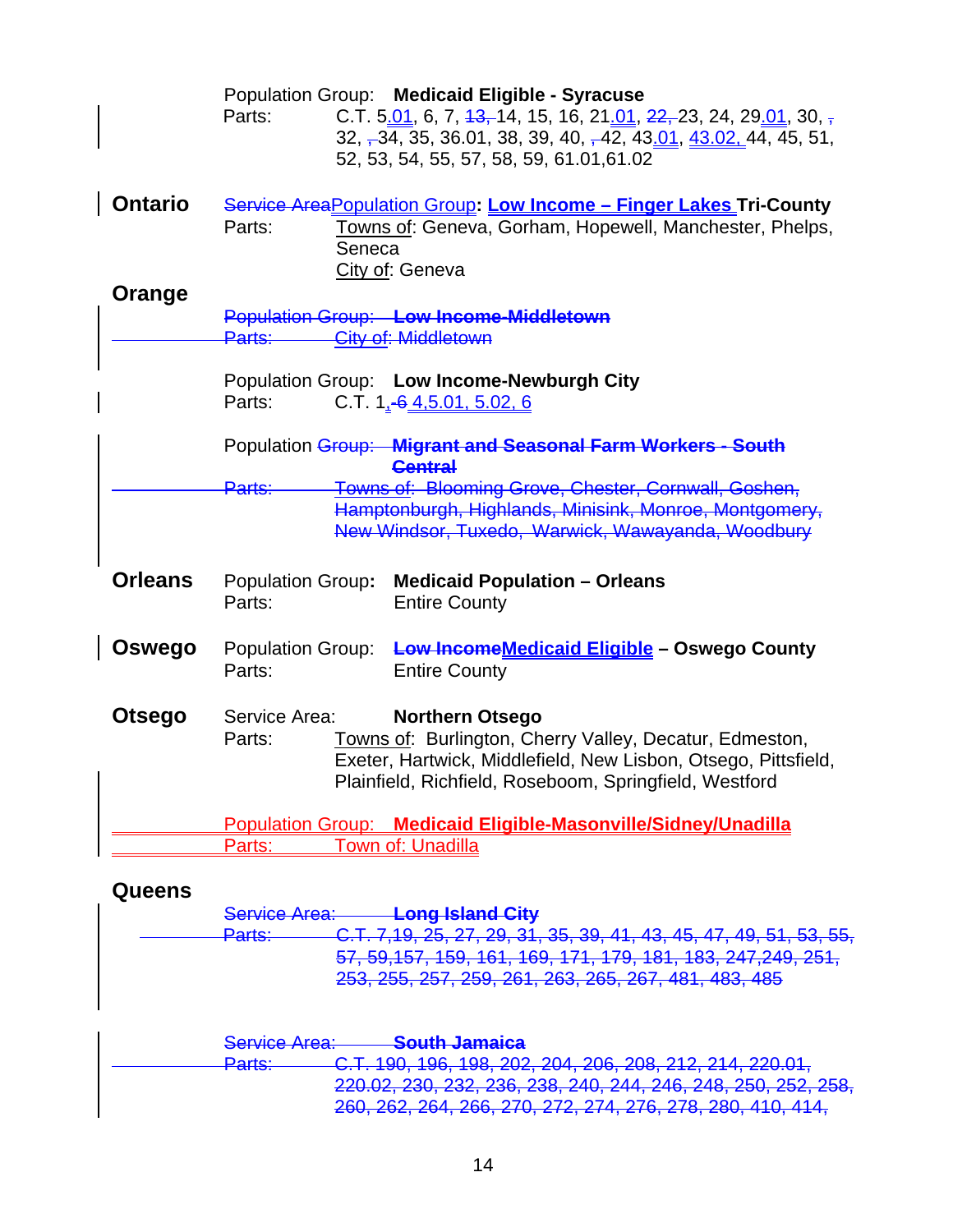Population Group: **Medicaid Eligible - Syracuse**
Parts: C.T. 5.01, 6, 7, ~~13,~~ 14, 15, 16, 21.01, ~~22,~~ 23, 24, 29.01, 30, ~~,~~ 32, ~~,~~ 34, 35, 36.01, 38, 39, 40, ~~,~~ 42, 43.01, 43.02, 44, 45, 51, 52, 53, 54, 55, 57, 58, 59, 61.01,61.02

**Ontario**

~~Service Area~~Population Group: **Low Income – Finger Lakes Tri-County**
Parts: Towns of: Geneva, Gorham, Hopewell, Manchester, Phelps, Seneca
City of: Geneva

**Orange**

~~Population Group: **Low Income-Middletown**~~
~~Parts: City of: Middletown~~

Population Group: **Low Income-Newburgh City**
Parts: C.T. 1, ~~-6~~ 4,5.01, 5.02, 6

Population ~~Group: **Migrant and Seasonal Farm Workers - South Central**~~
~~Parts: Towns of: Blooming Grove, Chester, Cornwall, Goshen, Hamptonburgh, Highlands, Minisink, Monroe, Montgomery, New Windsor, Tuxedo, Warwick, Wawayanda, Woodbury~~

**Orleans**

Population Group: **Medicaid Population – Orleans**
Parts: Entire County

**Oswego**

Population Group: **~~Low Income~~Medicaid Eligible – Oswego County**
Parts: Entire County

**Otsego**

Service Area: **Northern Otsego**
Parts: Towns of: Burlington, Cherry Valley, Decatur, Edmeston, Exeter, Hartwick, Middlefield, New Lisbon, Otsego, Pittsfield, Plainfield, Richfield, Roseboom, Springfield, Westford

Population Group: **Medicaid Eligible-Masonville/Sidney/Unadilla**
Parts: Town of: Unadilla

**Queens**

~~Service Area: **Long Island City**~~
~~Parts: C.T. 7,19, 25, 27, 29, 31, 35, 39, 41, 43, 45, 47, 49, 51, 53, 55, 57, 59,157, 159, 161, 169, 171, 179, 181, 183, 247,249, 251, 253, 255, 257, 259, 261, 263, 265, 267, 481, 483, 485~~

~~Service Area: **South Jamaica**~~
~~Parts: C.T. 190, 196, 198, 202, 204, 206, 208, 212, 214, 220.01, 220.02, 230, 232, 236, 238, 240, 244, 246, 248, 250, 252, 258, 260, 262, 264, 266, 270, 272, 274, 276, 278, 280, 410, 414,~~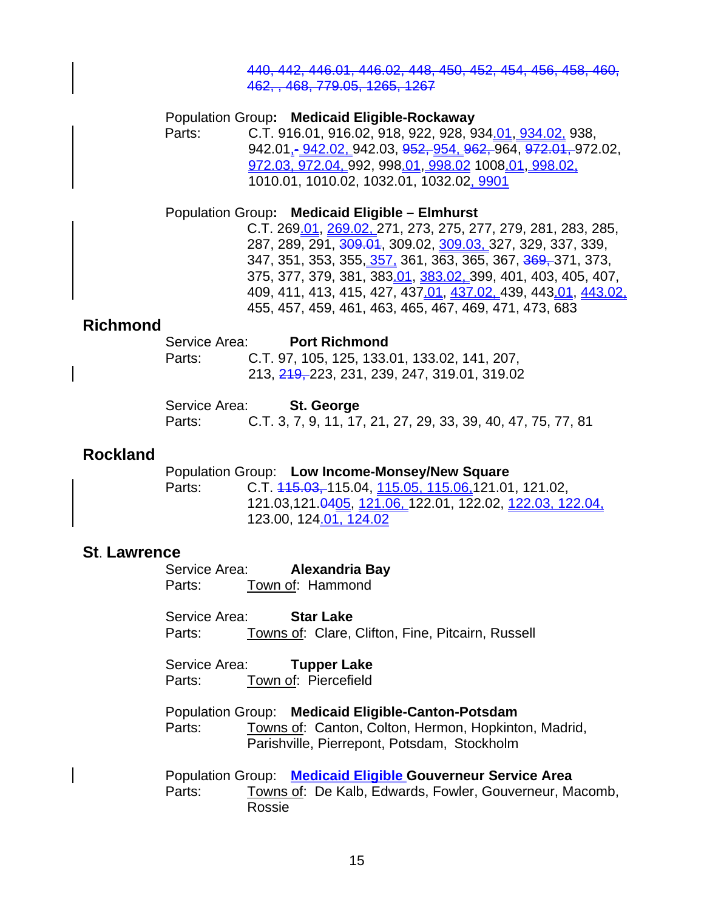~~440, 442, 446.01, 446.02, 448, 450, 452, 454, 456, 458, 460, 462, , 468, 779.05, 1265, 1267~~

Population Group: **Medicaid Eligible-Rockaway**
Parts: C.T. 916.01, 916.02, 918, 922, 928, 934.01, 934.02, 938, 942.01,~~-~~ 942.02, 942.03, ~~952, 954, 962,~~ 964, ~~972.01,~~ 972.02, 972.03, 972.04, 992, 998.01, 998.02 1008.01, 998.02, 1010.01, 1010.02, 1032.01, 1032.02, 9901

Population Group: **Medicaid Eligible – Elmhurst**
C.T. 269.01, 269.02, 271, 273, 275, 277, 279, 281, 283, 285, 287, 289, 291, ~~309.01~~, 309.02, 309.03, 327, 329, 337, 339, 347, 351, 353, 355, 357, 361, 363, 365, 367, ~~369,~~ 371, 373, 375, 377, 379, 381, 383.01, 383.02, 399, 401, 403, 405, 407, 409, 411, 413, 415, 427, 437.01, 437.02, 439, 443.01, 443.02, 455, 457, 459, 461, 463, 465, 467, 469, 471, 473, 683

## Richmond

Service Area: **Port Richmond**
Parts: C.T. 97, 105, 125, 133.01, 133.02, 141, 207, 213, ~~219,~~ 223, 231, 239, 247, 319.01, 319.02

Service Area: **St. George**
Parts: C.T. 3, 7, 9, 11, 17, 21, 27, 29, 33, 39, 40, 47, 75, 77, 81

## Rockland

Population Group: **Low Income-Monsey/New Square**
Parts: C.T. ~~115.03,~~ 115.04, 115.05, 115.06, 121.01, 121.02, 121.03, 121.~~04~~05, 121.06, 122.01, 122.02, 122.03, 122.04, 123.00, 124.01, 124.02

## St. Lawrence

Service Area: **Alexandria Bay**
Parts: Town of: Hammond

Service Area: **Star Lake**
Parts: Towns of: Clare, Clifton, Fine, Pitcairn, Russell

Service Area: **Tupper Lake**
Parts: Town of: Piercefield

Population Group: **Medicaid Eligible-Canton-Potsdam**
Parts: Towns of: Canton, Colton, Hermon, Hopkinton, Madrid, Parishville, Pierrepont, Potsdam, Stockholm

Population Group: **Medicaid Eligible Gouverneur Service Area**
Parts: Towns of: De Kalb, Edwards, Fowler, Gouverneur, Macomb, Rossie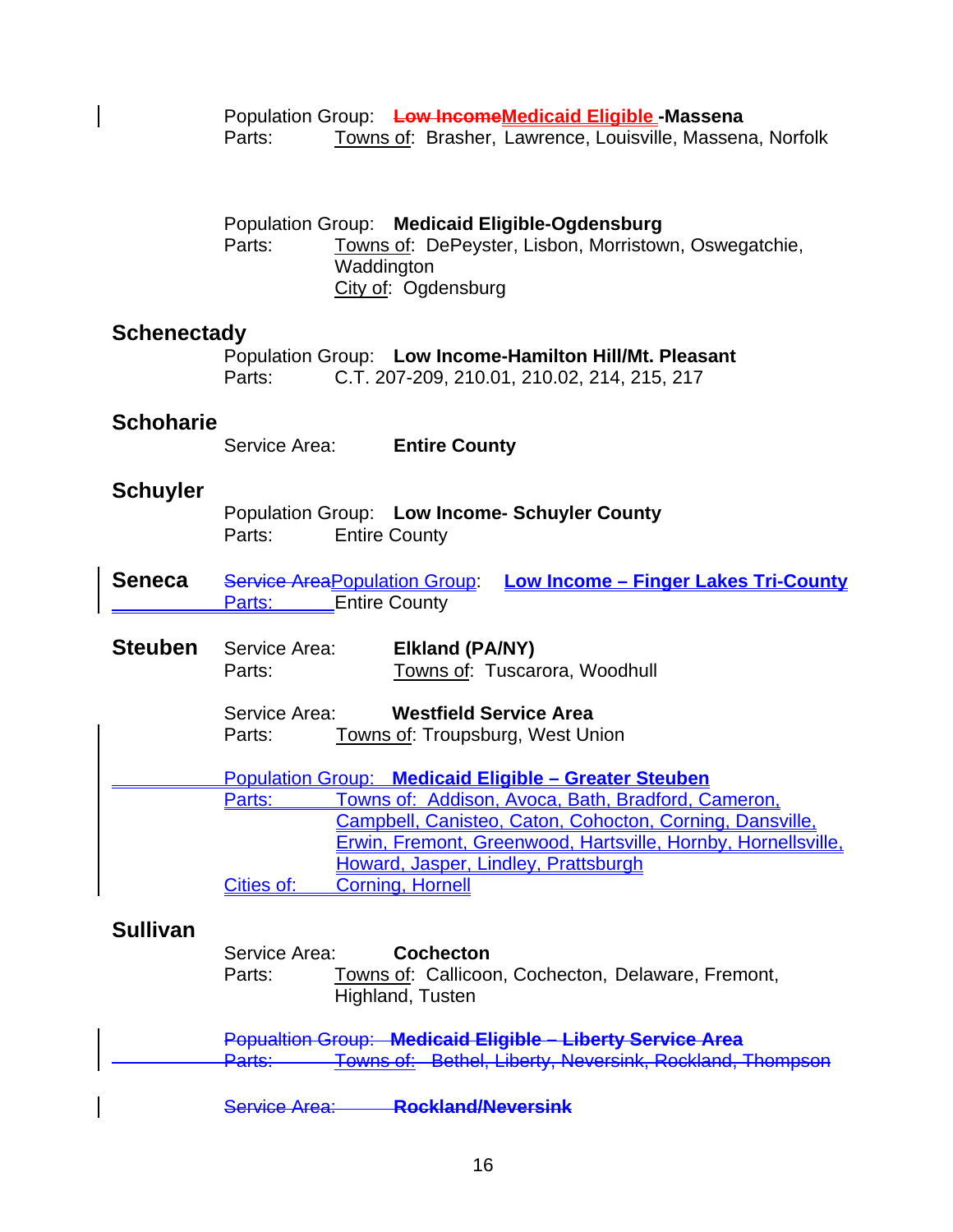Population Group: ~~Low Income~~Medicaid Eligible -**Massena**
Parts: Towns of: Brasher, Lawrence, Louisville, Massena, Norfolk

Population Group: **Medicaid Eligible-Ogdensburg**
Parts: Towns of: DePeyster, Lisbon, Morristown, Oswegatchie, Waddington
City of: Ogdensburg

## Schenectady

Population Group: **Low Income-Hamilton Hill/Mt. Pleasant**
Parts: C.T. 207-209, 210.01, 210.02, 214, 215, 217

## Schoharie

Service Area: **Entire County**

## Schuyler

Population Group: **Low Income- Schuyler County**
Parts: Entire County

## Seneca

~~Service Area~~Population Group: **Low Income – Finger Lakes Tri-County**
Parts: Entire County

## Steuben

Service Area: **Elkland (PA/NY)**
Parts: Towns of: Tuscarora, Woodhull

Service Area: **Westfield Service Area**
Parts: Towns of: Troupsburg, West Union

Population Group: **Medicaid Eligible – Greater Steuben**
Parts: Towns of: Addison, Avoca, Bath, Bradford, Cameron, Campbell, Canisteo, Caton, Cohocton, Corning, Dansville, Erwin, Fremont, Greenwood, Hartsville, Hornby, Hornellsville, Howard, Jasper, Lindley, Prattsburgh
Cities of: Corning, Hornell

## Sullivan

Service Area: **Cochecton**
Parts: Towns of: Callicoon, Cochecton, Delaware, Fremont, Highland, Tusten

~~Popualtion Group: **Medicaid Eligible – Liberty Service Area**~~
~~Parts: Towns of: Bethel, Liberty, Neversink, Rockland, Thompson~~

~~Service Area: **Rockland/Neversink**~~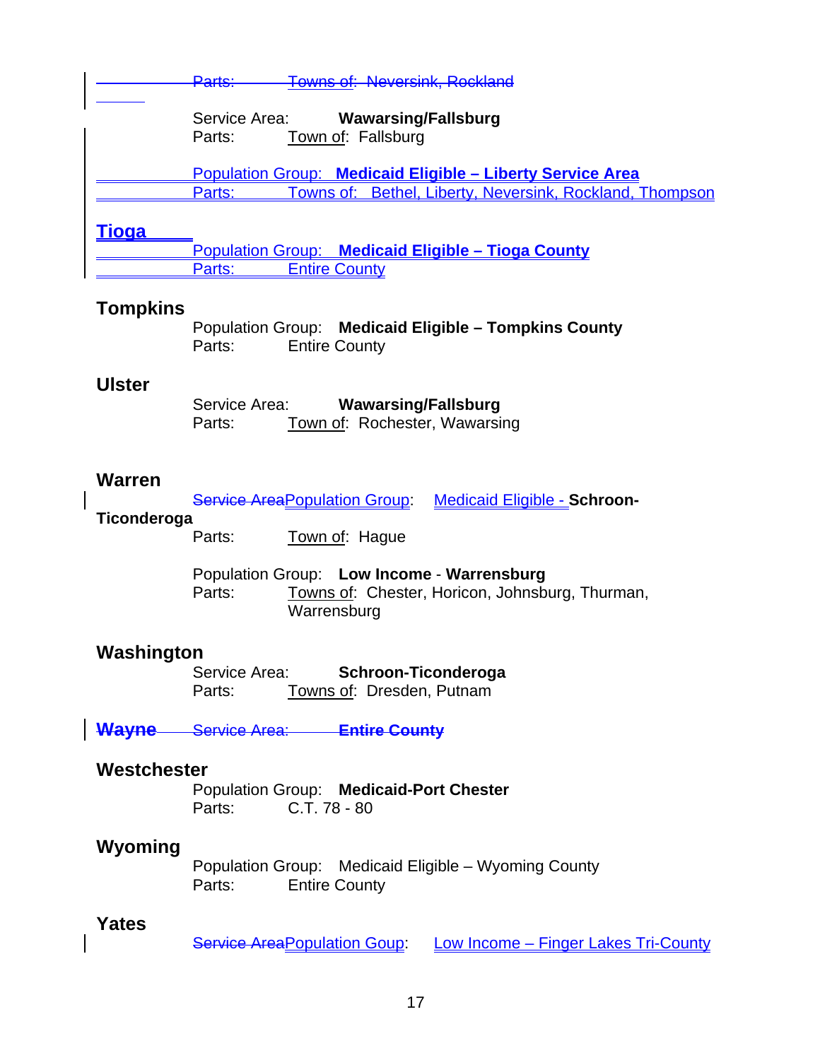~~Parts: Towns of: Neversink, Rockland~~

Service Area: **Wawarsing/Fallsburg**
Parts: Town of: Fallsburg

Population Group: **Medicaid Eligible – Liberty Service Area**
Parts: Towns of: Bethel, Liberty, Neversink, Rockland, Thompson

### Tioga

Population Group: **Medicaid Eligible – Tioga County**
Parts: Entire County

### Tompkins

Population Group: **Medicaid Eligible – Tompkins County**
Parts: Entire County

### Ulster

Service Area: **Wawarsing/Fallsburg**
Parts: Town of: Rochester, Wawarsing

### Warren

~~Service Area~~Population Group: Medicaid Eligible - **Schroon-Ticonderoga**
Parts: Town of: Hague

Population Group: **Low Income** - **Warrensburg**
Parts: Towns of: Chester, Horicon, Johnsburg, Thurman, Warrensburg

### Washington

Service Area: **Schroon-Ticonderoga**
Parts: Towns of: Dresden, Putnam

~~**Wayne** Service Area: **Entire County**~~

### Westchester

Population Group: **Medicaid-Port Chester**
Parts: C.T. 78 - 80

### Wyoming

Population Group: Medicaid Eligible – Wyoming County
Parts: Entire County

### Yates

~~Service Area~~Population Goup: Low Income – Finger Lakes Tri-County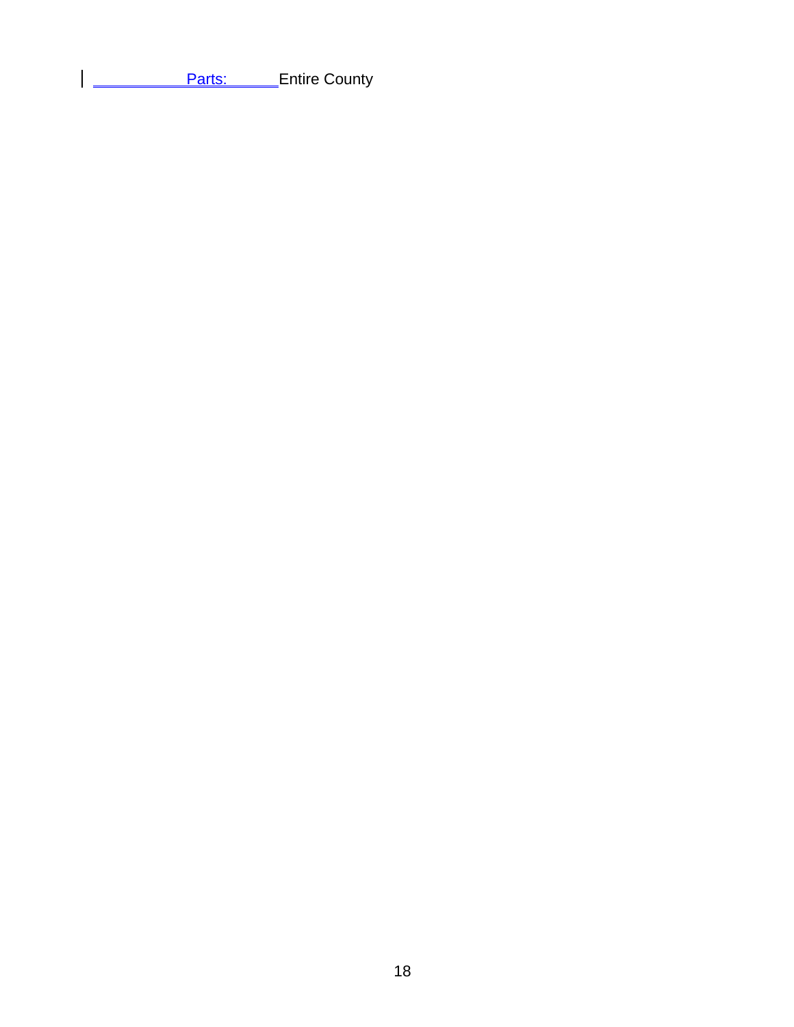Parts: Entire County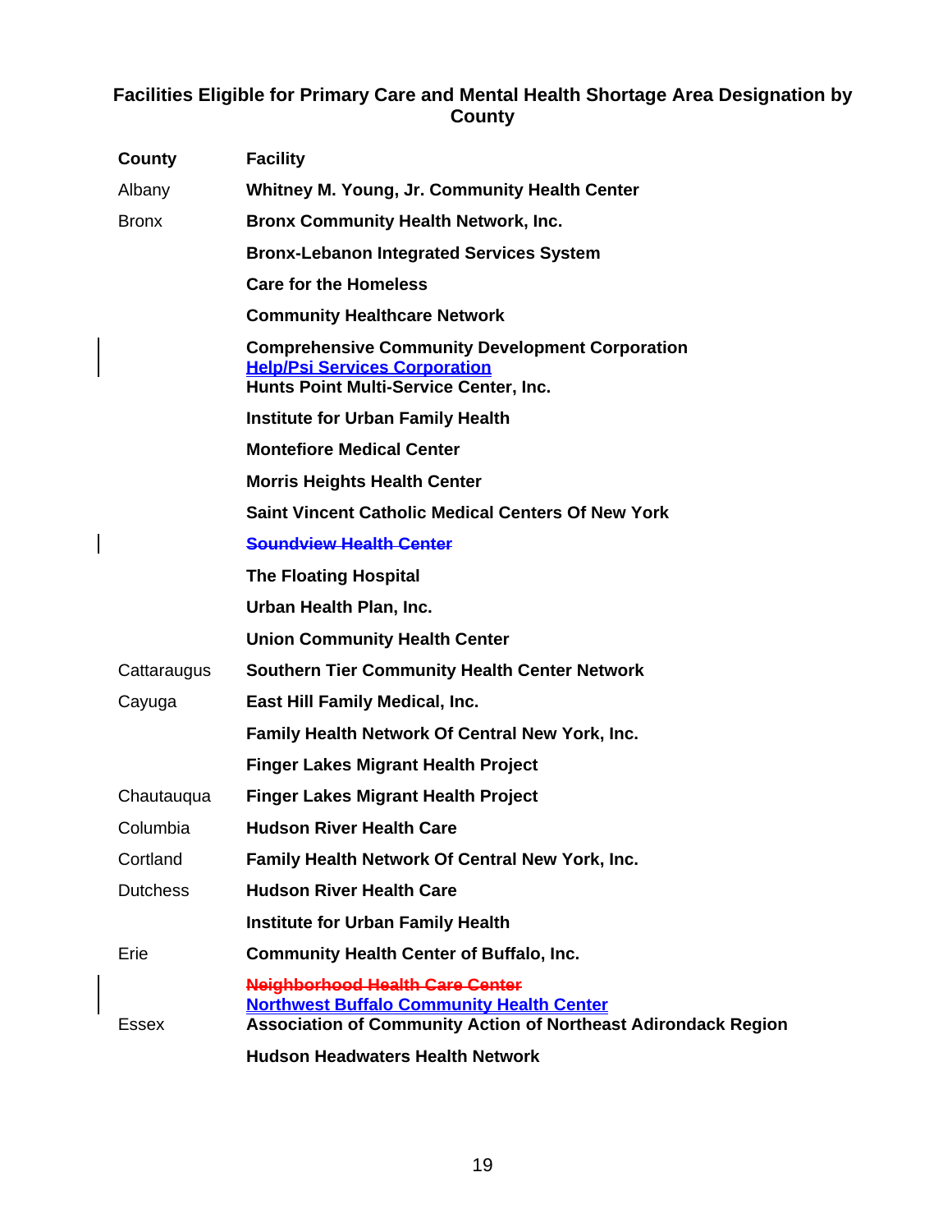## Facilities Eligible for Primary Care and Mental Health Shortage Area Designation by County

| County | Facility |
|---|---|
| Albany | **Whitney M. Young, Jr. Community Health Center** |
| Bronx | **Bronx Community Health Network, Inc.** |
| | **Bronx-Lebanon Integrated Services System** |
| | **Care for the Homeless** |
| | **Community Healthcare Network** |
| | **Comprehensive Community Development Corporation** |
| | **Help/Psi Services Corporation** |
| | **Hunts Point Multi-Service Center, Inc.** |
| | **Institute for Urban Family Health** |
| | **Montefiore Medical Center** |
| | **Morris Heights Health Center** |
| | **Saint Vincent Catholic Medical Centers Of New York** |
| | ~~**Soundview Health Center**~~ |
| | **The Floating Hospital** |
| | **Urban Health Plan, Inc.** |
| | **Union Community Health Center** |
| Cattaraugus | **Southern Tier Community Health Center Network** |
| Cayuga | **East Hill Family Medical, Inc.** |
| | **Family Health Network Of Central New York, Inc.** |
| | **Finger Lakes Migrant Health Project** |
| Chautauqua | **Finger Lakes Migrant Health Project** |
| Columbia | **Hudson River Health Care** |
| Cortland | **Family Health Network Of Central New York, Inc.** |
| Dutchess | **Hudson River Health Care** |
| | **Institute for Urban Family Health** |
| Erie | **Community Health Center of Buffalo, Inc.** |
| | ~~**Neighborhood Health Care Center**~~ |
| | **Northwest Buffalo Community Health Center** |
| Essex | **Association of Community Action of Northeast Adirondack Region** |
| | **Hudson Headwaters Health Network** |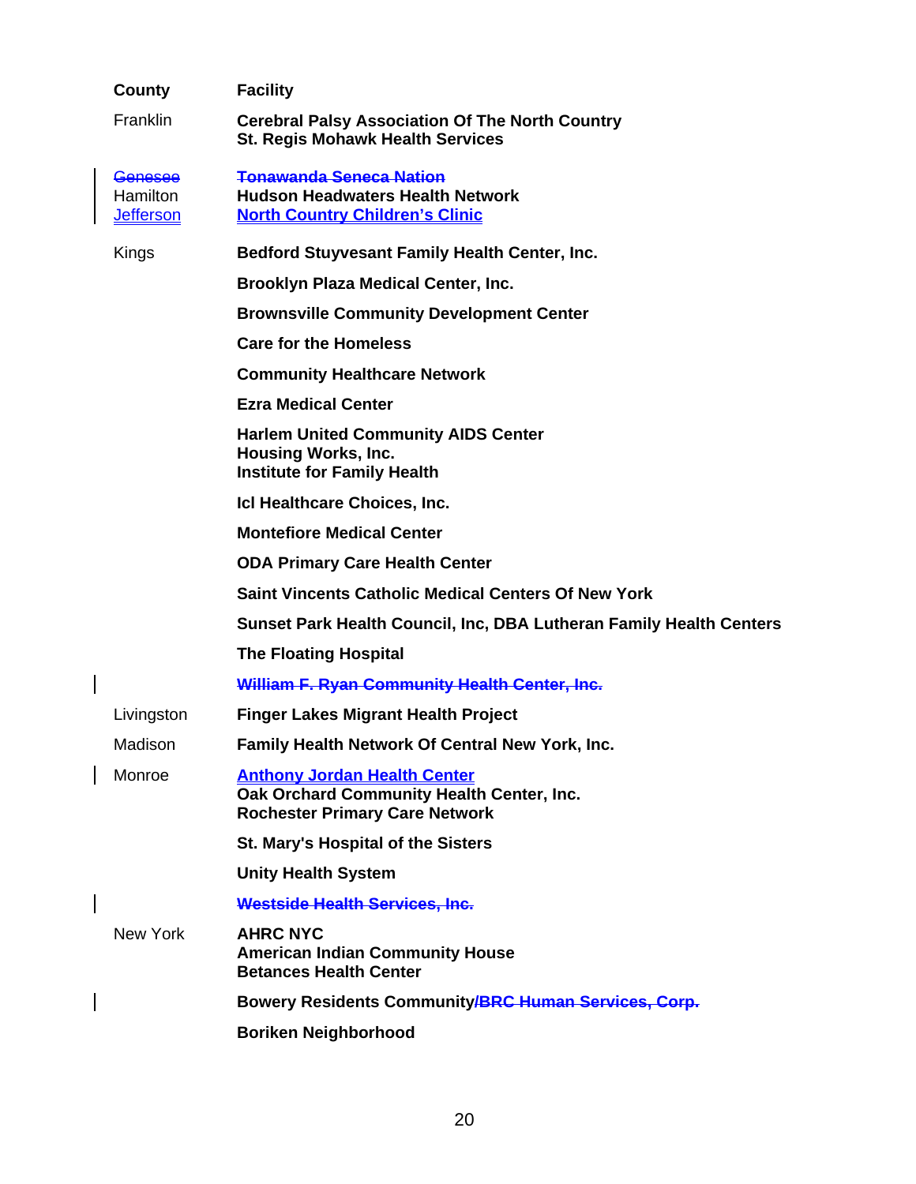| County | Facility |
| --- | --- |
| Franklin | **Cerebral Palsy Association Of The North Country** |
| | **St. Regis Mohawk Health Services** |
| ~~Genesee~~ | ~~**Tonawanda Seneca Nation**~~ |
| Hamilton | **Hudson Headwaters Health Network** |
| Jefferson | **North Country Children's Clinic** |
| Kings | **Bedford Stuyvesant Family Health Center, Inc.** |
| | **Brooklyn Plaza Medical Center, Inc.** |
| | **Brownsville Community Development Center** |
| | **Care for the Homeless** |
| | **Community Healthcare Network** |
| | **Ezra Medical Center** |
| | **Harlem United Community AIDS Center** |
| | **Housing Works, Inc.** |
| | **Institute for Family Health** |
| | **Icl Healthcare Choices, Inc.** |
| | **Montefiore Medical Center** |
| | **ODA Primary Care Health Center** |
| | **Saint Vincents Catholic Medical Centers Of New York** |
| | **Sunset Park Health Council, Inc, DBA Lutheran Family Health Centers** |
| | **The Floating Hospital** |
| | ~~**William F. Ryan Community Health Center, Inc.**~~ |
| Livingston | **Finger Lakes Migrant Health Project** |
| Madison | **Family Health Network Of Central New York, Inc.** |
| Monroe | **Anthony Jordan Health Center** |
| | **Oak Orchard Community Health Center, Inc.** |
| | **Rochester Primary Care Network** |
| | **St. Mary's Hospital of the Sisters** |
| | **Unity Health System** |
| | ~~**Westside Health Services, Inc.**~~ |
| New York | **AHRC NYC** |
| | **American Indian Community House** |
| | **Betances Health Center** |
| | **Bowery Residents Community/~~BRC Human Services, Corp.~~** |
| | **Boriken Neighborhood** |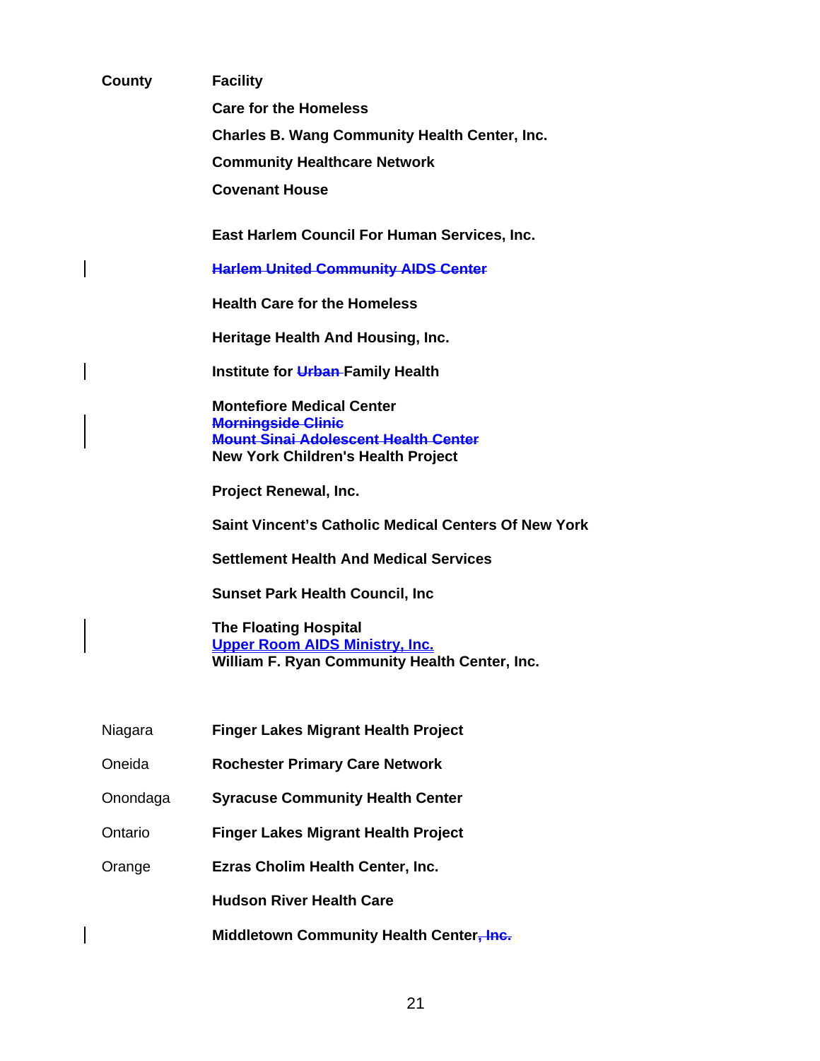| County | Facility |
| --- | --- |
| | **Care for the Homeless** |
| | **Charles B. Wang Community Health Center, Inc.** |
| | **Community Healthcare Network** |
| | **Covenant House** |
| | **East Harlem Council For Human Services, Inc.** |
| | ~~**Harlem United Community AIDS Center**~~ |
| | **Health Care for the Homeless** |
| | **Heritage Health And Housing, Inc.** |
| | **Institute for ~~Urban~~ Family Health** |
| | **Montefiore Medical Center** |
| | ~~**Morningside Clinic**~~ |
| | ~~**Mount Sinai Adolescent Health Center**~~ |
| | **New York Children's Health Project** |
| | **Project Renewal, Inc.** |
| | **Saint Vincent's Catholic Medical Centers Of New York** |
| | **Settlement Health And Medical Services** |
| | **Sunset Park Health Council, Inc** |
| | **The Floating Hospital** |
| | **Upper Room AIDS Ministry, Inc.** |
| | **William F. Ryan Community Health Center, Inc.** |
| Niagara | **Finger Lakes Migrant Health Project** |
| Oneida | **Rochester Primary Care Network** |
| Onondaga | **Syracuse Community Health Center** |
| Ontario | **Finger Lakes Migrant Health Project** |
| Orange | **Ezras Cholim Health Center, Inc.** |
| | **Hudson River Health Care** |
| | **Middletown Community Health Center~~, Inc.~~** |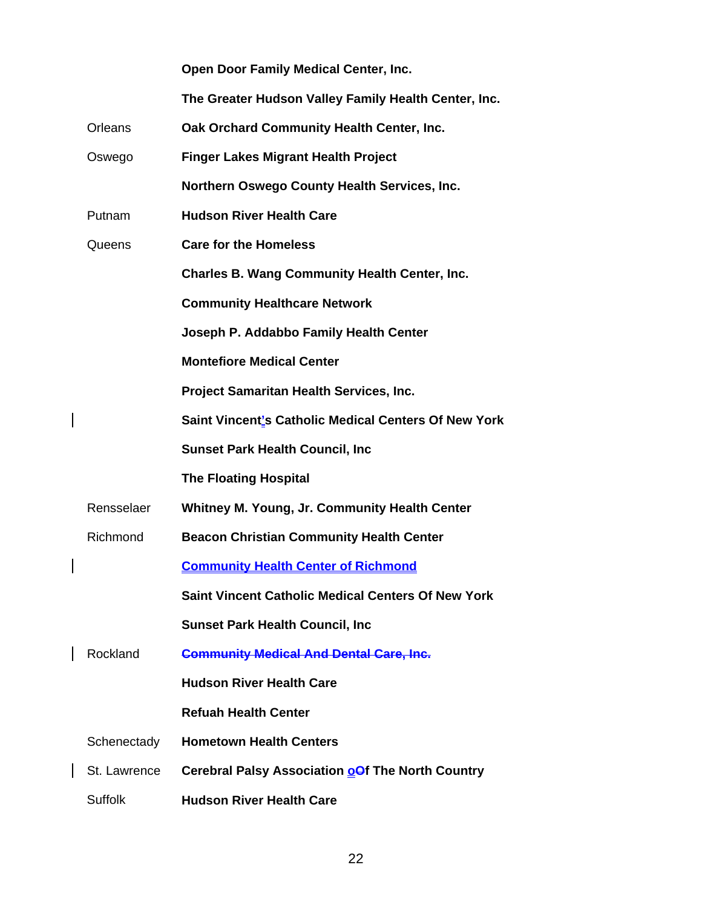| | |
|---|---|
| | **Open Door Family Medical Center, Inc.** |
| | **The Greater Hudson Valley Family Health Center, Inc.** |
| Orleans | **Oak Orchard Community Health Center, Inc.** |
| Oswego | **Finger Lakes Migrant Health Project** |
| | **Northern Oswego County Health Services, Inc.** |
| Putnam | **Hudson River Health Care** |
| Queens | **Care for the Homeless** |
| | **Charles B. Wang Community Health Center, Inc.** |
| | **Community Healthcare Network** |
| | **Joseph P. Addabbo Family Health Center** |
| | **Montefiore Medical Center** |
| | **Project Samaritan Health Services, Inc.** |
| | **Saint Vincent's Catholic Medical Centers Of New York** |
| | **Sunset Park Health Council, Inc** |
| | **The Floating Hospital** |
| Rensselaer | **Whitney M. Young, Jr. Community Health Center** |
| Richmond | **Beacon Christian Community Health Center** |
| | **Community Health Center of Richmond** |
| | **Saint Vincent Catholic Medical Centers Of New York** |
| | **Sunset Park Health Council, Inc** |
| Rockland | ~~**Community Medical And Dental Care, Inc.**~~ |
| | **Hudson River Health Care** |
| | **Refuah Health Center** |
| Schenectady | **Hometown Health Centers** |
| St. Lawrence | **Cerebral Palsy Association of The North Country** |
| Suffolk | **Hudson River Health Care** |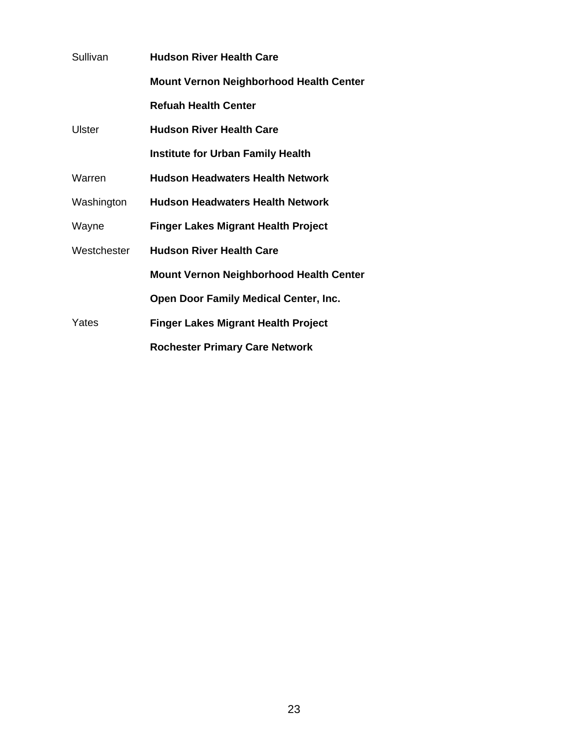| | |
|---|---|
| Sullivan | **Hudson River Health Care** |
| | **Mount Vernon Neighborhood Health Center** |
| | **Refuah Health Center** |
| Ulster | **Hudson River Health Care** |
| | **Institute for Urban Family Health** |
| Warren | **Hudson Headwaters Health Network** |
| Washington | **Hudson Headwaters Health Network** |
| Wayne | **Finger Lakes Migrant Health Project** |
| Westchester | **Hudson River Health Care** |
| | **Mount Vernon Neighborhood Health Center** |
| | **Open Door Family Medical Center, Inc.** |
| Yates | **Finger Lakes Migrant Health Project** |
| | **Rochester Primary Care Network** |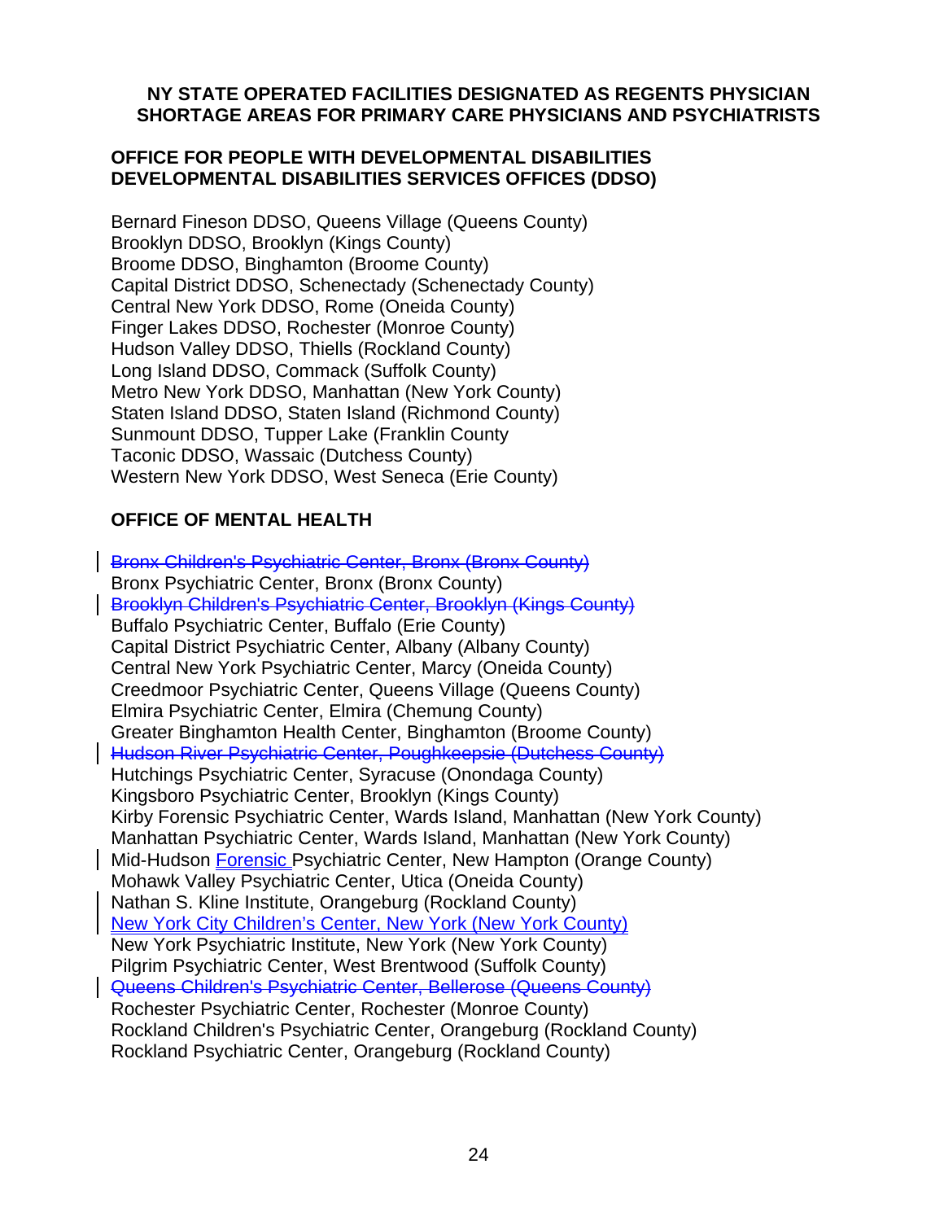**NY STATE OPERATED FACILITIES DESIGNATED AS REGENTS PHYSICIAN SHORTAGE AREAS FOR PRIMARY CARE PHYSICIANS AND PSYCHIATRISTS**

**OFFICE FOR PEOPLE WITH DEVELOPMENTAL DISABILITIES DEVELOPMENTAL DISABILITIES SERVICES OFFICES (DDSO)**

Bernard Fineson DDSO, Queens Village (Queens County)
Brooklyn DDSO, Brooklyn (Kings County)
Broome DDSO, Binghamton (Broome County)
Capital District DDSO, Schenectady (Schenectady County)
Central New York DDSO, Rome (Oneida County)
Finger Lakes DDSO, Rochester (Monroe County)
Hudson Valley DDSO, Thiells (Rockland County)
Long Island DDSO, Commack (Suffolk County)
Metro New York DDSO, Manhattan (New York County)
Staten Island DDSO, Staten Island (Richmond County)
Sunmount DDSO, Tupper Lake (Franklin County
Taconic DDSO, Wassaic (Dutchess County)
Western New York DDSO, West Seneca (Erie County)

**OFFICE OF MENTAL HEALTH**

~~Bronx Children's Psychiatric Center, Bronx (Bronx County)~~
Bronx Psychiatric Center, Bronx (Bronx County)
~~Brooklyn Children's Psychiatric Center, Brooklyn (Kings County)~~
Buffalo Psychiatric Center, Buffalo (Erie County)
Capital District Psychiatric Center, Albany (Albany County)
Central New York Psychiatric Center, Marcy (Oneida County)
Creedmoor Psychiatric Center, Queens Village (Queens County)
Elmira Psychiatric Center, Elmira (Chemung County)
Greater Binghamton Health Center, Binghamton (Broome County)
~~Hudson River Psychiatric Center, Poughkeepsie (Dutchess County)~~
Hutchings Psychiatric Center, Syracuse (Onondaga County)
Kingsboro Psychiatric Center, Brooklyn (Kings County)
Kirby Forensic Psychiatric Center, Wards Island, Manhattan (New York County)
Manhattan Psychiatric Center, Wards Island, Manhattan (New York County)
Mid-Hudson Forensic Psychiatric Center, New Hampton (Orange County)
Mohawk Valley Psychiatric Center, Utica (Oneida County)
Nathan S. Kline Institute, Orangeburg (Rockland County)
New York City Children's Center, New York (New York County)
New York Psychiatric Institute, New York (New York County)
Pilgrim Psychiatric Center, West Brentwood (Suffolk County)
~~Queens Children's Psychiatric Center, Bellerose (Queens County)~~
Rochester Psychiatric Center, Rochester (Monroe County)
Rockland Children's Psychiatric Center, Orangeburg (Rockland County)
Rockland Psychiatric Center, Orangeburg (Rockland County)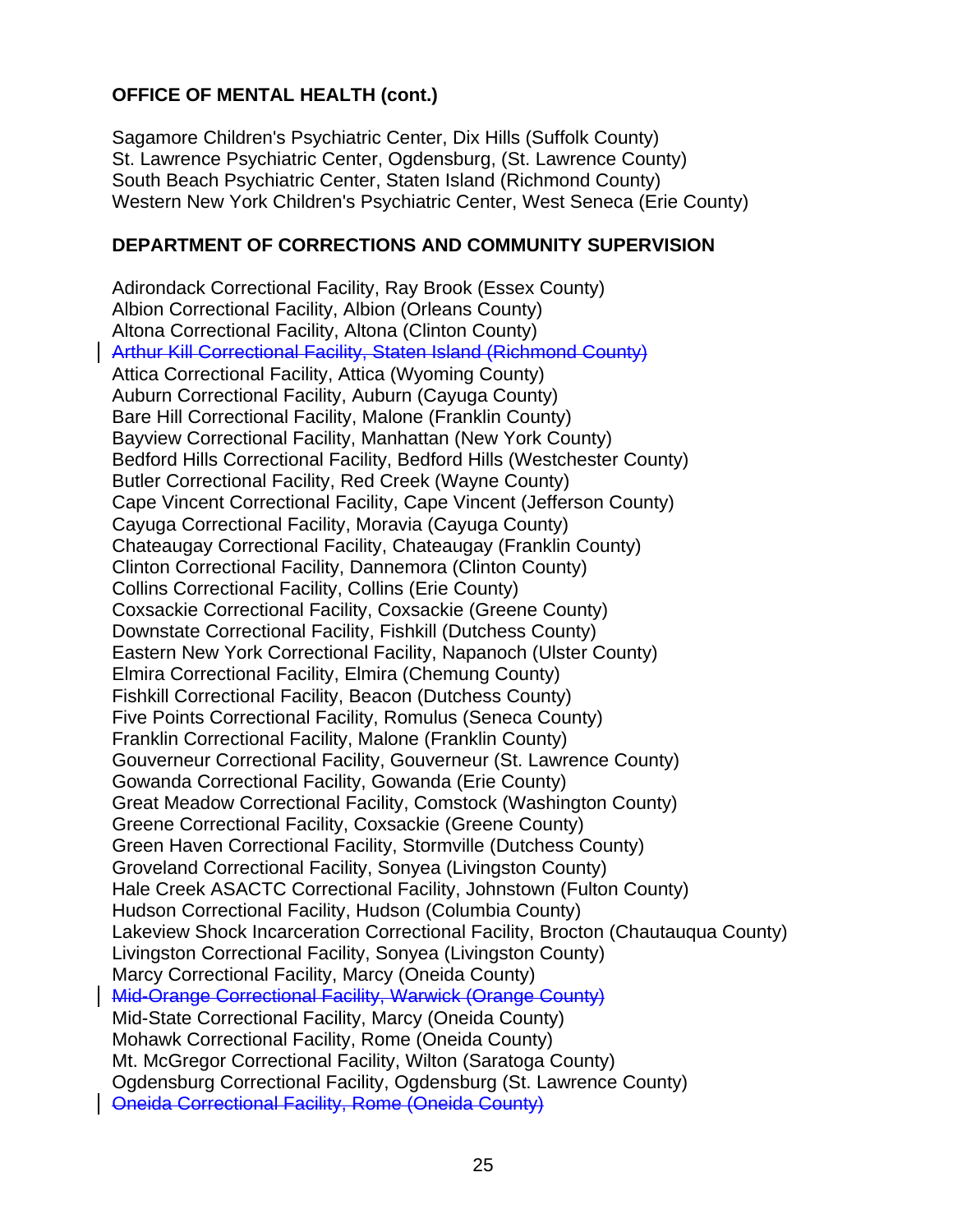**OFFICE OF MENTAL HEALTH (cont.)**

Sagamore Children's Psychiatric Center, Dix Hills (Suffolk County)
St. Lawrence Psychiatric Center, Ogdensburg, (St. Lawrence County)
South Beach Psychiatric Center, Staten Island (Richmond County)
Western New York Children's Psychiatric Center, West Seneca (Erie County)

**DEPARTMENT OF CORRECTIONS AND COMMUNITY SUPERVISION**

Adirondack Correctional Facility, Ray Brook (Essex County)
Albion Correctional Facility, Albion (Orleans County)
Altona Correctional Facility, Altona (Clinton County)
~~Arthur Kill Correctional Facility, Staten Island (Richmond County)~~
Attica Correctional Facility, Attica (Wyoming County)
Auburn Correctional Facility, Auburn (Cayuga County)
Bare Hill Correctional Facility, Malone (Franklin County)
Bayview Correctional Facility, Manhattan (New York County)
Bedford Hills Correctional Facility, Bedford Hills (Westchester County)
Butler Correctional Facility, Red Creek (Wayne County)
Cape Vincent Correctional Facility, Cape Vincent (Jefferson County)
Cayuga Correctional Facility, Moravia (Cayuga County)
Chateaugay Correctional Facility, Chateaugay (Franklin County)
Clinton Correctional Facility, Dannemora (Clinton County)
Collins Correctional Facility, Collins (Erie County)
Coxsackie Correctional Facility, Coxsackie (Greene County)
Downstate Correctional Facility, Fishkill (Dutchess County)
Eastern New York Correctional Facility, Napanoch (Ulster County)
Elmira Correctional Facility, Elmira (Chemung County)
Fishkill Correctional Facility, Beacon (Dutchess County)
Five Points Correctional Facility, Romulus (Seneca County)
Franklin Correctional Facility, Malone (Franklin County)
Gouverneur Correctional Facility, Gouverneur (St. Lawrence County)
Gowanda Correctional Facility, Gowanda (Erie County)
Great Meadow Correctional Facility, Comstock (Washington County)
Greene Correctional Facility, Coxsackie (Greene County)
Green Haven Correctional Facility, Stormville (Dutchess County)
Groveland Correctional Facility, Sonyea (Livingston County)
Hale Creek ASACTC Correctional Facility, Johnstown (Fulton County)
Hudson Correctional Facility, Hudson (Columbia County)
Lakeview Shock Incarceration Correctional Facility, Brocton (Chautauqua County)
Livingston Correctional Facility, Sonyea (Livingston County)
Marcy Correctional Facility, Marcy (Oneida County)
~~Mid-Orange Correctional Facility, Warwick (Orange County)~~
Mid-State Correctional Facility, Marcy (Oneida County)
Mohawk Correctional Facility, Rome (Oneida County)
Mt. McGregor Correctional Facility, Wilton (Saratoga County)
Ogdensburg Correctional Facility, Ogdensburg (St. Lawrence County)
~~Oneida Correctional Facility, Rome (Oneida County)~~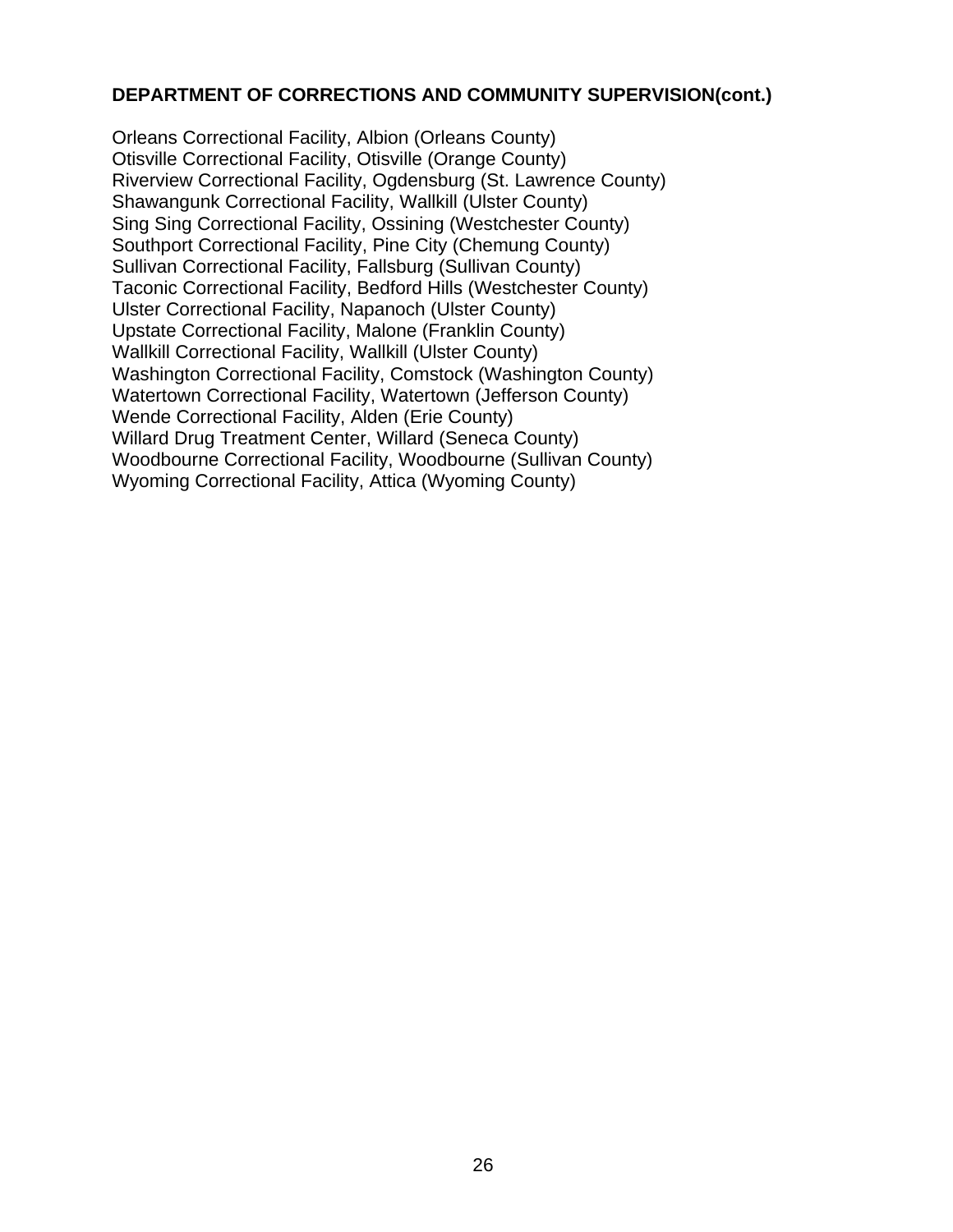**DEPARTMENT OF CORRECTIONS AND COMMUNITY SUPERVISION(cont.)**

Orleans Correctional Facility, Albion (Orleans County)
Otisville Correctional Facility, Otisville (Orange County)
Riverview Correctional Facility, Ogdensburg (St. Lawrence County)
Shawangunk Correctional Facility, Wallkill (Ulster County)
Sing Sing Correctional Facility, Ossining (Westchester County)
Southport Correctional Facility, Pine City (Chemung County)
Sullivan Correctional Facility, Fallsburg (Sullivan County)
Taconic Correctional Facility, Bedford Hills (Westchester County)
Ulster Correctional Facility, Napanoch (Ulster County)
Upstate Correctional Facility, Malone (Franklin County)
Wallkill Correctional Facility, Wallkill (Ulster County)
Washington Correctional Facility, Comstock (Washington County)
Watertown Correctional Facility, Watertown (Jefferson County)
Wende Correctional Facility, Alden (Erie County)
Willard Drug Treatment Center, Willard (Seneca County)
Woodbourne Correctional Facility, Woodbourne (Sullivan County)
Wyoming Correctional Facility, Attica (Wyoming County)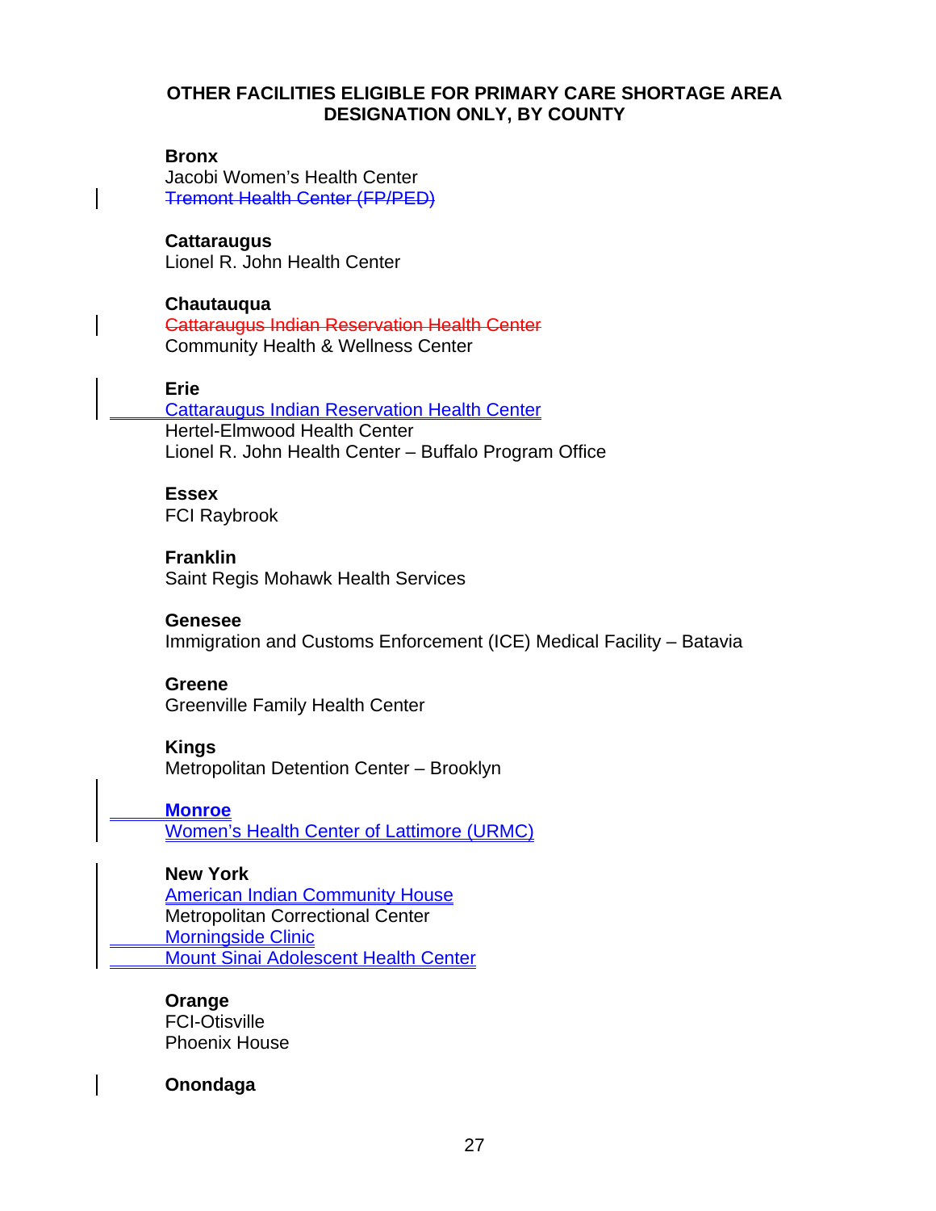## OTHER FACILITIES ELIGIBLE FOR PRIMARY CARE SHORTAGE AREA DESIGNATION ONLY, BY COUNTY

**Bronx**
Jacobi Women's Health Center
~~Tremont Health Center (FP/PED)~~

**Cattaraugus**
Lionel R. John Health Center

**Chautauqua**
~~Cattaraugus Indian Reservation Health Center~~
Community Health & Wellness Center

**Erie**
Cattaraugus Indian Reservation Health Center
Hertel-Elmwood Health Center
Lionel R. John Health Center – Buffalo Program Office

**Essex**
FCI Raybrook

**Franklin**
Saint Regis Mohawk Health Services

**Genesee**
Immigration and Customs Enforcement (ICE) Medical Facility – Batavia

**Greene**
Greenville Family Health Center

**Kings**
Metropolitan Detention Center – Brooklyn

**Monroe**
Women's Health Center of Lattimore (URMC)

**New York**
American Indian Community House
Metropolitan Correctional Center
Morningside Clinic
Mount Sinai Adolescent Health Center

**Orange**
FCI-Otisville
Phoenix House

**Onondaga**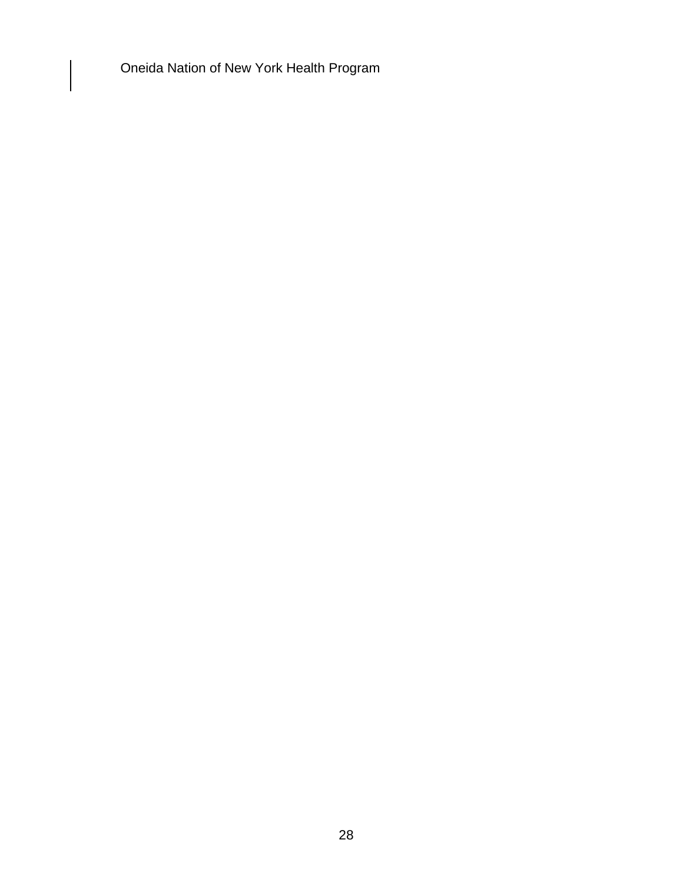Oneida Nation of New York Health Program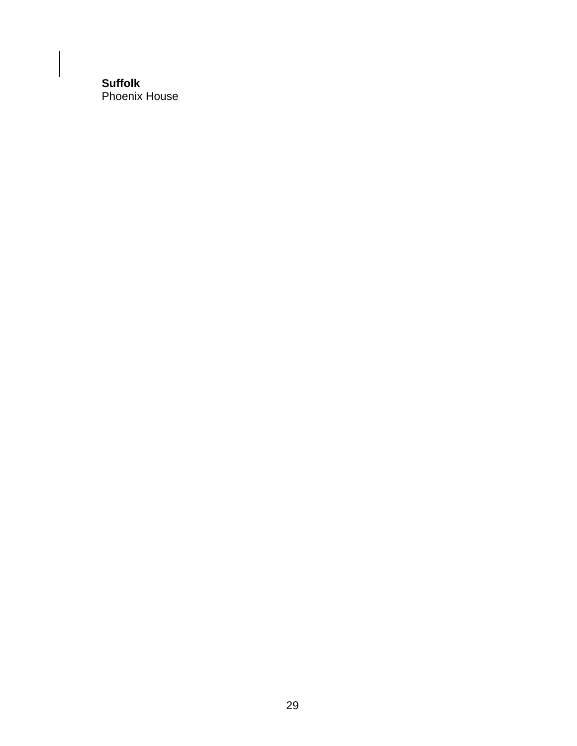**Suffolk**
Phoenix House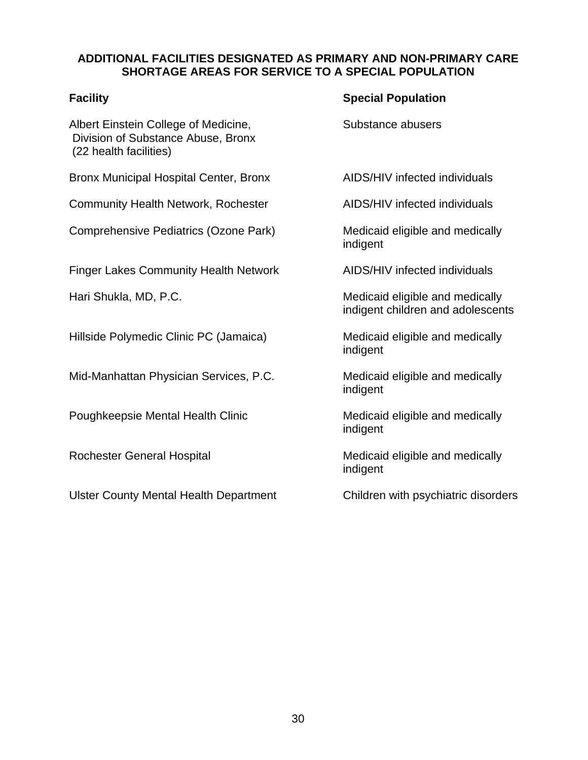## ADDITIONAL FACILITIES DESIGNATED AS PRIMARY AND NON-PRIMARY CARE SHORTAGE AREAS FOR SERVICE TO A SPECIAL POPULATION

| Facility | Special Population |
|---|---|
| Albert Einstein College of Medicine, Division of Substance Abuse, Bronx (22 health facilities) | Substance abusers |
| Bronx Municipal Hospital Center, Bronx | AIDS/HIV infected individuals |
| Community Health Network, Rochester | AIDS/HIV infected individuals |
| Comprehensive Pediatrics (Ozone Park) | Medicaid eligible and medically indigent |
| Finger Lakes Community Health Network | AIDS/HIV infected individuals |
| Hari Shukla, MD, P.C. | Medicaid eligible and medically indigent children and adolescents |
| Hillside Polymedic Clinic PC (Jamaica) | Medicaid eligible and medically indigent |
| Mid-Manhattan Physician Services, P.C. | Medicaid eligible and medically indigent |
| Poughkeepsie Mental Health Clinic | Medicaid eligible and medically indigent |
| Rochester General Hospital | Medicaid eligible and medically indigent |
| Ulster County Mental Health Department | Children with psychiatric disorders |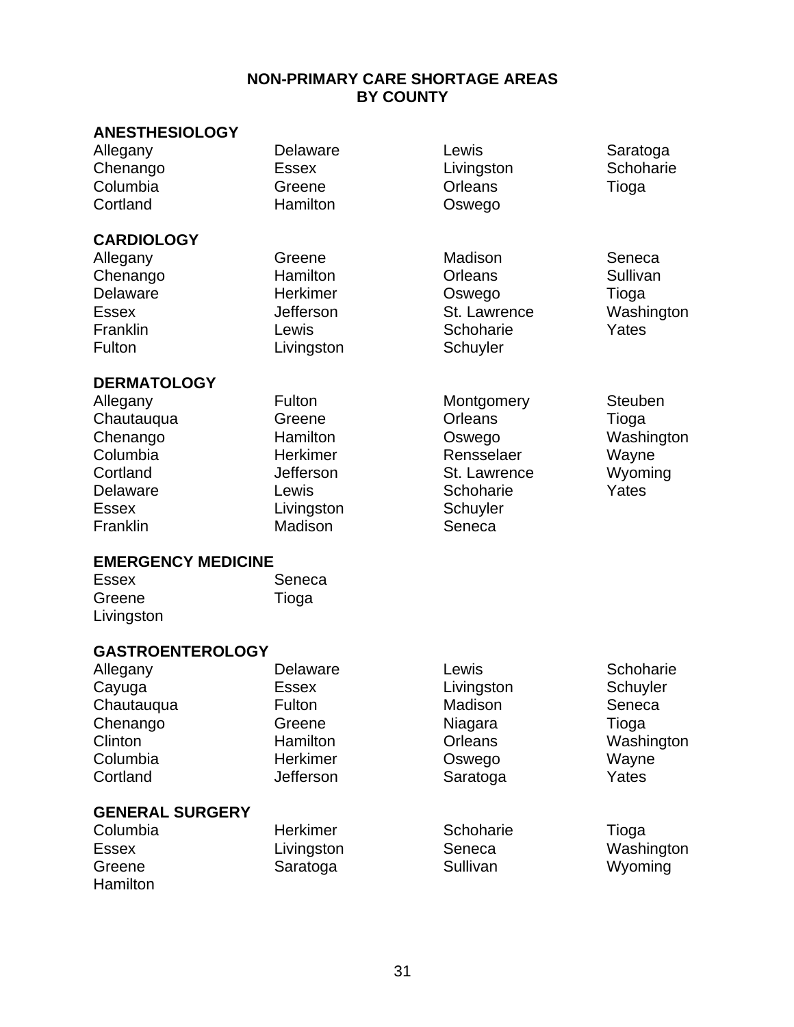# NON-PRIMARY CARE SHORTAGE AREAS BY COUNTY

## ANESTHESIOLOGY

Allegany
Chenango
Columbia
Cortland
Delaware
Essex
Greene
Hamilton
Lewis
Livingston
Orleans
Oswego
Saratoga
Schoharie
Tioga

## CARDIOLOGY

Allegany
Chenango
Delaware
Essex
Franklin
Fulton
Greene
Hamilton
Herkimer
Jefferson
Lewis
Livingston
Madison
Orleans
Oswego
St. Lawrence
Schoharie
Schuyler
Seneca
Sullivan
Tioga
Washington
Yates

## DERMATOLOGY

Allegany
Chautauqua
Chenango
Columbia
Cortland
Delaware
Essex
Franklin
Fulton
Greene
Hamilton
Herkimer
Jefferson
Lewis
Livingston
Madison
Montgomery
Orleans
Oswego
Rensselaer
St. Lawrence
Schoharie
Schuyler
Seneca
Steuben
Tioga
Washington
Wayne
Wyoming
Yates

## EMERGENCY MEDICINE

Essex
Greene
Livingston
Seneca
Tioga

## GASTROENTEROLOGY

Allegany
Cayuga
Chautauqua
Chenango
Clinton
Columbia
Cortland
Delaware
Essex
Fulton
Greene
Hamilton
Herkimer
Jefferson
Lewis
Livingston
Madison
Niagara
Orleans
Oswego
Saratoga
Schoharie
Schuyler
Seneca
Tioga
Washington
Wayne
Yates

## GENERAL SURGERY

Columbia
Essex
Greene
Hamilton
Herkimer
Livingston
Saratoga
Schoharie
Seneca
Sullivan
Tioga
Washington
Wyoming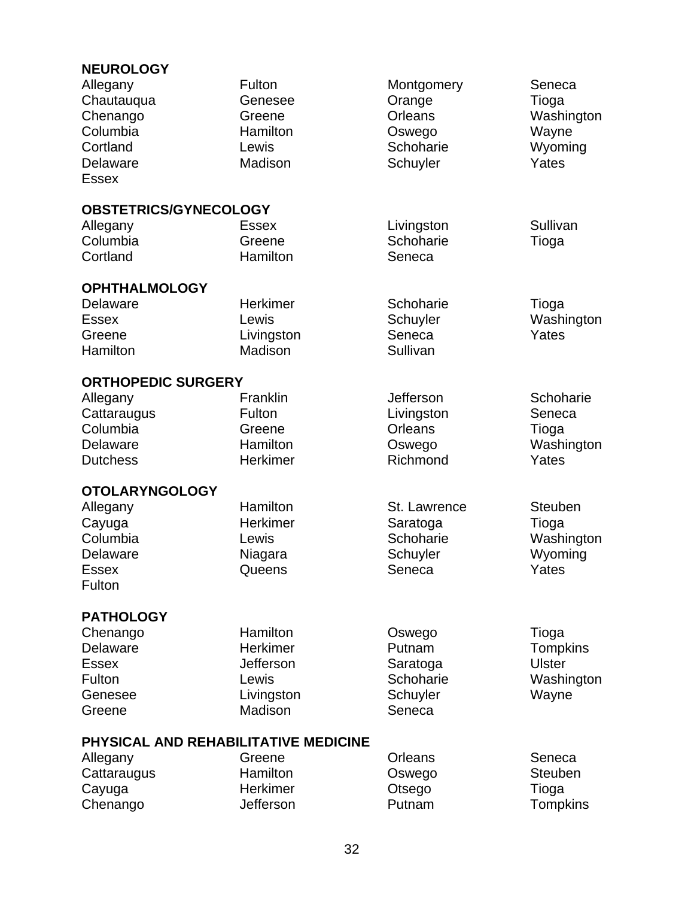**NEUROLOGY**

Allegany
Chautauqua
Chenango
Columbia
Cortland
Delaware
Essex
Fulton
Genesee
Greene
Hamilton
Lewis
Madison
Montgomery
Orange
Orleans
Oswego
Schoharie
Schuyler
Seneca
Tioga
Washington
Wayne
Wyoming
Yates

**OBSTETRICS/GYNECOLOGY**

Allegany
Columbia
Cortland
Essex
Greene
Hamilton
Livingston
Schoharie
Seneca
Sullivan
Tioga

**OPHTHALMOLOGY**

Delaware
Essex
Greene
Hamilton
Herkimer
Lewis
Livingston
Madison
Schoharie
Schuyler
Seneca
Sullivan
Tioga
Washington
Yates

**ORTHOPEDIC SURGERY**

Allegany
Cattaraugus
Columbia
Delaware
Dutchess
Franklin
Fulton
Greene
Hamilton
Herkimer
Jefferson
Livingston
Orleans
Oswego
Richmond
Schoharie
Seneca
Tioga
Washington
Yates

**OTOLARYNGOLOGY**

Allegany
Cayuga
Columbia
Delaware
Essex
Fulton
Hamilton
Herkimer
Lewis
Niagara
Queens
St. Lawrence
Saratoga
Schoharie
Schuyler
Seneca
Steuben
Tioga
Washington
Wyoming
Yates

**PATHOLOGY**

Chenango
Delaware
Essex
Fulton
Genesee
Greene
Hamilton
Herkimer
Jefferson
Lewis
Livingston
Madison
Oswego
Putnam
Saratoga
Schoharie
Schuyler
Seneca
Tioga
Tompkins
Ulster
Washington
Wayne

**PHYSICAL AND REHABILITATIVE MEDICINE**

Allegany
Cattaraugus
Cayuga
Chenango
Greene
Hamilton
Herkimer
Jefferson
Orleans
Oswego
Otsego
Putnam
Seneca
Steuben
Tioga
Tompkins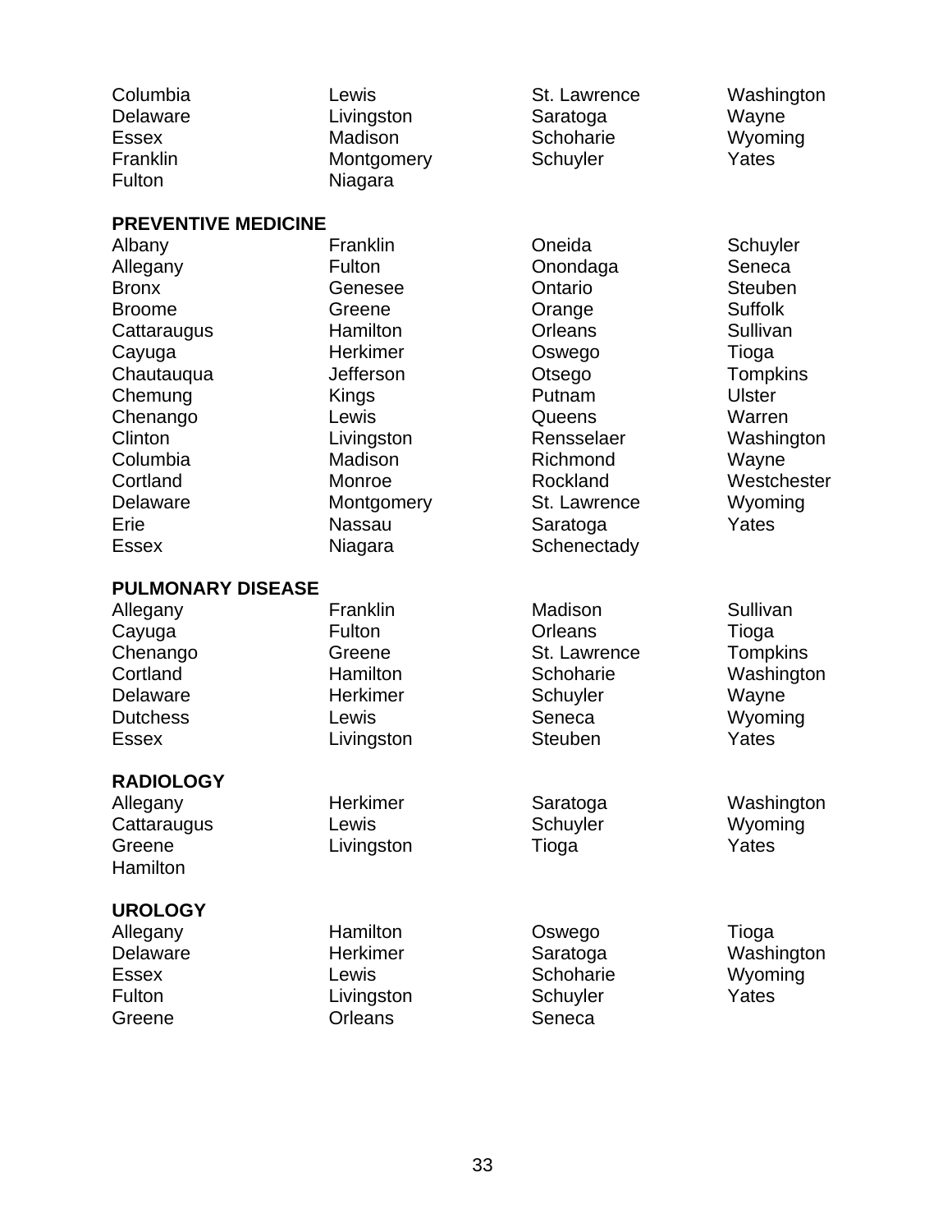Columbia
Delaware
Essex
Franklin
Fulton
Lewis
Livingston
Madison
Montgomery
Niagara
St. Lawrence
Saratoga
Schoharie
Schuyler
Washington
Wayne
Wyoming
Yates

**PREVENTIVE MEDICINE**

Albany
Allegany
Bronx
Broome
Cattaraugus
Cayuga
Chautauqua
Chemung
Chenango
Clinton
Columbia
Cortland
Delaware
Erie
Essex
Franklin
Fulton
Genesee
Greene
Hamilton
Herkimer
Jefferson
Kings
Lewis
Livingston
Madison
Monroe
Montgomery
Nassau
Niagara
Oneida
Onondaga
Ontario
Orange
Orleans
Oswego
Otsego
Putnam
Queens
Rensselaer
Richmond
Rockland
St. Lawrence
Saratoga
Schenectady
Schuyler
Seneca
Steuben
Suffolk
Sullivan
Tioga
Tompkins
Ulster
Warren
Washington
Wayne
Westchester
Wyoming
Yates

**PULMONARY DISEASE**

Allegany
Cayuga
Chenango
Cortland
Delaware
Dutchess
Essex
Franklin
Fulton
Greene
Hamilton
Herkimer
Lewis
Livingston
Madison
Orleans
St. Lawrence
Schoharie
Schuyler
Seneca
Steuben
Sullivan
Tioga
Tompkins
Washington
Wayne
Wyoming
Yates

**RADIOLOGY**

Allegany
Cattaraugus
Greene
Hamilton
Herkimer
Lewis
Livingston
Saratoga
Schuyler
Tioga
Washington
Wyoming
Yates

**UROLOGY**

Allegany
Delaware
Essex
Fulton
Greene
Hamilton
Herkimer
Lewis
Livingston
Orleans
Oswego
Saratoga
Schoharie
Schuyler
Seneca
Tioga
Washington
Wyoming
Yates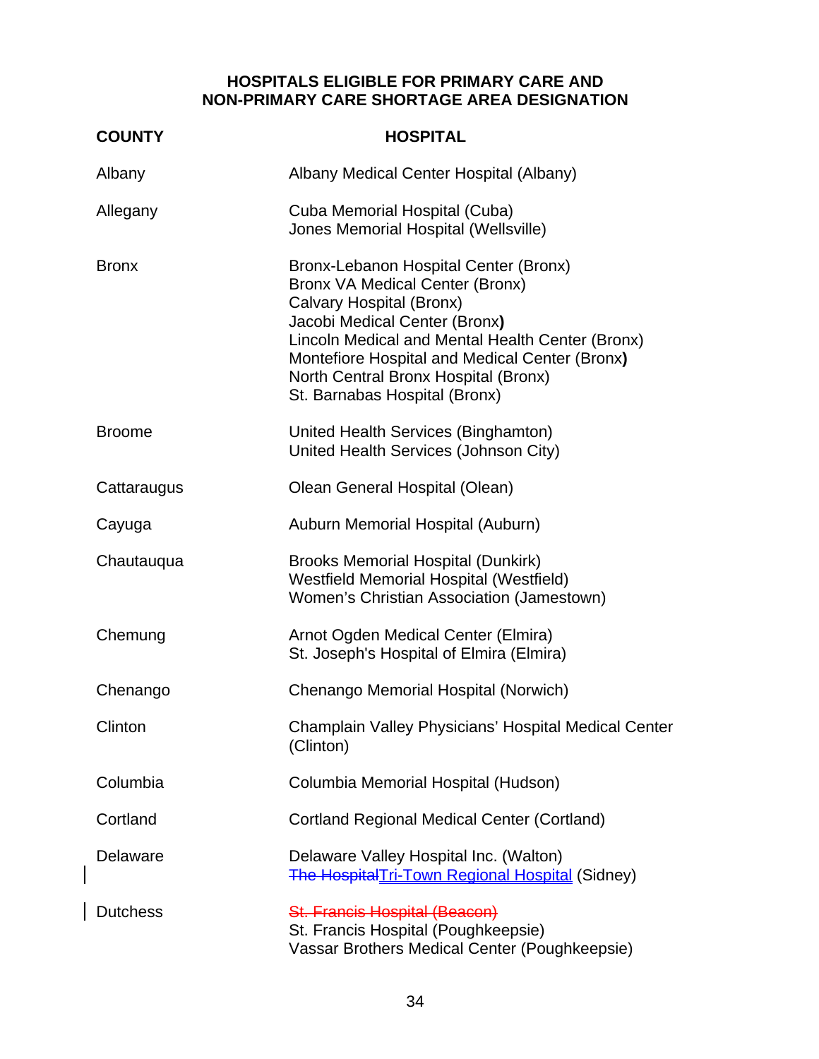## HOSPITALS ELIGIBLE FOR PRIMARY CARE AND NON-PRIMARY CARE SHORTAGE AREA DESIGNATION

| COUNTY | HOSPITAL |
|---|---|
| Albany | Albany Medical Center Hospital (Albany) |
| Allegany | Cuba Memorial Hospital (Cuba)<br>Jones Memorial Hospital (Wellsville) |
| Bronx | Bronx-Lebanon Hospital Center (Bronx)<br>Bronx VA Medical Center (Bronx)<br>Calvary Hospital (Bronx)<br>Jacobi Medical Center (Bronx)<br>Lincoln Medical and Mental Health Center (Bronx)<br>Montefiore Hospital and Medical Center (Bronx)<br>North Central Bronx Hospital (Bronx)<br>St. Barnabas Hospital (Bronx) |
| Broome | United Health Services (Binghamton)<br>United Health Services (Johnson City) |
| Cattaraugus | Olean General Hospital (Olean) |
| Cayuga | Auburn Memorial Hospital (Auburn) |
| Chautauqua | Brooks Memorial Hospital (Dunkirk)<br>Westfield Memorial Hospital (Westfield)<br>Women's Christian Association (Jamestown) |
| Chemung | Arnot Ogden Medical Center (Elmira)<br>St. Joseph's Hospital of Elmira (Elmira) |
| Chenango | Chenango Memorial Hospital (Norwich) |
| Clinton | Champlain Valley Physicians' Hospital Medical Center (Clinton) |
| Columbia | Columbia Memorial Hospital (Hudson) |
| Cortland | Cortland Regional Medical Center (Cortland) |
| Delaware | Delaware Valley Hospital Inc. (Walton)<br>~~The Hospital~~Tri-Town Regional Hospital (Sidney) |
| Dutchess | ~~St. Francis Hospital (Beacon)~~<br>St. Francis Hospital (Poughkeepsie)<br>Vassar Brothers Medical Center (Poughkeepsie) |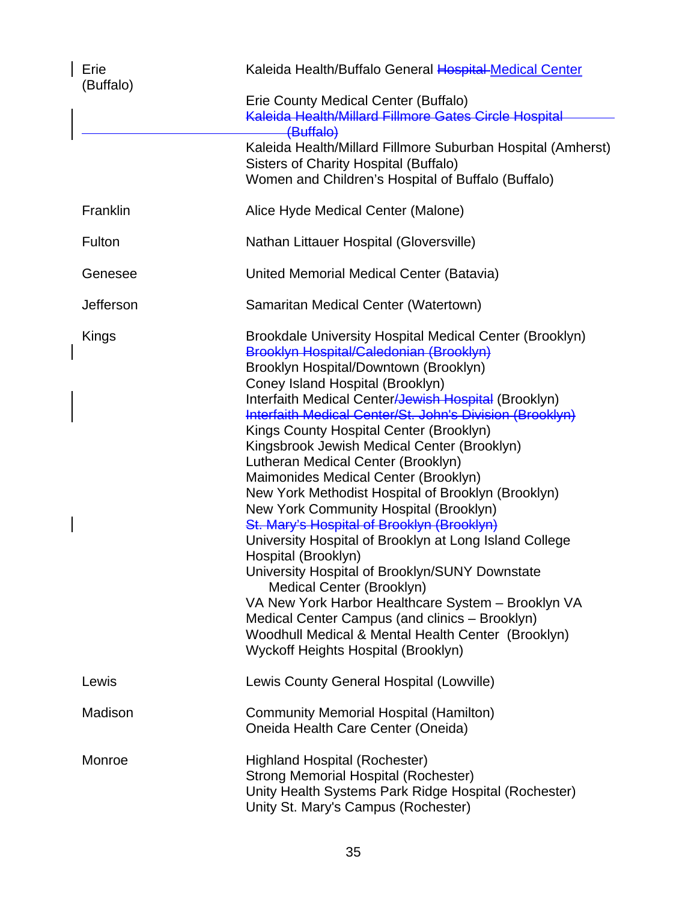| County | Hospital |
|---|---|
| Erie (Buffalo) | Kaleida Health/Buffalo General ~~Hospital~~ Medical Center |
| | Erie County Medical Center (Buffalo) |
| | ~~Kaleida Health/Millard Fillmore Gates Circle Hospital (Buffalo)~~ |
| | Kaleida Health/Millard Fillmore Suburban Hospital (Amherst) |
| | Sisters of Charity Hospital (Buffalo) |
| | Women and Children's Hospital of Buffalo (Buffalo) |
| Franklin | Alice Hyde Medical Center (Malone) |
| Fulton | Nathan Littauer Hospital (Gloversville) |
| Genesee | United Memorial Medical Center (Batavia) |
| Jefferson | Samaritan Medical Center (Watertown) |
| Kings | Brookdale University Hospital Medical Center (Brooklyn) |
| | ~~Brooklyn Hospital/Caledonian (Brooklyn)~~ |
| | Brooklyn Hospital/Downtown (Brooklyn) |
| | Coney Island Hospital (Brooklyn) |
| | Interfaith Medical Center~~/Jewish Hospital~~ (Brooklyn) |
| | ~~Interfaith Medical Center/St. John's Division (Brooklyn)~~ |
| | Kings County Hospital Center (Brooklyn) |
| | Kingsbrook Jewish Medical Center (Brooklyn) |
| | Lutheran Medical Center (Brooklyn) |
| | Maimonides Medical Center (Brooklyn) |
| | New York Methodist Hospital of Brooklyn (Brooklyn) |
| | New York Community Hospital (Brooklyn) |
| | ~~St. Mary's Hospital of Brooklyn (Brooklyn)~~ |
| | University Hospital of Brooklyn at Long Island College Hospital (Brooklyn) |
| | University Hospital of Brooklyn/SUNY Downstate Medical Center (Brooklyn) |
| | VA New York Harbor Healthcare System – Brooklyn VA Medical Center Campus (and clinics – Brooklyn) |
| | Woodhull Medical & Mental Health Center (Brooklyn) |
| | Wyckoff Heights Hospital (Brooklyn) |
| Lewis | Lewis County General Hospital (Lowville) |
| Madison | Community Memorial Hospital (Hamilton) |
| | Oneida Health Care Center (Oneida) |
| Monroe | Highland Hospital (Rochester) |
| | Strong Memorial Hospital (Rochester) |
| | Unity Health Systems Park Ridge Hospital (Rochester) |
| | Unity St. Mary's Campus (Rochester) |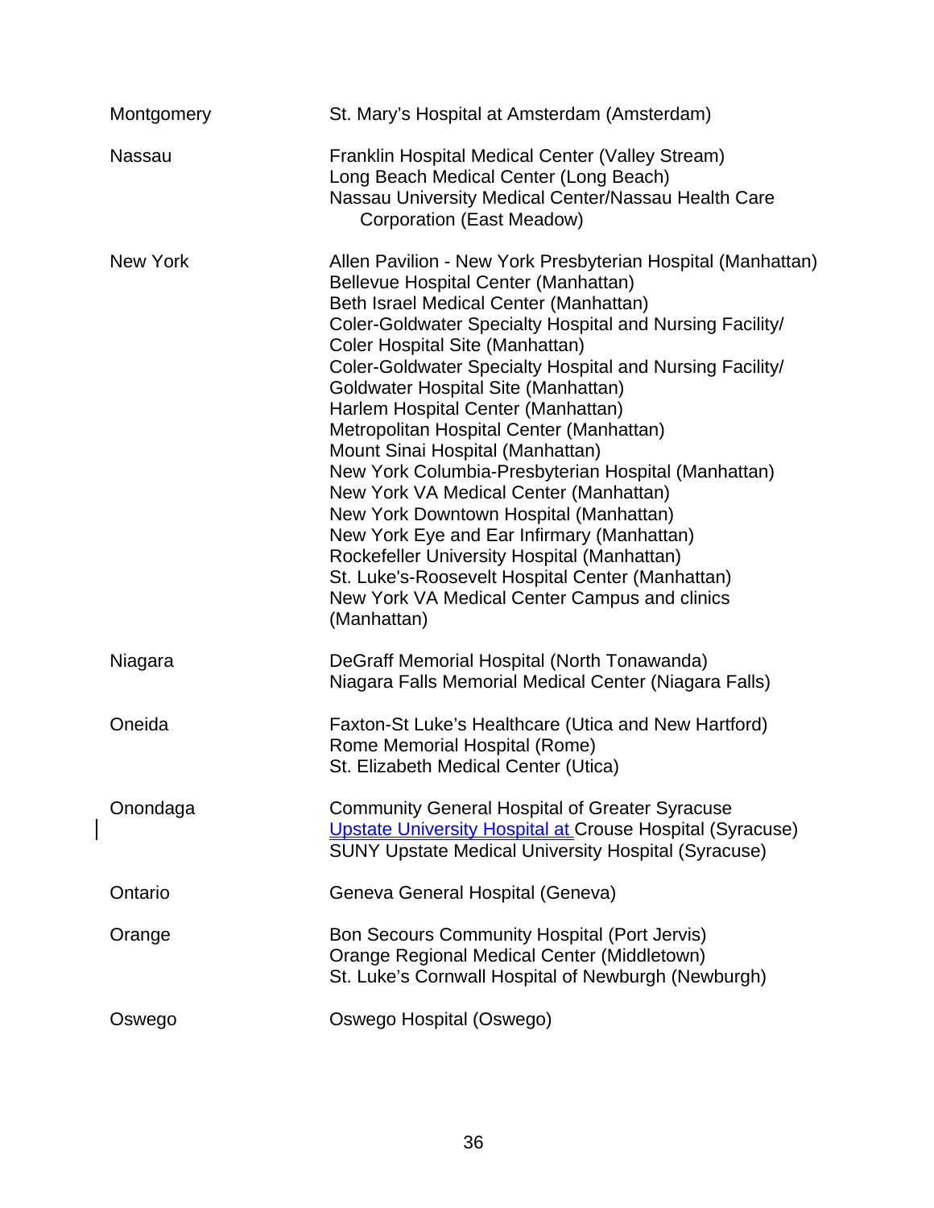| | |
|---|---|
| Montgomery | St. Mary's Hospital at Amsterdam (Amsterdam) |
| Nassau | Franklin Hospital Medical Center (Valley Stream)<br>Long Beach Medical Center (Long Beach)<br>Nassau University Medical Center/Nassau Health Care Corporation (East Meadow) |
| New York | Allen Pavilion - New York Presbyterian Hospital (Manhattan)<br>Bellevue Hospital Center (Manhattan)<br>Beth Israel Medical Center (Manhattan)<br>Coler-Goldwater Specialty Hospital and Nursing Facility/ Coler Hospital Site (Manhattan)<br>Coler-Goldwater Specialty Hospital and Nursing Facility/ Goldwater Hospital Site (Manhattan)<br>Harlem Hospital Center (Manhattan)<br>Metropolitan Hospital Center (Manhattan)<br>Mount Sinai Hospital (Manhattan)<br>New York Columbia-Presbyterian Hospital (Manhattan)<br>New York VA Medical Center (Manhattan)<br>New York Downtown Hospital (Manhattan)<br>New York Eye and Ear Infirmary (Manhattan)<br>Rockefeller University Hospital (Manhattan)<br>St. Luke's-Roosevelt Hospital Center (Manhattan)<br>New York VA Medical Center Campus and clinics (Manhattan) |
| Niagara | DeGraff Memorial Hospital (North Tonawanda)<br>Niagara Falls Memorial Medical Center (Niagara Falls) |
| Oneida | Faxton-St Luke's Healthcare (Utica and New Hartford)<br>Rome Memorial Hospital (Rome)<br>St. Elizabeth Medical Center (Utica) |
| Onondaga | Community General Hospital of Greater Syracuse<br>Upstate University Hospital at Crouse Hospital (Syracuse)<br>SUNY Upstate Medical University Hospital (Syracuse) |
| Ontario | Geneva General Hospital (Geneva) |
| Orange | Bon Secours Community Hospital (Port Jervis)<br>Orange Regional Medical Center (Middletown)<br>St. Luke's Cornwall Hospital of Newburgh (Newburgh) |
| Oswego | Oswego Hospital (Oswego) |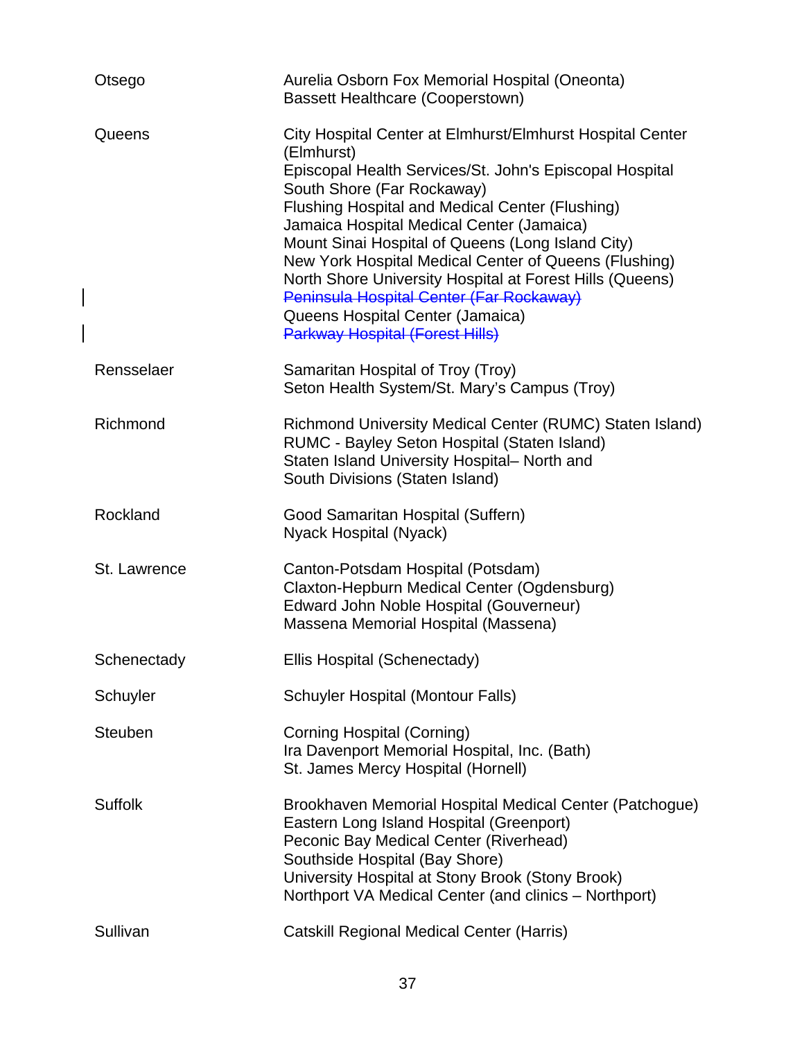| | |
|---|---|
| Otsego | Aurelia Osborn Fox Memorial Hospital (Oneonta)<br>Bassett Healthcare (Cooperstown) |
| Queens | City Hospital Center at Elmhurst/Elmhurst Hospital Center (Elmhurst)<br>Episcopal Health Services/St. John's Episcopal Hospital South Shore (Far Rockaway)<br>Flushing Hospital and Medical Center (Flushing)<br>Jamaica Hospital Medical Center (Jamaica)<br>Mount Sinai Hospital of Queens (Long Island City)<br>New York Hospital Medical Center of Queens (Flushing)<br>North Shore University Hospital at Forest Hills (Queens)<br>~~Peninsula Hospital Center (Far Rockaway)~~<br>Queens Hospital Center (Jamaica)<br>~~Parkway Hospital (Forest Hills)~~ |
| Rensselaer | Samaritan Hospital of Troy (Troy)<br>Seton Health System/St. Mary's Campus (Troy) |
| Richmond | Richmond University Medical Center (RUMC) Staten Island)<br>RUMC - Bayley Seton Hospital (Staten Island)<br>Staten Island University Hospital– North and South Divisions (Staten Island) |
| Rockland | Good Samaritan Hospital (Suffern)<br>Nyack Hospital (Nyack) |
| St. Lawrence | Canton-Potsdam Hospital (Potsdam)<br>Claxton-Hepburn Medical Center (Ogdensburg)<br>Edward John Noble Hospital (Gouverneur)<br>Massena Memorial Hospital (Massena) |
| Schenectady | Ellis Hospital (Schenectady) |
| Schuyler | Schuyler Hospital (Montour Falls) |
| Steuben | Corning Hospital (Corning)<br>Ira Davenport Memorial Hospital, Inc. (Bath)<br>St. James Mercy Hospital (Hornell) |
| Suffolk | Brookhaven Memorial Hospital Medical Center (Patchogue)<br>Eastern Long Island Hospital (Greenport)<br>Peconic Bay Medical Center (Riverhead)<br>Southside Hospital (Bay Shore)<br>University Hospital at Stony Brook (Stony Brook)<br>Northport VA Medical Center (and clinics – Northport) |
| Sullivan | Catskill Regional Medical Center (Harris) |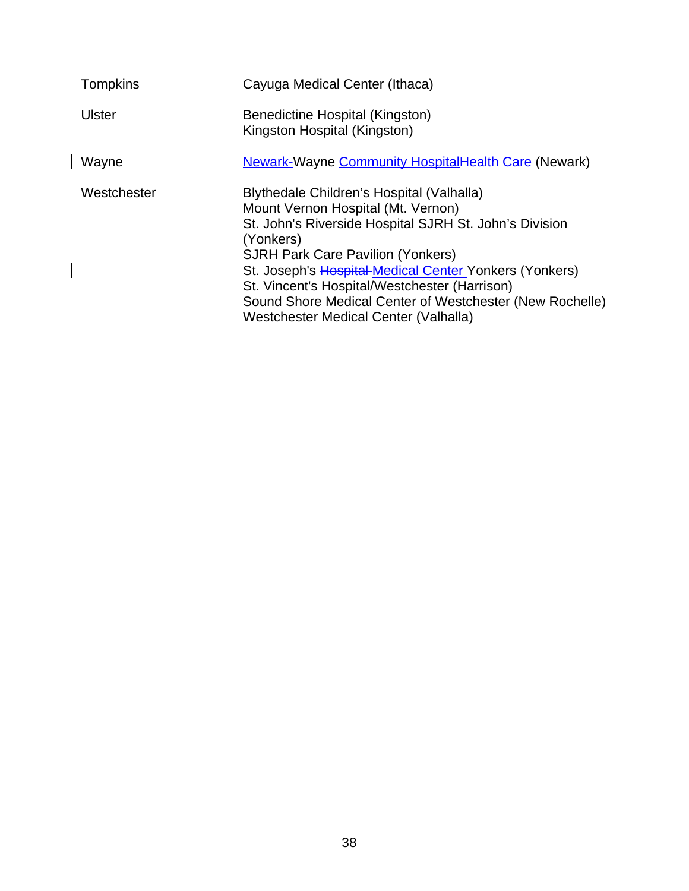| County | Hospital |
|---|---|
| Tompkins | Cayuga Medical Center (Ithaca) |
| Ulster | Benedictine Hospital (Kingston) |
| | Kingston Hospital (Kingston) |
| Wayne | Newark-Wayne Community Hospital~~Health Care~~ (Newark) |
| Westchester | Blythedale Children's Hospital (Valhalla) |
| | Mount Vernon Hospital (Mt. Vernon) |
| | St. John's Riverside Hospital SJRH St. John's Division (Yonkers) |
| | SJRH Park Care Pavilion (Yonkers) |
| | St. Joseph's ~~Hospital~~ Medical Center Yonkers (Yonkers) |
| | St. Vincent's Hospital/Westchester (Harrison) |
| | Sound Shore Medical Center of Westchester (New Rochelle) |
| | Westchester Medical Center (Valhalla) |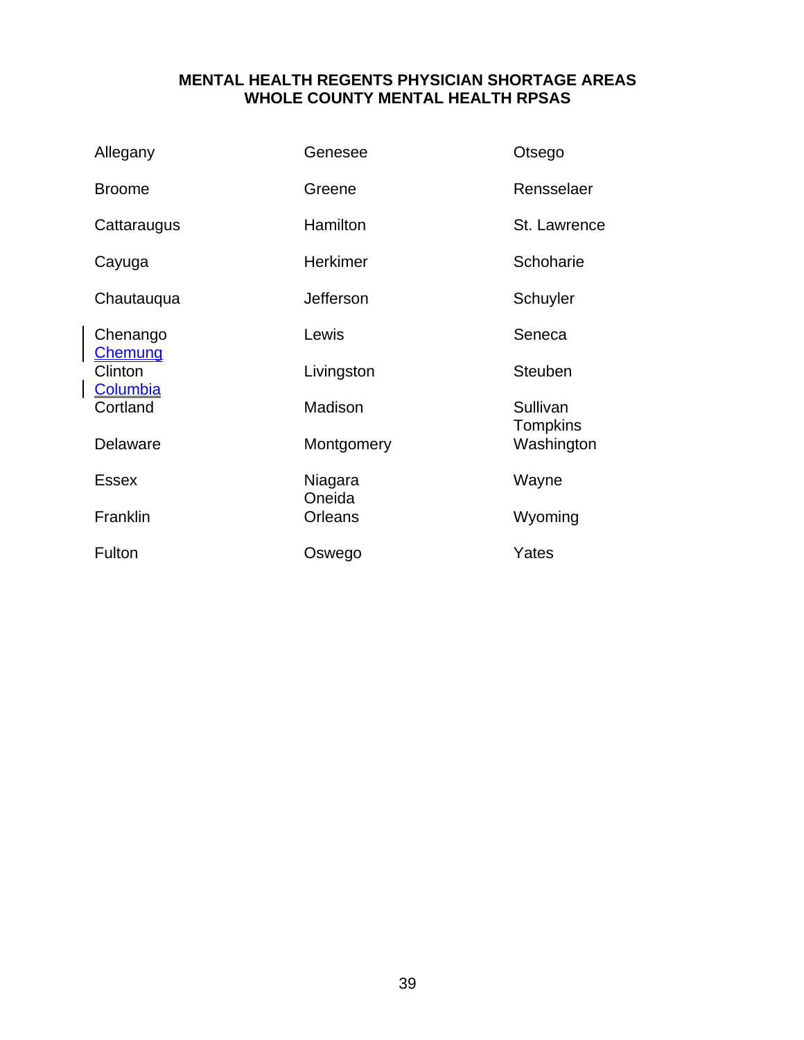## MENTAL HEALTH REGENTS PHYSICIAN SHORTAGE AREAS
## WHOLE COUNTY MENTAL HEALTH RPSAS

- Allegany
- Broome
- Cattaraugus
- Cayuga
- Chautauqua
- Chenango
- Chemung
- Clinton
- Columbia
- Cortland
- Delaware
- Essex
- Franklin
- Fulton
- Genesee
- Greene
- Hamilton
- Herkimer
- Jefferson
- Lewis
- Livingston
- Madison
- Montgomery
- Niagara
- Oneida
- Orleans
- Oswego
- Otsego
- Rensselaer
- St. Lawrence
- Schoharie
- Schuyler
- Seneca
- Steuben
- Sullivan
- Tompkins
- Washington
- Wayne
- Wyoming
- Yates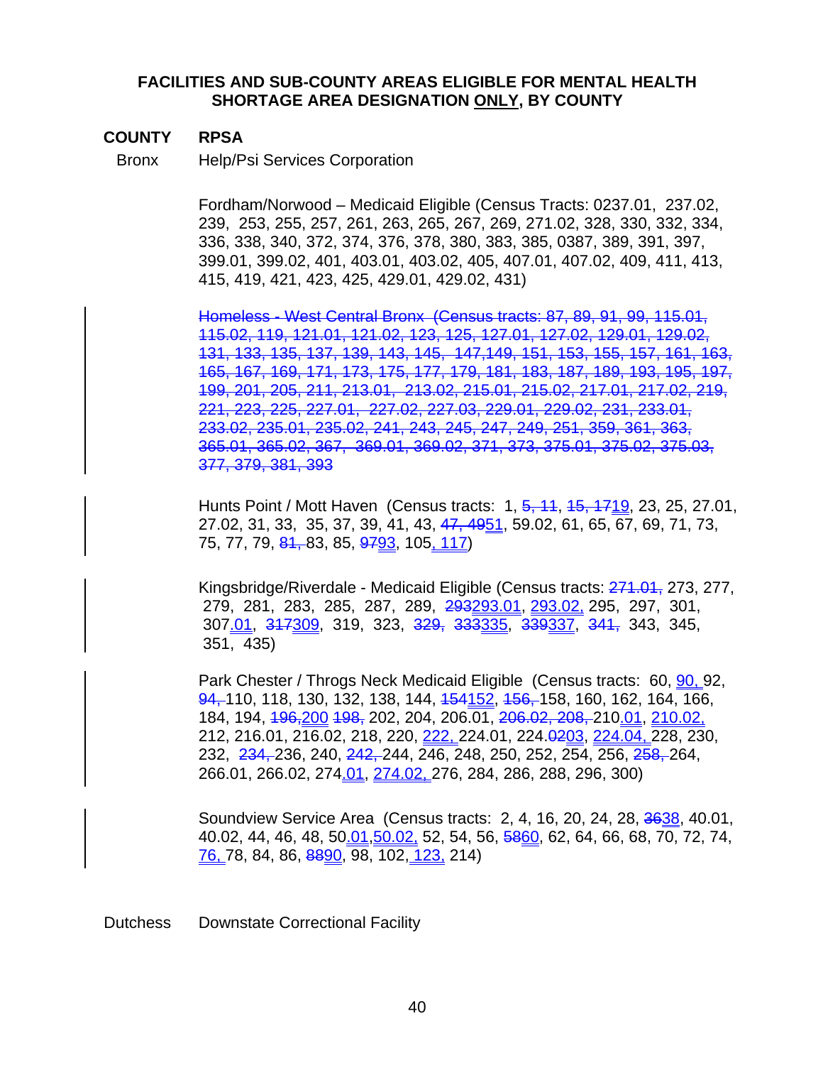**FACILITIES AND SUB-COUNTY AREAS ELIGIBLE FOR MENTAL HEALTH SHORTAGE AREA DESIGNATION ONLY, BY COUNTY**

**COUNTY** — **RPSA**

**Bronx**

Help/Psi Services Corporation

Fordham/Norwood – Medicaid Eligible (Census Tracts: 0237.01, 237.02, 239, 253, 255, 257, 261, 263, 265, 267, 269, 271.02, 328, 330, 332, 334, 336, 338, 340, 372, 374, 376, 378, 380, 383, 385, 0387, 389, 391, 397, 399.01, 399.02, 401, 403.01, 403.02, 405, 407.01, 407.02, 409, 411, 413, 415, 419, 421, 423, 425, 429.01, 429.02, 431)

~~Homeless - West Central Bronx (Census tracts: 87, 89, 91, 99, 115.01, 115.02, 119, 121.01, 121.02, 123, 125, 127.01, 127.02, 129.01, 129.02, 131, 133, 135, 137, 139, 143, 145, 147,149, 151, 153, 155, 157, 161, 163, 165, 167, 169, 171, 173, 175, 177, 179, 181, 183, 187, 189, 193, 195, 197, 199, 201, 205, 211, 213.01, 213.02, 215.01, 215.02, 217.01, 217.02, 219, 221, 223, 225, 227.01, 227.02, 227.03, 229.01, 229.02, 231, 233.01, 233.02, 235.01, 235.02, 241, 243, 245, 247, 249, 251, 359, 361, 363, 365.01, 365.02, 367, 369.01, 369.02, 371, 373, 375.01, 375.02, 375.03, 377, 379, 381, 393~~

Hunts Point / Mott Haven (Census tracts: 1, ~~5, 11~~, ~~15, 17~~19, 23, 25, 27.01, 27.02, 31, 33, 35, 37, 39, 41, 43, ~~47, 49~~51, 59.02, 61, 65, 67, 69, 71, 73, 75, 77, 79, ~~81,~~ 83, 85, ~~97~~93, 105, 117)

Kingsbridge/Riverdale - Medicaid Eligible (Census tracts: ~~271.01,~~ 273, 277, 279, 281, 283, 285, 287, 289, ~~293~~293.01, 293.02, 295, 297, 301, 307.01, ~~317~~309, 319, 323, ~~329,~~ ~~333~~335, ~~339~~337, ~~341,~~ 343, 345, 351, 435)

Park Chester / Throgs Neck Medicaid Eligible (Census tracts: 60, 90, 92, ~~94,~~ 110, 118, 130, 132, 138, 144, ~~154~~152, ~~156,~~ 158, 160, 162, 164, 166, 184, 194, ~~196,~~200 ~~198,~~ 202, 204, 206.01, ~~206.02, 208,~~ 210.01, 210.02, 212, 216.01, 216.02, 218, 220, 222, 224.01, 224.~~02~~03, 224.04, 228, 230, 232, ~~234,~~ 236, 240, ~~242,~~ 244, 246, 248, 250, 252, 254, 256, ~~258,~~ 264, 266.01, 266.02, 274.01, 274.02, 276, 284, 286, 288, 296, 300)

Soundview Service Area (Census tracts: 2, 4, 16, 20, 24, 28, ~~36~~38, 40.01, 40.02, 44, 46, 48, 50.01, 50.02, 52, 54, 56, ~~58~~60, 62, 64, 66, 68, 70, 72, 74, 76, 78, 84, 86, ~~88~~90, 98, 102, 123, 214)

**Dutchess**

Downstate Correctional Facility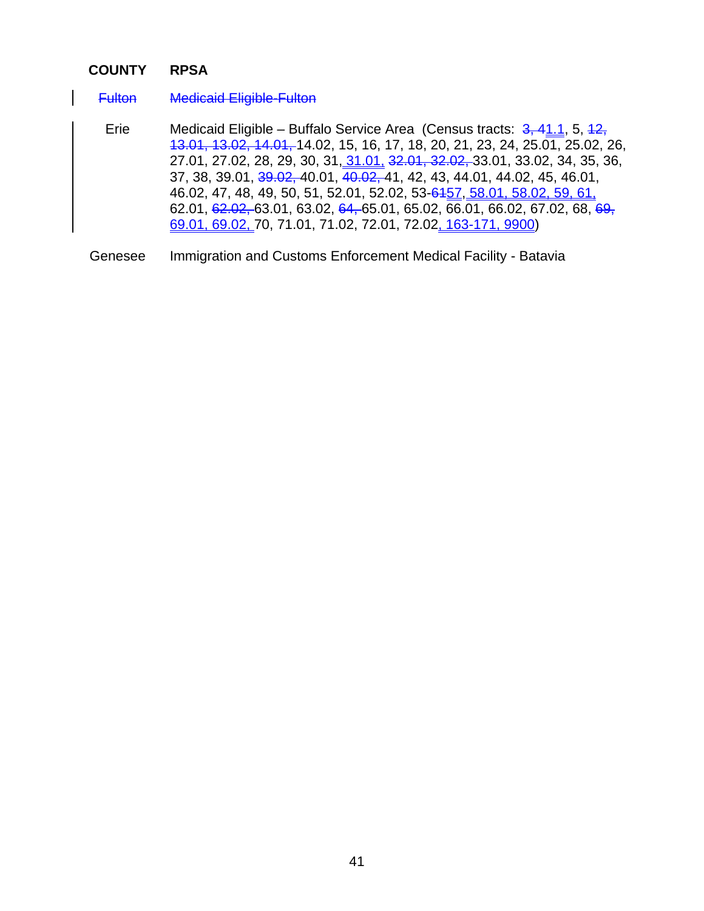| COUNTY | RPSA |
| --- | --- |
| ~~Fulton~~ | ~~Medicaid Eligible-Fulton~~ |
| Erie | Medicaid Eligible – Buffalo Service Area (Census tracts: ~~3, 4~~1.1, 5, ~~12, 13.01, 13.02, 14.01,~~ 14.02, 15, 16, 17, 18, 20, 21, 23, 24, 25.01, 25.02, 26, 27.01, 27.02, 28, 29, 30, 31, 31.01, ~~32.01, 32.02,~~ 33.01, 33.02, 34, 35, 36, 37, 38, 39.01, ~~39.02,~~ 40.01, ~~40.02,~~ 41, 42, 43, 44.01, 44.02, 45, 46.01, 46.02, 47, 48, 49, 50, 51, 52.01, 52.02, 53-~~61~~57, 58.01, 58.02, 59, 61, 62.01, ~~62.02,~~ 63.01, 63.02, ~~64,~~ 65.01, 65.02, 66.01, 66.02, 67.02, 68, ~~69,~~ 69.01, 69.02, 70, 71.01, 71.02, 72.01, 72.02, 163-171, 9900) |
| Genesee | Immigration and Customs Enforcement Medical Facility - Batavia |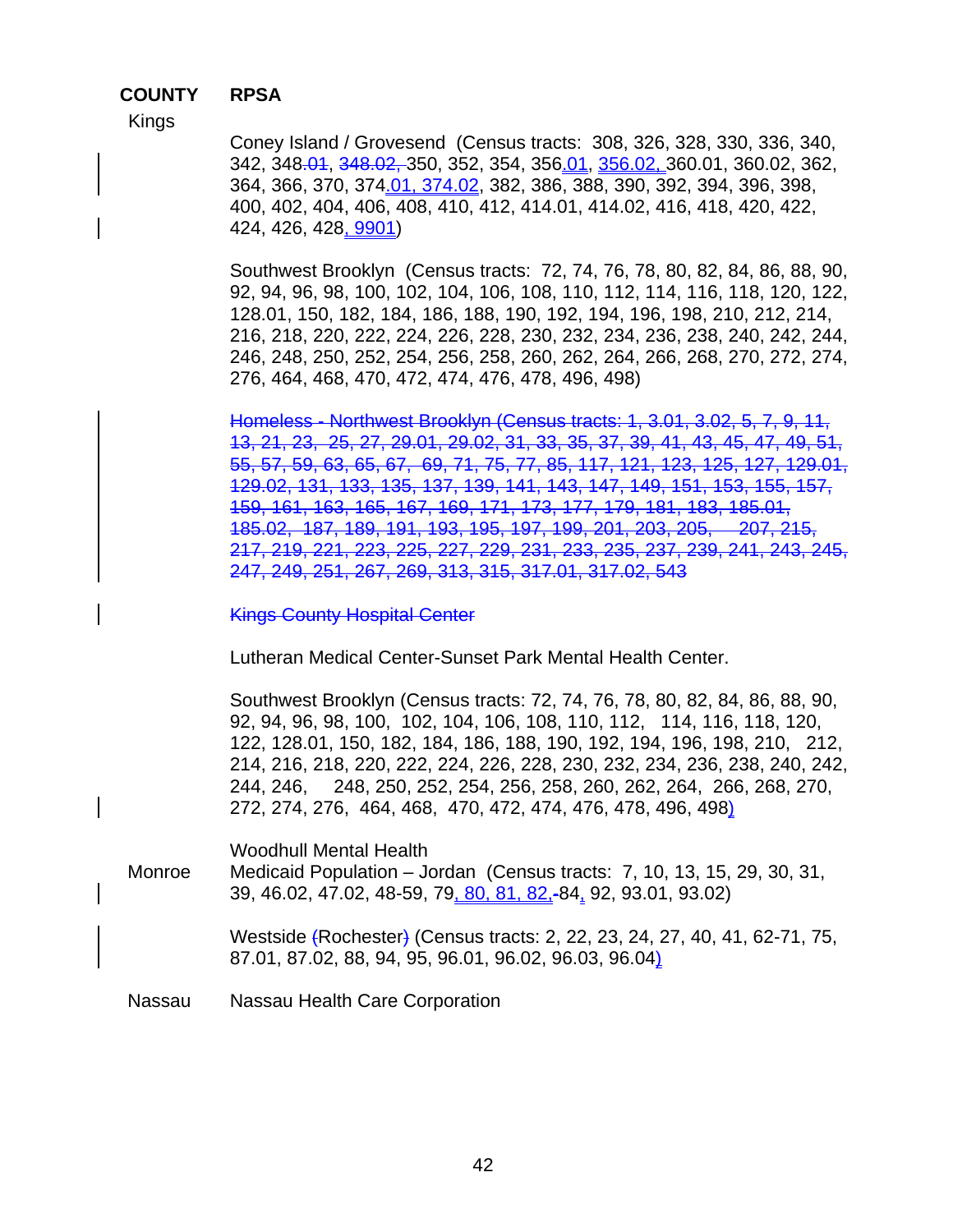| COUNTY | RPSA |
|---|---|
| Kings | |
| | Coney Island / Grovesend (Census tracts: 308, 326, 328, 330, 336, 340, 342, 348~~.01~~, ~~348.02,~~ 350, 352, 354, 356.01, 356.02, 360.01, 360.02, 362, 364, 366, 370, 374.01, 374.02, 382, 386, 388, 390, 392, 394, 396, 398, 400, 402, 404, 406, 408, 410, 412, 414.01, 414.02, 416, 418, 420, 422, 424, 426, 428, 9901) |
| | Southwest Brooklyn (Census tracts: 72, 74, 76, 78, 80, 82, 84, 86, 88, 90, 92, 94, 96, 98, 100, 102, 104, 106, 108, 110, 112, 114, 116, 118, 120, 122, 128.01, 150, 182, 184, 186, 188, 190, 192, 194, 196, 198, 210, 212, 214, 216, 218, 220, 222, 224, 226, 228, 230, 232, 234, 236, 238, 240, 242, 244, 246, 248, 250, 252, 254, 256, 258, 260, 262, 264, 266, 268, 270, 272, 274, 276, 464, 468, 470, 472, 474, 476, 478, 496, 498) |
| | ~~Homeless - Northwest Brooklyn (Census tracts: 1, 3.01, 3.02, 5, 7, 9, 11, 13, 21, 23, 25, 27, 29.01, 29.02, 31, 33, 35, 37, 39, 41, 43, 45, 47, 49, 51, 55, 57, 59, 63, 65, 67, 69, 71, 75, 77, 85, 117, 121, 123, 125, 127, 129.01, 129.02, 131, 133, 135, 137, 139, 141, 143, 147, 149, 151, 153, 155, 157, 159, 161, 163, 165, 167, 169, 171, 173, 177, 179, 181, 183, 185.01, 185.02, 187, 189, 191, 193, 195, 197, 199, 201, 203, 205, 207, 215, 217, 219, 221, 223, 225, 227, 229, 231, 233, 235, 237, 239, 241, 243, 245, 247, 249, 251, 267, 269, 313, 315, 317.01, 317.02, 543~~ |
| | ~~Kings County Hospital Center~~ |
| | Lutheran Medical Center-Sunset Park Mental Health Center. |
| | Southwest Brooklyn (Census tracts: 72, 74, 76, 78, 80, 82, 84, 86, 88, 90, 92, 94, 96, 98, 100, 102, 104, 106, 108, 110, 112, 114, 116, 118, 120, 122, 128.01, 150, 182, 184, 186, 188, 190, 192, 194, 196, 198, 210, 212, 214, 216, 218, 220, 222, 224, 226, 228, 230, 232, 234, 236, 238, 240, 242, 244, 246, 248, 250, 252, 254, 256, 258, 260, 262, 264, 266, 268, 270, 272, 274, 276, 464, 468, 470, 472, 474, 476, 478, 496, 498) |
| | Woodhull Mental Health |
| Monroe | Medicaid Population – Jordan (Census tracts: 7, 10, 13, 15, 29, 30, 31, 39, 46.02, 47.02, 48-59, 79, 80, 81, 82, ~~-~~84, 92, 93.01, 93.02) |
| | Westside ~~(~~Rochester~~)~~ (Census tracts: 2, 22, 23, 24, 27, 40, 41, 62-71, 75, 87.01, 87.02, 88, 94, 95, 96.01, 96.02, 96.03, 96.04) |
| Nassau | Nassau Health Care Corporation |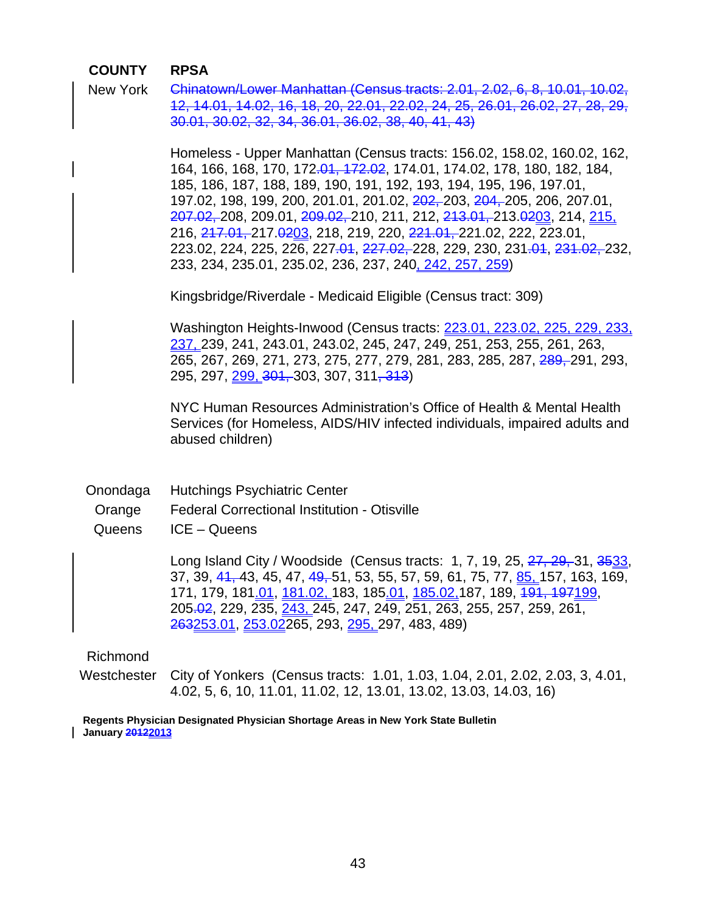| COUNTY | RPSA |
|---|---|
| New York | ~~Chinatown/Lower Manhattan (Census tracts: 2.01, 2.02, 6, 8, 10.01, 10.02, 12, 14.01, 14.02, 16, 18, 20, 22.01, 22.02, 24, 25, 26.01, 26.02, 27, 28, 29, 30.01, 30.02, 32, 34, 36.01, 36.02, 38, 40, 41, 43)~~ |
| | Homeless - Upper Manhattan (Census tracts: 156.02, 158.02, 160.02, 162, 164, 166, 168, 170, 172~~.01, 172.02~~, 174.01, 174.02, 178, 180, 182, 184, 185, 186, 187, 188, 189, 190, 191, 192, 193, 194, 195, 196, 197.01, 197.02, 198, 199, 200, 201.01, 201.02, ~~202,~~ 203, ~~204,~~ 205, 206, 207.01, ~~207.02,~~ 208, 209.01, ~~209.02,~~ 210, 211, 212, ~~213.01,~~ 213.~~02~~03, 214, 215, 216, ~~217.01,~~ 217.~~02~~03, 218, 219, 220, ~~221.01,~~ 221.02, 222, 223.01, 223.02, 224, 225, 226, 227~~.01~~, ~~227.02,~~ 228, 229, 230, 231~~.01~~, ~~231.02,~~ 232, 233, 234, 235.01, 235.02, 236, 237, 240, 242, 257, 259) |
| | Kingsbridge/Riverdale - Medicaid Eligible (Census tract: 309) |
| | Washington Heights-Inwood (Census tracts: 223.01, 223.02, 225, 229, 233, 237, 239, 241, 243.01, 243.02, 245, 247, 249, 251, 253, 255, 261, 263, 265, 267, 269, 271, 273, 275, 277, 279, 281, 283, 285, 287, ~~289,~~ 291, 293, 295, 297, 299, ~~301,~~ 303, 307, 311~~, 313~~) |
| | NYC Human Resources Administration's Office of Health & Mental Health Services (for Homeless, AIDS/HIV infected individuals, impaired adults and abused children) |
| Onondaga | Hutchings Psychiatric Center |
| Orange | Federal Correctional Institution - Otisville |
| Queens | ICE – Queens |
| | Long Island City / Woodside (Census tracts: 1, 7, 19, 25, ~~27, 29,~~ 31, ~~35~~33, 37, 39, ~~41,~~ 43, 45, 47, ~~49,~~ 51, 53, 55, 57, 59, 61, 75, 77, 85, 157, 163, 169, 171, 179, 181.01, 181.02, 183, 185.01, 185.02, 187, 189, ~~191, 197~~199, 205~~.02~~, 229, 235, 243, 245, 247, 249, 251, 263, 255, 257, 259, 261, ~~263~~253.01, 253.02 265, 293, 295, 297, 483, 489) |
| Richmond | |
| Westchester | City of Yonkers (Census tracts: 1.01, 1.03, 1.04, 2.01, 2.02, 2.03, 3, 4.01, 4.02, 5, 6, 10, 11.01, 11.02, 12, 13.01, 13.02, 13.03, 14.03, 16) |